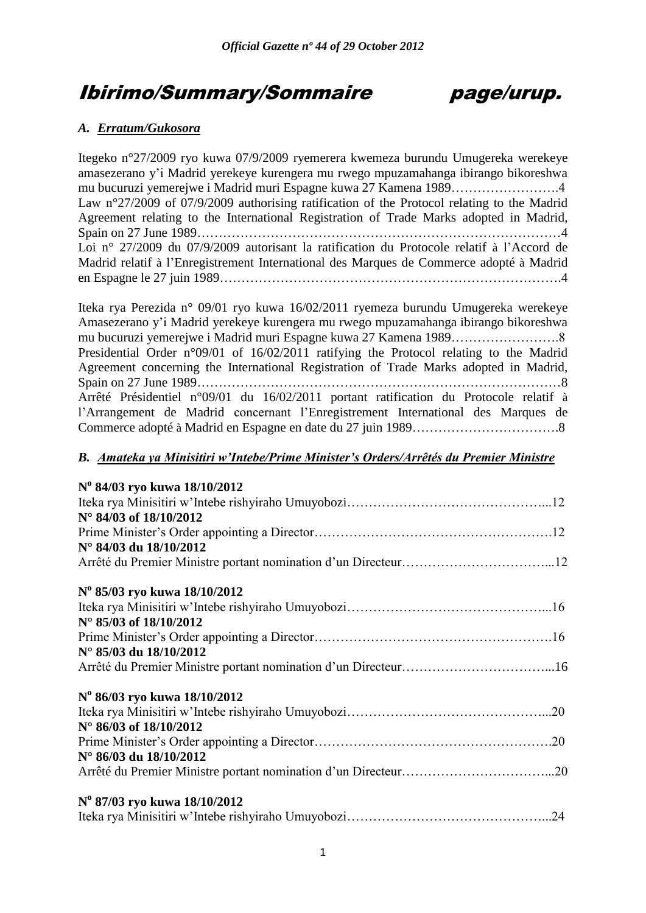# Ibirimo/Summary/Sommaire page/urup.

### *A. Erratum/Gukosora*

Itegeko n°27/2009 ryo kuwa 07/9/2009 ryemerera kwemeza burundu Umugereka werekeye amasezerano y'i Madrid yerekeye kurengera mu rwego mpuzamahanga ibirango bikoreshwa mu bucuruzi yemerejwe i Madrid muri Espagne kuwa 27 Kamena 1989…………………….4
Law n°27/2009 of 07/9/2009 authorising ratification of the Protocol relating to the Madrid Agreement relating to the International Registration of Trade Marks adopted in Madrid, Spain on 27 June 1989…………………………………………………………………………4
Loi n° 27/2009 du 07/9/2009 autorisant la ratification du Protocole relatif à l'Accord de Madrid relatif à l'Enregistrement International des Marques de Commerce adopté à Madrid en Espagne le 27 juin 1989…………………………………………………………………….4

Iteka rya Perezida n° 09/01 ryo kuwa 16/02/2011 ryemeza burundu Umugereka werekeye Amasezerano y'i Madrid yerekeye kurengera mu rwego mpuzamahanga ibirango bikoreshwa mu bucuruzi yemerejwe i Madrid muri Espagne kuwa 27 Kamena 1989…………………….8
Presidential Order n°09/01 of 16/02/2011 ratifying the Protocol relating to the Madrid Agreement concerning the International Registration of Trade Marks adopted in Madrid, Spain on 27 June 1989…………………………………………………………………………8
Arrêté Présidentiel n°09/01 du 16/02/2011 portant ratification du Protocole relatif à l'Arrangement de Madrid concernant l'Enregistrement International des Marques de Commerce adopté à Madrid en Espagne en date du 27 juin 1989…………………………….8

### *B. Amateka ya Minisitiri w'Intebe/Prime Minister's Orders/Arrêtés du Premier Ministre*

**N° 84/03 ryo kuwa 18/10/2012**
Iteka rya Minisitiri w'Intebe rishyiraho Umuyobozi………………………………………...12
**N° 84/03 of 18/10/2012**
Prime Minister's Order appointing a Director……………………………………………….12
**N° 84/03 du 18/10/2012**
Arrêté du Premier Ministre portant nomination d'un Directeur……………………………...12

**N° 85/03 ryo kuwa 18/10/2012**
Iteka rya Minisitiri w'Intebe rishyiraho Umuyobozi………………………………………...16
**N° 85/03 of 18/10/2012**
Prime Minister's Order appointing a Director……………………………………………….16
**N° 85/03 du 18/10/2012**
Arrêté du Premier Ministre portant nomination d'un Directeur……………………………...16

**N° 86/03 ryo kuwa 18/10/2012**
Iteka rya Minisitiri w'Intebe rishyiraho Umuyobozi………………………………………...20
**N° 86/03 of 18/10/2012**
Prime Minister's Order appointing a Director……………………………………………….20
**N° 86/03 du 18/10/2012**
Arrêté du Premier Ministre portant nomination d'un Directeur……………………………...20

**N° 87/03 ryo kuwa 18/10/2012**
Iteka rya Minisitiri w'Intebe rishyiraho Umuyobozi………………………………………...24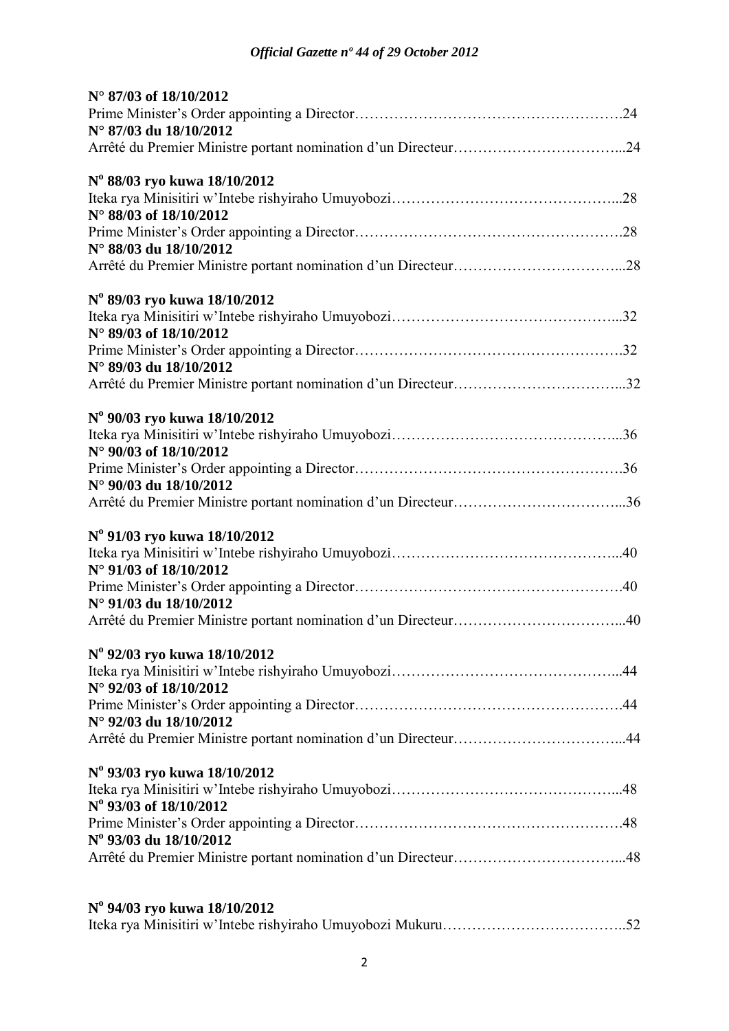**N° 87/03 of 18/10/2012**
Prime Minister's Order appointing a Director……………………………………………….24
**N° 87/03 du 18/10/2012**
Arrêté du Premier Ministre portant nomination d'un Directeur……………………………...24

**N° 88/03 ryo kuwa 18/10/2012**
Iteka rya Minisitiri w'Intebe rishyiraho Umuyobozi………………………………………...28
**N° 88/03 of 18/10/2012**
Prime Minister's Order appointing a Director……………………………………………….28
**N° 88/03 du 18/10/2012**
Arrêté du Premier Ministre portant nomination d'un Directeur……………………………...28

**N° 89/03 ryo kuwa 18/10/2012**
Iteka rya Minisitiri w'Intebe rishyiraho Umuyobozi………………………………………...32
**N° 89/03 of 18/10/2012**
Prime Minister's Order appointing a Director……………………………………………….32
**N° 89/03 du 18/10/2012**
Arrêté du Premier Ministre portant nomination d'un Directeur……………………………...32

**N° 90/03 ryo kuwa 18/10/2012**
Iteka rya Minisitiri w'Intebe rishyiraho Umuyobozi………………………………………...36
**N° 90/03 of 18/10/2012**
Prime Minister's Order appointing a Director……………………………………………….36
**N° 90/03 du 18/10/2012**
Arrêté du Premier Ministre portant nomination d'un Directeur……………………………...36

**N° 91/03 ryo kuwa 18/10/2012**
Iteka rya Minisitiri w'Intebe rishyiraho Umuyobozi………………………………………...40
**N° 91/03 of 18/10/2012**
Prime Minister's Order appointing a Director……………………………………………….40
**N° 91/03 du 18/10/2012**
Arrêté du Premier Ministre portant nomination d'un Directeur……………………………...40

**N° 92/03 ryo kuwa 18/10/2012**
Iteka rya Minisitiri w'Intebe rishyiraho Umuyobozi………………………………………...44
**N° 92/03 of 18/10/2012**
Prime Minister's Order appointing a Director……………………………………………….44
**N° 92/03 du 18/10/2012**
Arrêté du Premier Ministre portant nomination d'un Directeur……………………………...44

**N° 93/03 ryo kuwa 18/10/2012**
Iteka rya Minisitiri w'Intebe rishyiraho Umuyobozi………………………………………...48
**N° 93/03 of 18/10/2012**
Prime Minister's Order appointing a Director……………………………………………….48
**N° 93/03 du 18/10/2012**
Arrêté du Premier Ministre portant nomination d'un Directeur……………………………...48

**N° 94/03 ryo kuwa 18/10/2012**
Iteka rya Minisitiri w'Intebe rishyiraho Umuyobozi Mukuru……………………………...52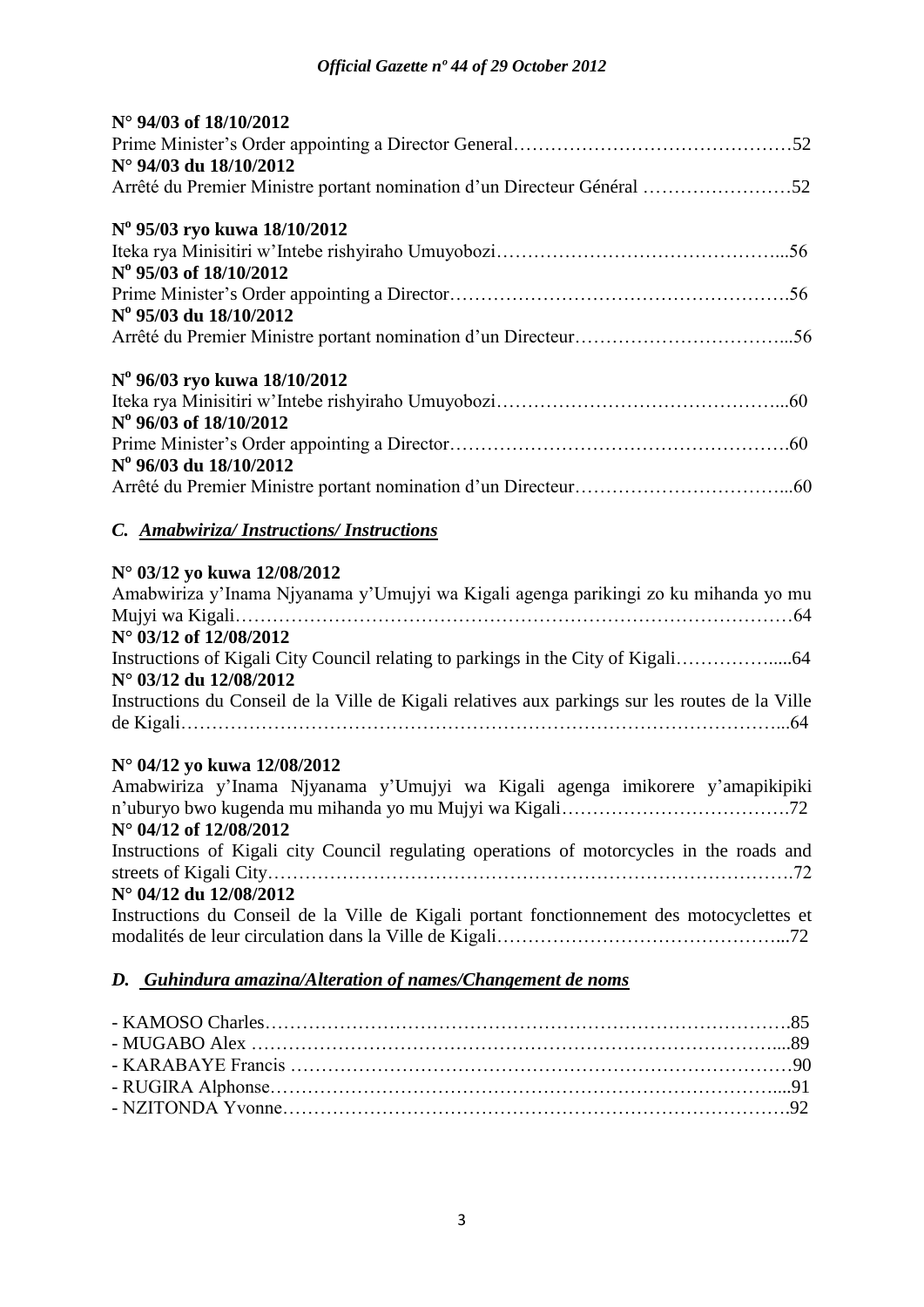**N° 94/03 of 18/10/2012**
Prime Minister's Order appointing a Director General……………………………………52
**N° 94/03 du 18/10/2012**
Arrêté du Premier Ministre portant nomination d'un Directeur Général ……………………52

**N° 95/03 ryo kuwa 18/10/2012**
Iteka rya Minisitiri w'Intebe rishyiraho Umuyobozi……………………………………...56
**N° 95/03 of 18/10/2012**
Prime Minister's Order appointing a Director…………………………………………….56
**N° 95/03 du 18/10/2012**
Arrêté du Premier Ministre portant nomination d'un Directeur…………………………...56

**N° 96/03 ryo kuwa 18/10/2012**
Iteka rya Minisitiri w'Intebe rishyiraho Umuyobozi……………………………………...60
**N° 96/03 of 18/10/2012**
Prime Minister's Order appointing a Director…………………………………………….60
**N° 96/03 du 18/10/2012**
Arrêté du Premier Ministre portant nomination d'un Directeur…………………………...60

## *C. Amabwiriza/ Instructions/ Instructions*

**N° 03/12 yo kuwa 12/08/2012**
Amabwiriza y'Inama Njyanama y'Umujyi wa Kigali agenga parikingi zo ku mihanda yo mu Mujyi wa Kigali……………………………………………………………………………64
**N° 03/12 of 12/08/2012**
Instructions of Kigali City Council relating to parkings in the City of Kigali…………….....64
**N° 03/12 du 12/08/2012**
Instructions du Conseil de la Ville de Kigali relatives aux parkings sur les routes de la Ville de Kigali…………………………………………………………………………………...64

**N° 04/12 yo kuwa 12/08/2012**
Amabwiriza y'Inama Njyanama y'Umujyi wa Kigali agenga imikorere y'amapikipiki n'uburyo bwo kugenda mu mihanda yo mu Mujyi wa Kigali……………………………….72
**N° 04/12 of 12/08/2012**
Instructions of Kigali city Council regulating operations of motorcycles in the roads and streets of Kigali City……………………………………………………………………….72
**N° 04/12 du 12/08/2012**
Instructions du Conseil de la Ville de Kigali portant fonctionnement des motocyclettes et modalités de leur circulation dans la Ville de Kigali………………………………………...72

## *D. Guhindura amazina/Alteration of names/Changement de noms*

- KAMOSO Charles……………………………………………………………………….85
- MUGABO Alex ……………………………………………………………………….....89
- KARABAYE Francis ……………………………………………………………………90
- RUGIRA Alphonse…………………………………………………………………….....91
- NZITONDA Yvonne…………………………………………………………………….92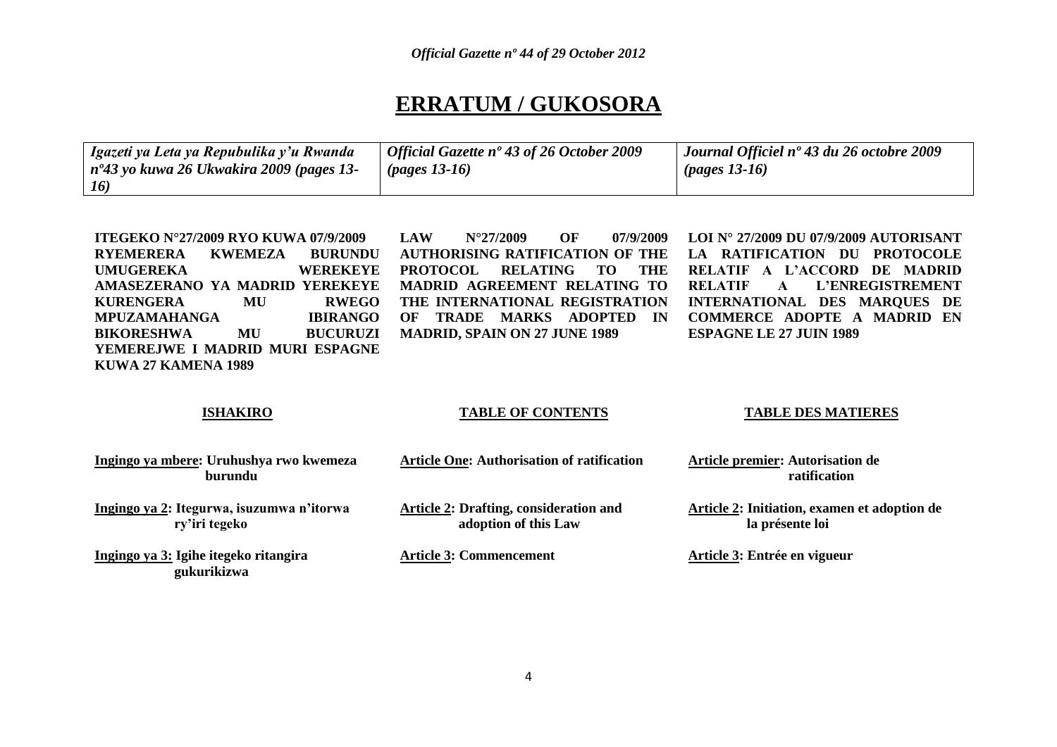# ERRATUM / GUKOSORA

| *Igazeti ya Leta ya Repubulika y'u Rwanda nº43 yo kuwa 26 Ukwakira 2009 (pages 13-16)* | *Official Gazette nº 43 of 26 October 2009 (pages 13-16)* | *Journal Officiel nº 43 du 26 octobre 2009 (pages 13-16)* |
|---|---|---|

**ITEGEKO N°27/2009 RYO KUWA 07/9/2009 RYEMERERA KWEMEZA BURUNDU UMUGEREKA WEREKEYE AMASEZERANO YA MADRID YEREKEYE KURENGERA MU RWEGO MPUZAMAHANGA IBIRANGO BIKORESHWA MU BUCURUZI YEMEREJWE I MADRID MURI ESPAGNE KUWA 27 KAMENA 1989**

**ISHAKIRO**

**Ingingo ya mbere: Uruhushya rwo kwemeza burundu**

**Ingingo ya 2: Itegurwa, isuzumwa n'itorwa ry'iri tegeko**

**Ingingo ya 3: Igihe itegeko ritangira gukurikizwa**

**LAW N°27/2009 OF 07/9/2009 AUTHORISING RATIFICATION OF THE PROTOCOL RELATING TO THE MADRID AGREEMENT RELATING TO THE INTERNATIONAL REGISTRATION OF TRADE MARKS ADOPTED IN MADRID, SPAIN ON 27 JUNE 1989**

**TABLE OF CONTENTS**

**Article One: Authorisation of ratification**

**Article 2: Drafting, consideration and adoption of this Law**

**Article 3: Commencement**

**LOI N° 27/2009 DU 07/9/2009 AUTORISANT LA RATIFICATION DU PROTOCOLE RELATIF A L'ACCORD DE MADRID RELATIF A L'ENREGISTREMENT INTERNATIONAL DES MARQUES DE COMMERCE ADOPTE A MADRID EN ESPAGNE LE 27 JUIN 1989**

**TABLE DES MATIERES**

**Article premier: Autorisation de ratification**

**Article 2: Initiation, examen et adoption de la présente loi**

**Article 3: Entrée en vigueur**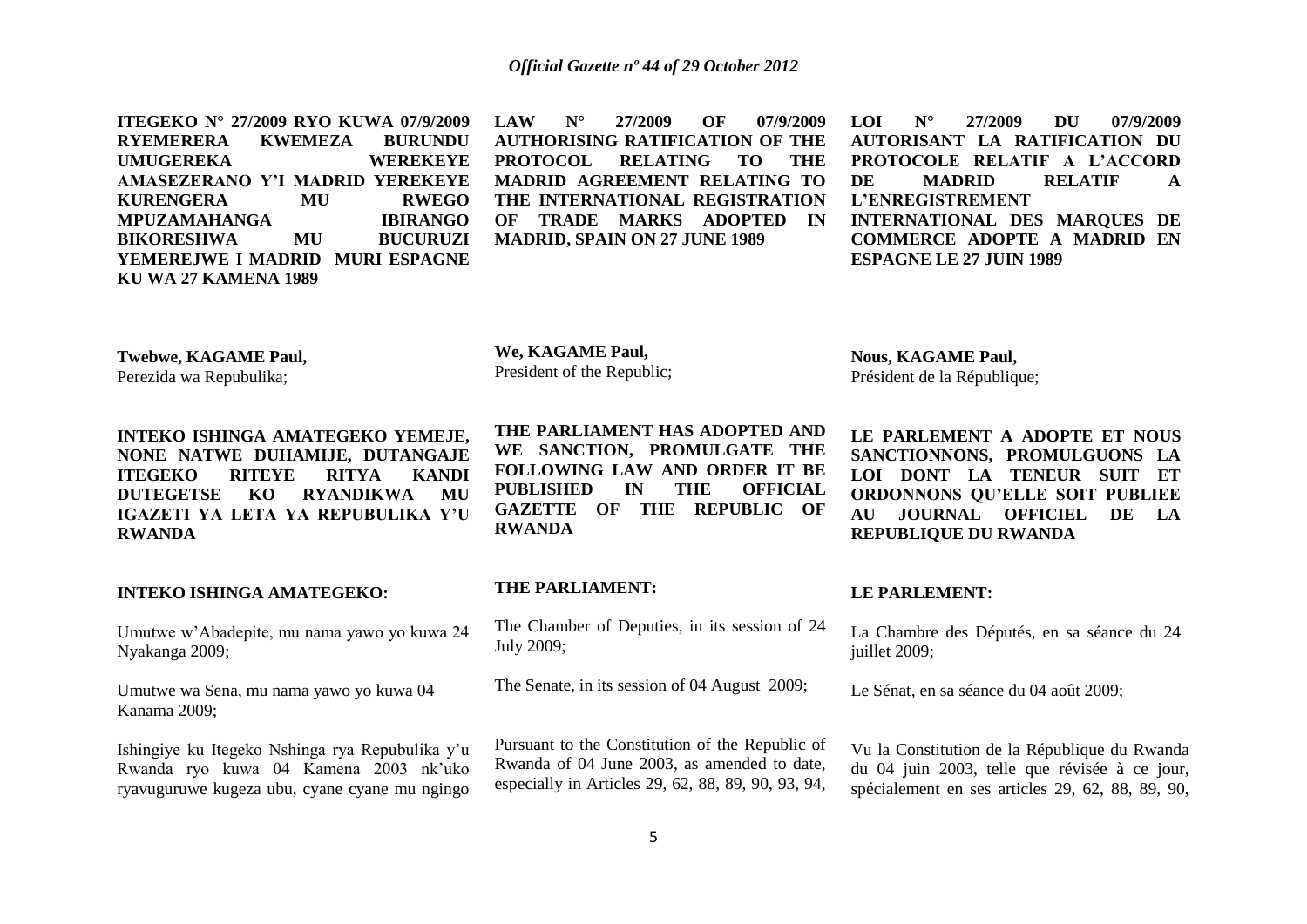**ITEGEKO N° 27/2009 RYO KUWA 07/9/2009 RYEMERERA KWEMEZA BURUNDU UMUGEREKA WEREKEYE AMASEZERANO Y'I MADRID YEREKEYE KURENGERA MU RWEGO MPUZAMAHANGA IBIRANGO BIKORESHWA MU BUCURUZI YEMEREJWE I MADRID MURI ESPAGNE KU WA 27 KAMENA 1989**

**Twebwe, KAGAME Paul,**
Perezida wa Repubulika;

**INTEKO ISHINGA AMATEGEKO YEMEJE, NONE NATWE DUHAMIJE, DUTANGAJE ITEGEKO RITEYE RITYA KANDI DUTEGETSE KO RYANDIKWA MU IGAZETI YA LETA YA REPUBULIKA Y'U RWANDA**

**INTEKO ISHINGA AMATEGEKO:**

Umutwe w'Abadepite, mu nama yawo yo kuwa 24 Nyakanga 2009;

Umutwe wa Sena, mu nama yawo yo kuwa 04 Kanama 2009;

Ishingiye ku Itegeko Nshinga rya Repubulika y'u Rwanda ryo kuwa 04 Kamena 2003 nk'uko ryavuguruwe kugeza ubu, cyane cyane mu ngingo

**LAW N° 27/2009 OF 07/9/2009 AUTHORISING RATIFICATION OF THE PROTOCOL RELATING TO THE MADRID AGREEMENT RELATING TO THE INTERNATIONAL REGISTRATION OF TRADE MARKS ADOPTED IN MADRID, SPAIN ON 27 JUNE 1989**

**We, KAGAME Paul,**
President of the Republic;

**THE PARLIAMENT HAS ADOPTED AND WE SANCTION, PROMULGATE THE FOLLOWING LAW AND ORDER IT BE PUBLISHED IN THE OFFICIAL GAZETTE OF THE REPUBLIC OF RWANDA**

**THE PARLIAMENT:**

The Chamber of Deputies, in its session of 24 July 2009;

The Senate, in its session of 04 August 2009;

Pursuant to the Constitution of the Republic of Rwanda of 04 June 2003, as amended to date, especially in Articles 29, 62, 88, 89, 90, 93, 94,

**LOI N° 27/2009 DU 07/9/2009 AUTORISANT LA RATIFICATION DU PROTOCOLE RELATIF A L'ACCORD DE MADRID RELATIF A L'ENREGISTREMENT INTERNATIONAL DES MARQUES DE COMMERCE ADOPTE A MADRID EN ESPAGNE LE 27 JUIN 1989**

**Nous, KAGAME Paul,**
Président de la République;

**LE PARLEMENT A ADOPTE ET NOUS SANCTIONNONS, PROMULGUONS LA LOI DONT LA TENEUR SUIT ET ORDONNONS QU'ELLE SOIT PUBLIEE AU JOURNAL OFFICIEL DE LA REPUBLIQUE DU RWANDA**

**LE PARLEMENT:**

La Chambre des Députés, en sa séance du 24 juillet 2009;

Le Sénat, en sa séance du 04 août 2009;

Vu la Constitution de la République du Rwanda du 04 juin 2003, telle que révisée à ce jour, spécialement en ses articles 29, 62, 88, 89, 90,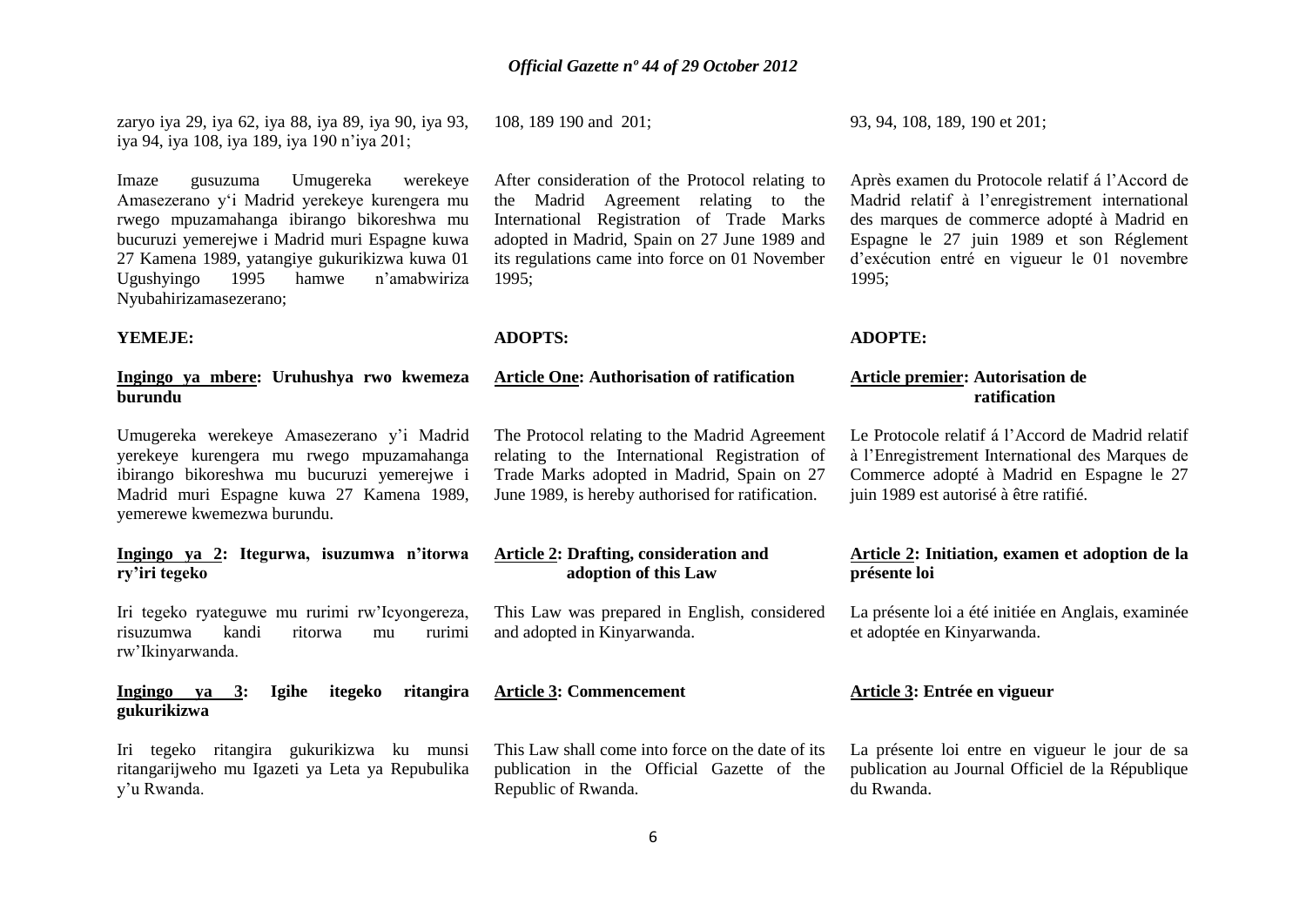zaryo iya 29, iya 62, iya 88, iya 89, iya 90, iya 93, iya 94, iya 108, iya 189, iya 190 n'iya 201;

Imaze gusuzuma Umugereka werekeye Amasezerano y'i Madrid yerekeye kurengera mu rwego mpuzamahanga ibirango bikoreshwa mu bucuruzi yemerejwe i Madrid muri Espagne kuwa 27 Kamena 1989, yatangiye gukurikizwa kuwa 01 Ugushyingo 1995 hamwe n'amabwiriza Nyubahirizamasezerano;

**YEMEJE:**

**Ingingo ya mbere: Uruhushya rwo kwemeza burundu**

Umugereka werekeye Amasezerano y'i Madrid yerekeye kurengera mu rwego mpuzamahanga ibirango bikoreshwa mu bucuruzi yemerejwe i Madrid muri Espagne kuwa 27 Kamena 1989, yemerewe kwemezwa burundu.

**Ingingo ya 2: Itegurwa, isuzumwa n'itorwa ry'iri tegeko**

Iri tegeko ryateguwe mu rurimi rw'Icyongereza, risuzumwa kandi ritorwa mu rurimi rw'Ikinyarwanda.

**Ingingo ya 3: Igihe itegeko ritangira gukurikizwa**

Iri tegeko ritangira gukurikizwa ku munsi ritangarijweho mu Igazeti ya Leta ya Repubulika y'u Rwanda.

108, 189 190 and 201;

After consideration of the Protocol relating to the Madrid Agreement relating to the International Registration of Trade Marks adopted in Madrid, Spain on 27 June 1989 and its regulations came into force on 01 November 1995;

**ADOPTS:**

**Article One: Authorisation of ratification**

The Protocol relating to the Madrid Agreement relating to the International Registration of Trade Marks adopted in Madrid, Spain on 27 June 1989, is hereby authorised for ratification.

**Article 2: Drafting, consideration and adoption of this Law**

This Law was prepared in English, considered and adopted in Kinyarwanda.

**Article 3: Commencement**

This Law shall come into force on the date of its publication in the Official Gazette of the Republic of Rwanda.

93, 94, 108, 189, 190 et 201;

Après examen du Protocole relatif á l'Accord de Madrid relatif à l'enregistrement international des marques de commerce adopté à Madrid en Espagne le 27 juin 1989 et son Réglement d'exécution entré en vigueur le 01 novembre 1995;

**ADOPTE:**

**Article premier: Autorisation de ratification**

Le Protocole relatif á l'Accord de Madrid relatif à l'Enregistrement International des Marques de Commerce adopté à Madrid en Espagne le 27 juin 1989 est autorisé à être ratifié.

**Article 2: Initiation, examen et adoption de la présente loi**

La présente loi a été initiée en Anglais, examinée et adoptée en Kinyarwanda.

**Article 3: Entrée en vigueur**

La présente loi entre en vigueur le jour de sa publication au Journal Officiel de la République du Rwanda.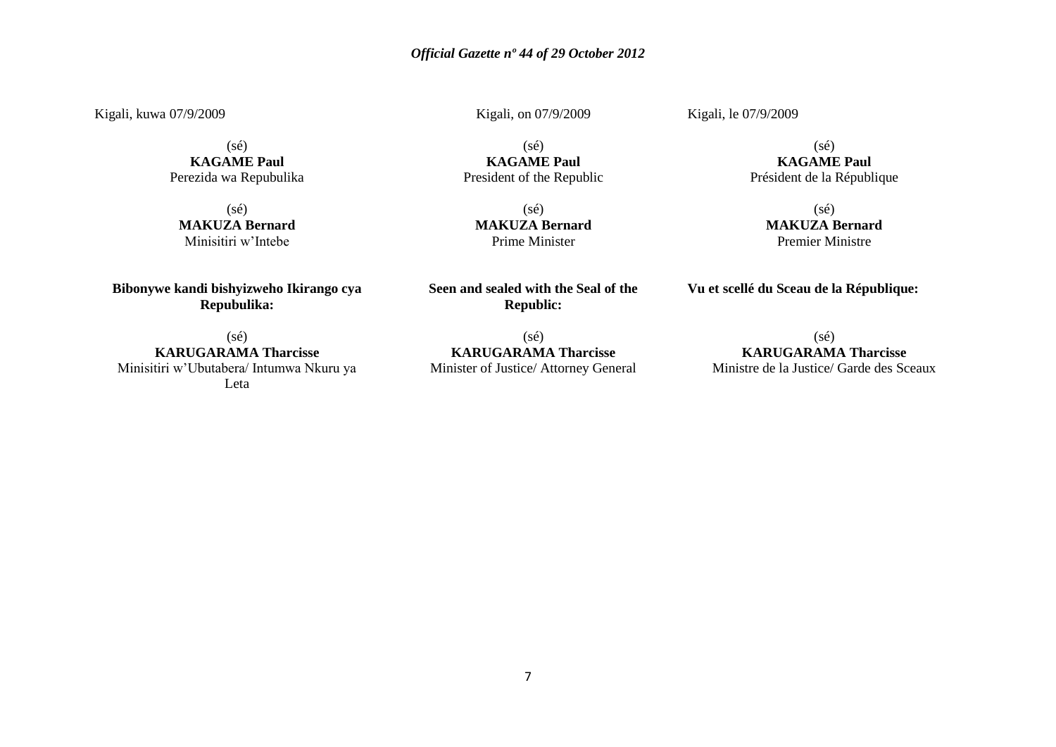Kigali, kuwa 07/9/2009

(sé)
**KAGAME Paul**
Perezida wa Repubulika

(sé)
**MAKUZA Bernard**
Minisitiri w'Intebe

**Bibonywe kandi bishyizweho Ikirango cya Repubulika:**

(sé)
**KARUGARAMA Tharcisse**
Minisitiri w'Ubutabera/ Intumwa Nkuru ya Leta

Kigali, on 07/9/2009

(sé)
**KAGAME Paul**
President of the Republic

(sé)
**MAKUZA Bernard**
Prime Minister

**Seen and sealed with the Seal of the Republic:**

(sé)
**KARUGARAMA Tharcisse**
Minister of Justice/ Attorney General

Kigali, le 07/9/2009

(sé)
**KAGAME Paul**
Président de la République

(sé)
**MAKUZA Bernard**
Premier Ministre

**Vu et scellé du Sceau de la République:**

(sé)
**KARUGARAMA Tharcisse**
Ministre de la Justice/ Garde des Sceaux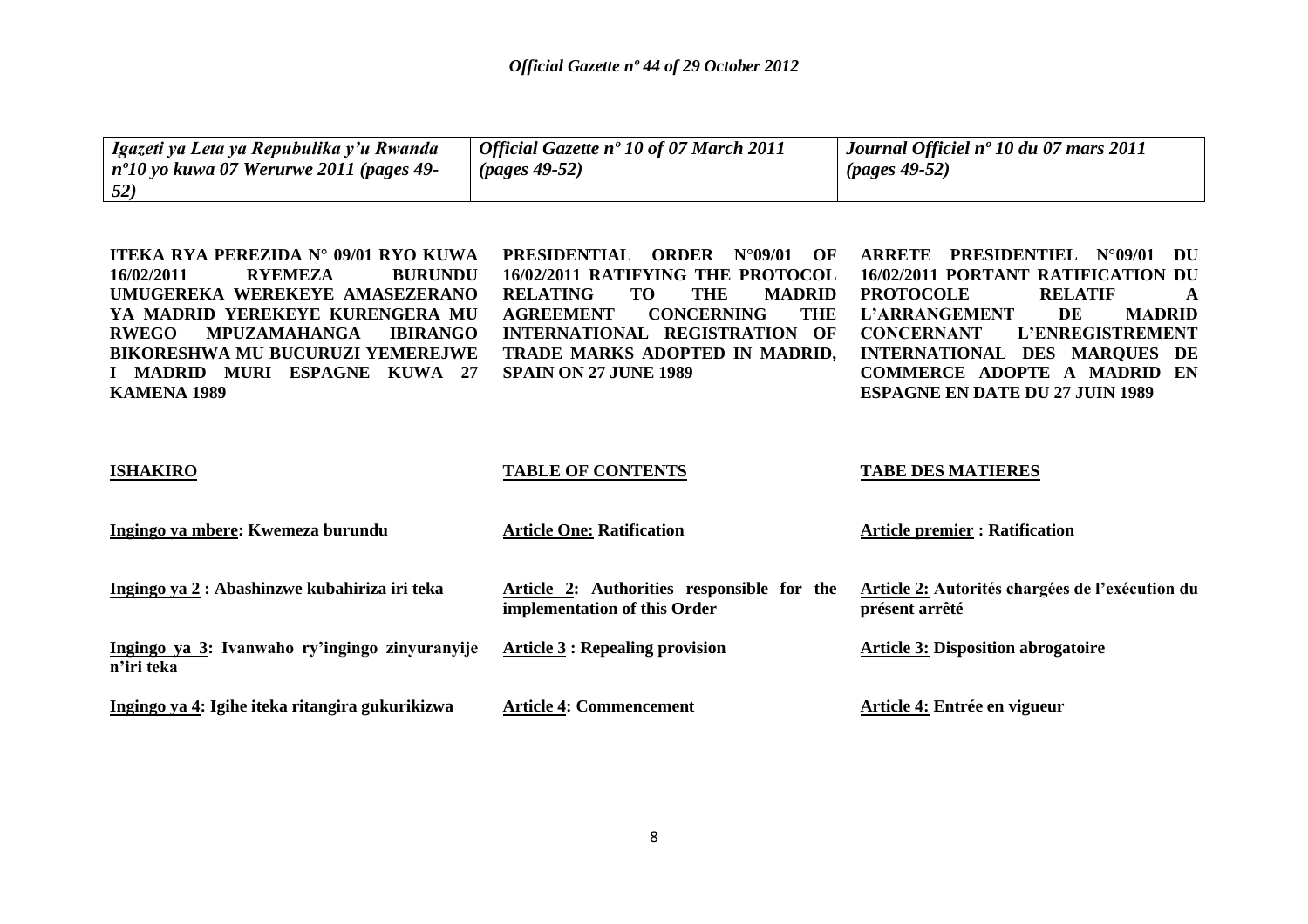| *Igazeti ya Leta ya Repubulika y'u Rwanda nº10 yo kuwa 07 Werurwe 2011 (pages 49-52)* | *Official Gazette nº 10 of 07 March 2011 (pages 49-52)* | *Journal Officiel nº 10 du 07 mars 2011 (pages 49-52)* |
|---|---|---|

**ITEKA RYA PEREZIDA N° 09/01 RYO KUWA 16/02/2011 RYEMEZA BURUNDU UMUGEREKA WEREKEYE AMASEZERANO YA MADRID YEREKEYE KURENGERA MU RWEGO MPUZAMAHANGA IBIRANGO BIKORESHWA MU BUCURUZI YEMEREJWE I MADRID MURI ESPAGNE KUWA 27 KAMENA 1989**

**PRESIDENTIAL ORDER N°09/01 OF 16/02/2011 RATIFYING THE PROTOCOL RELATING TO THE MADRID AGREEMENT CONCERNING THE INTERNATIONAL REGISTRATION OF TRADE MARKS ADOPTED IN MADRID, SPAIN ON 27 JUNE 1989**

**ARRETE PRESIDENTIEL N°09/01 DU 16/02/2011 PORTANT RATIFICATION DU PROTOCOLE RELATIF A L'ARRANGEMENT DE MADRID CONCERNANT L'ENREGISTREMENT INTERNATIONAL DES MARQUES DE COMMERCE ADOPTE A MADRID EN ESPAGNE EN DATE DU 27 JUIN 1989**

| **ISHAKIRO** | **TABLE OF CONTENTS** | **TABE DES MATIERES** |
|---|---|---|
| **Ingingo ya mbere: Kwemeza burundu** | **Article One: Ratification** | **Article premier : Ratification** |
| **Ingingo ya 2 : Abashinzwe kubahiriza iri teka** | **Article 2: Authorities responsible for the implementation of this Order** | **Article 2: Autorités chargées de l'exécution du présent arrêté** |
| **Ingingo ya 3: Ivanwaho ry'ingingo zinyuranyije n'iri teka** | **Article 3 : Repealing provision** | **Article 3: Disposition abrogatoire** |
| **Ingingo ya 4: Igihe iteka ritangira gukurikizwa** | **Article 4: Commencement** | **Article 4: Entrée en vigueur** |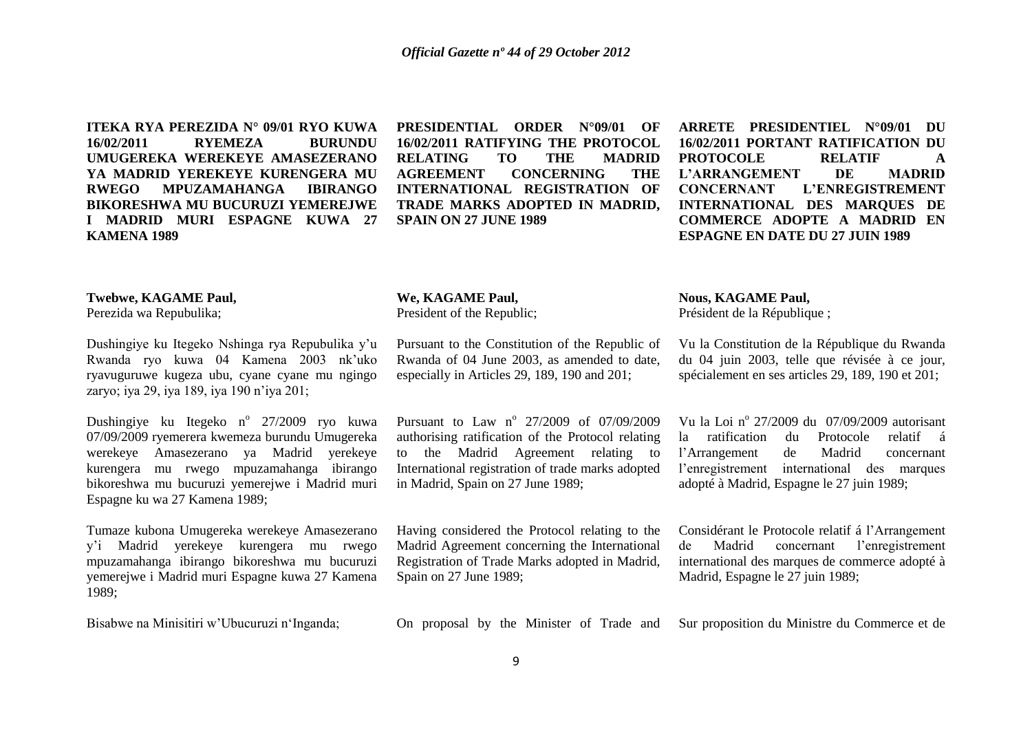**ITEKA RYA PEREZIDA N° 09/01 RYO KUWA 16/02/2011 RYEMEZA BURUNDU UMUGEREKA WEREKEYE AMASEZERANO YA MADRID YEREKEYE KURENGERA MU RWEGO MPUZAMAHANGA IBIRANGO BIKORESHWA MU BUCURUZI YEMEREJWE I MADRID MURI ESPAGNE KUWA 27 KAMENA 1989**

**Twebwe, KAGAME Paul,**
Perezida wa Repubulika;

Dushingiye ku Itegeko Nshinga rya Repubulika y'u Rwanda ryo kuwa 04 Kamena 2003 nk'uko ryavuguruwe kugeza ubu, cyane cyane mu ngingo zaryo; iya 29, iya 189, iya 190 n'iya 201;

Dushingiye ku Itegeko n° 27/2009 ryo kuwa 07/09/2009 ryemerera kwemeza burundu Umugereka werekeye Amasezerano ya Madrid yerekeye kurengera mu rwego mpuzamahanga ibirango bikoreshwa mu bucuruzi yemerejwe i Madrid muri Espagne ku wa 27 Kamena 1989;

Tumaze kubona Umugereka werekeye Amasezerano y'i Madrid yerekeye kurengera mu rwego mpuzamahanga ibirango bikoreshwa mu bucuruzi yemerejwe i Madrid muri Espagne kuwa 27 Kamena 1989;

Bisabwe na Minisitiri w'Ubucuruzi n'Inganda;

**PRESIDENTIAL ORDER N°09/01 OF 16/02/2011 RATIFYING THE PROTOCOL RELATING TO THE MADRID AGREEMENT CONCERNING THE INTERNATIONAL REGISTRATION OF TRADE MARKS ADOPTED IN MADRID, SPAIN ON 27 JUNE 1989**

**We, KAGAME Paul,**
President of the Republic;

Pursuant to the Constitution of the Republic of Rwanda of 04 June 2003, as amended to date, especially in Articles 29, 189, 190 and 201;

Pursuant to Law n° 27/2009 of 07/09/2009 authorising ratification of the Protocol relating to the Madrid Agreement relating to International registration of trade marks adopted in Madrid, Spain on 27 June 1989;

Having considered the Protocol relating to the Madrid Agreement concerning the International Registration of Trade Marks adopted in Madrid, Spain on 27 June 1989;

On proposal by the Minister of Trade and

**ARRETE PRESIDENTIEL N°09/01 DU 16/02/2011 PORTANT RATIFICATION DU PROTOCOLE RELATIF A L'ARRANGEMENT DE MADRID CONCERNANT L'ENREGISTREMENT INTERNATIONAL DES MARQUES DE COMMERCE ADOPTE A MADRID EN ESPAGNE EN DATE DU 27 JUIN 1989**

**Nous, KAGAME Paul,**
Président de la République ;

Vu la Constitution de la République du Rwanda du 04 juin 2003, telle que révisée à ce jour, spécialement en ses articles 29, 189, 190 et 201;

Vu la Loi n° 27/2009 du 07/09/2009 autorisant la ratification du Protocole relatif á l'Arrangement de Madrid concernant l'enregistrement international des marques adopté à Madrid, Espagne le 27 juin 1989;

Considérant le Protocole relatif á l'Arrangement de Madrid concernant l'enregistrement international des marques de commerce adopté à Madrid, Espagne le 27 juin 1989;

Sur proposition du Ministre du Commerce et de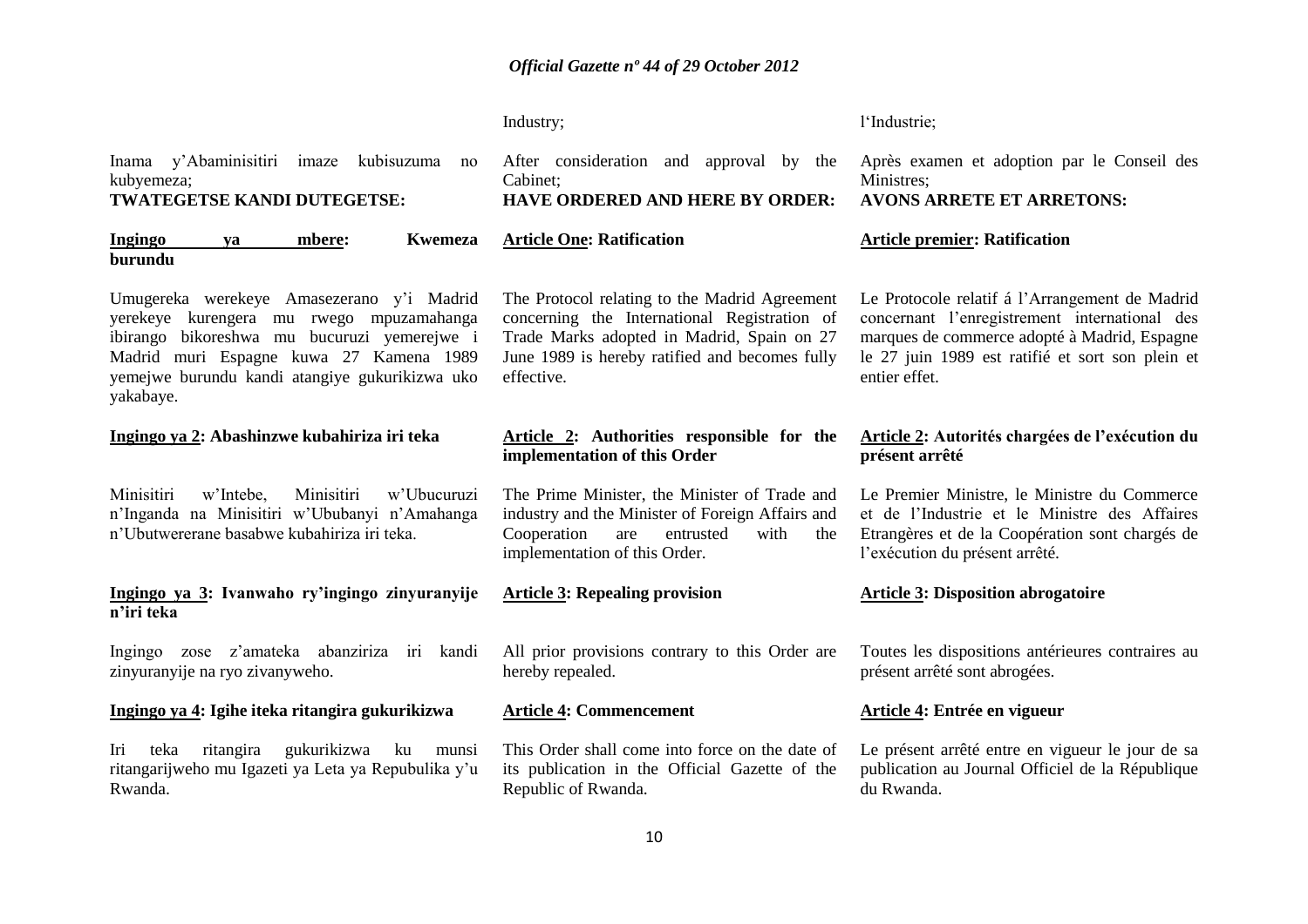Inama y'Abaminisitiri imaze kubisuzuma no kubyemeza;

**TWATEGETSE KANDI DUTEGETSE:**

**Ingingo ya mbere: Kwemeza burundu**

Umugereka werekeye Amasezerano y'i Madrid yerekeye kurengera mu rwego mpuzamahanga ibirango bikoreshwa mu bucuruzi yemerejwe i Madrid muri Espagne kuwa 27 Kamena 1989 yemejwe burundu kandi atangiye gukurikizwa uko yakabaye.

**Ingingo ya 2: Abashinzwe kubahiriza iri teka**

Minisitiri w'Intebe, Minisitiri w'Ubucuruzi n'Inganda na Minisitiri w'Ububanyi n'Amahanga n'Ubutwererane basabwe kubahiriza iri teka.

**Ingingo ya 3: Ivanwaho ry'ingingo zinyuranyije n'iri teka**

Ingingo zose z'amateka abanziriza iri kandi zinyuranyije na ryo zivanyweho.

**Ingingo ya 4: Igihe iteka ritangira gukurikizwa**

Iri teka ritangira gukurikizwa ku munsi ritangarijweho mu Igazeti ya Leta ya Repubulika y'u Rwanda.

Industry;

After consideration and approval by the Cabinet;

**HAVE ORDERED AND HERE BY ORDER:**

**Article One: Ratification**

The Protocol relating to the Madrid Agreement concerning the International Registration of Trade Marks adopted in Madrid, Spain on 27 June 1989 is hereby ratified and becomes fully effective.

**Article 2: Authorities responsible for the implementation of this Order**

The Prime Minister, the Minister of Trade and industry and the Minister of Foreign Affairs and Cooperation are entrusted with the implementation of this Order.

**Article 3: Repealing provision**

All prior provisions contrary to this Order are hereby repealed.

**Article 4: Commencement**

This Order shall come into force on the date of its publication in the Official Gazette of the Republic of Rwanda.

l'Industrie;

Après examen et adoption par le Conseil des Ministres;

**AVONS ARRETE ET ARRETONS:**

**Article premier: Ratification**

Le Protocole relatif á l'Arrangement de Madrid concernant l'enregistrement international des marques de commerce adopté à Madrid, Espagne le 27 juin 1989 est ratifié et sort son plein et entier effet.

**Article 2: Autorités chargées de l'exécution du présent arrêté**

Le Premier Ministre, le Ministre du Commerce et de l'Industrie et le Ministre des Affaires Etrangères et de la Coopération sont chargés de l'exécution du présent arrêté.

**Article 3: Disposition abrogatoire**

Toutes les dispositions antérieures contraires au présent arrêté sont abrogées.

**Article 4: Entrée en vigueur**

Le présent arrêté entre en vigueur le jour de sa publication au Journal Officiel de la République du Rwanda.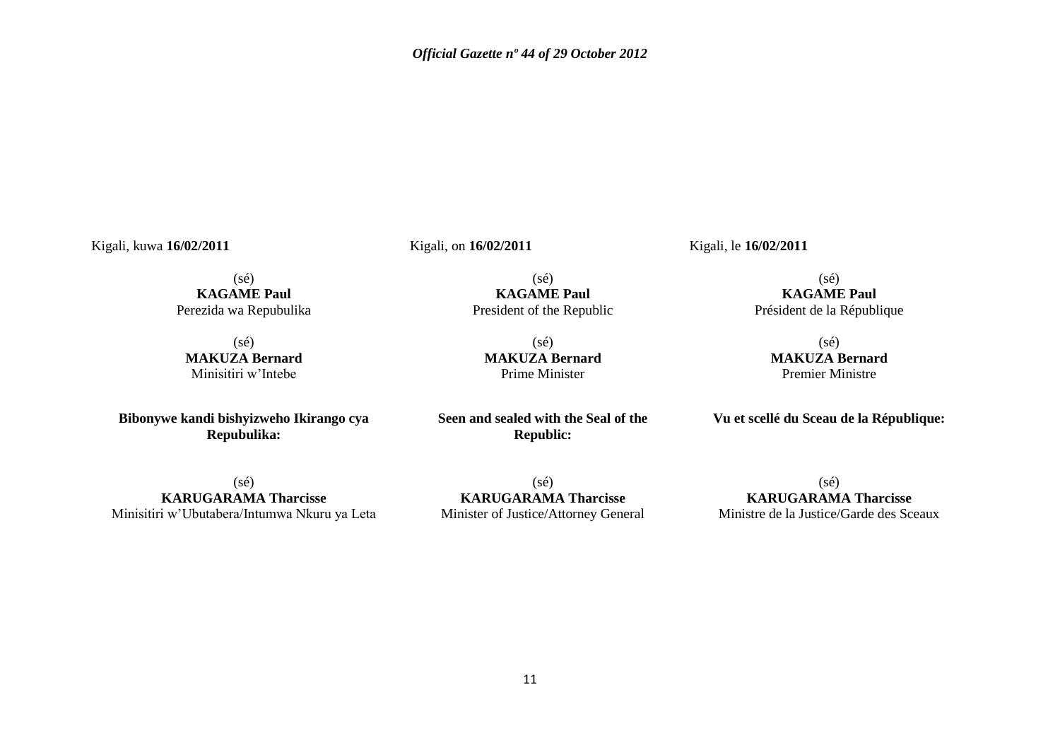Kigali, kuwa **16/02/2011**

(sé)
**KAGAME Paul**
Perezida wa Repubulika

(sé)
**MAKUZA Bernard**
Minisitiri w'Intebe

**Bibonywe kandi bishyizweho Ikirango cya Repubulika:**

(sé)
**KARUGARAMA Tharcisse**
Minisitiri w'Ubutabera/Intumwa Nkuru ya Leta

Kigali, on **16/02/2011**

(sé)
**KAGAME Paul**
President of the Republic

(sé)
**MAKUZA Bernard**
Prime Minister

**Seen and sealed with the Seal of the Republic:**

(sé)
**KARUGARAMA Tharcisse**
Minister of Justice/Attorney General

Kigali, le **16/02/2011**

(sé)
**KAGAME Paul**
Président de la République

(sé)
**MAKUZA Bernard**
Premier Ministre

**Vu et scellé du Sceau de la République:**

(sé)
**KARUGARAMA Tharcisse**
Ministre de la Justice/Garde des Sceaux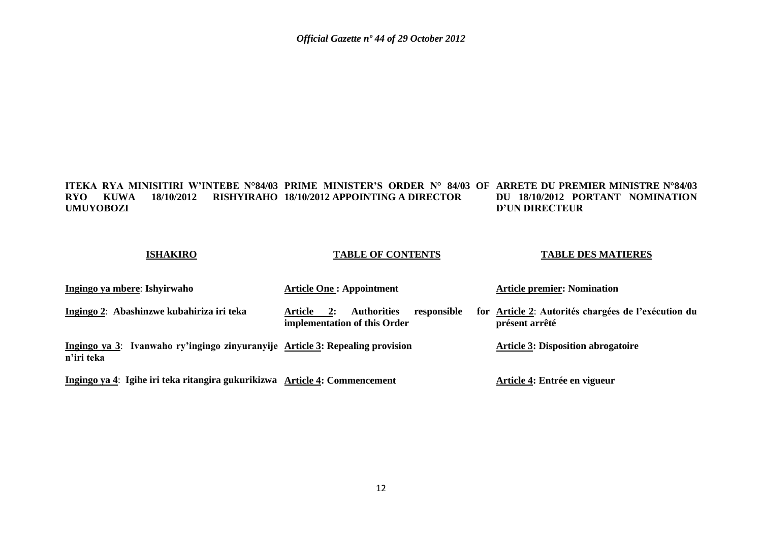**ITEKA RYA MINISITIRI W'INTEBE N°84/03 RYO KUWA 18/10/2012 RISHYIRAHO UMUYOBOZI**

**PRIME MINISTER'S ORDER N° 84/03 OF 18/10/2012 APPOINTING A DIRECTOR**

**ARRETE DU PREMIER MINISTRE N°84/03 DU 18/10/2012 PORTANT NOMINATION D'UN DIRECTEUR**

**ISHAKIRO**

**Ingingo ya mbere**: **Ishyirwaho**

**Ingingo 2**: **Abashinzwe kubahiriza iri teka**

**Ingingo ya 3**: **Ivanwaho ry'ingingo zinyuranyije n'iri teka**

**Ingingo ya 4**: **Igihe iri teka ritangira gukurikizwa**

**TABLE OF CONTENTS**

**Article One : Appointment**

**Article 2: Authorities responsible for implementation of this Order**

**Article 3: Repealing provision**

**Article 4: Commencement**

**TABLE DES MATIERES**

**Article premier: Nomination**

**Article 2**: **Autorités chargées de l'exécution du présent arrêté**

**Article 3: Disposition abrogatoire**

**Article 4: Entrée en vigueur**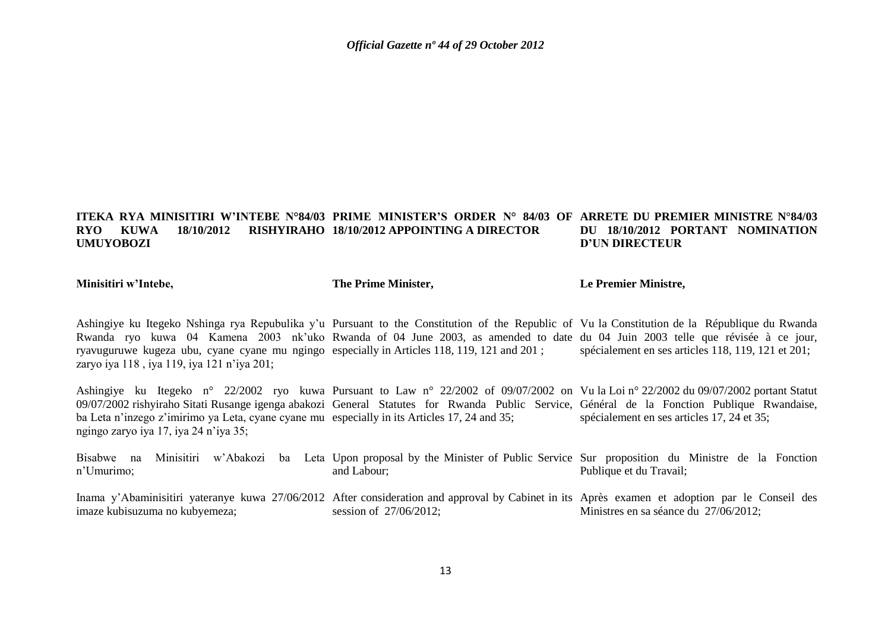**ITEKA RYA MINISITIRI W'INTEBE N°84/03 RYO KUWA 18/10/2012 RISHYIRAHO UMUYOBOZI**

**Minisitiri w'Intebe,**

Ashingiye ku Itegeko Nshinga rya Repubulika y'u Rwanda ryo kuwa 04 Kamena 2003 nk'uko ryavuguruwe kugeza ubu, cyane cyane mu ngingo zaryo iya 118 , iya 119, iya 121 n'iya 201;

Ashingiye ku Itegeko n° 22/2002 ryo kuwa 09/07/2002 rishyiraho Sitati Rusange igenga abakozi ba Leta n'inzego z'imirimo ya Leta, cyane cyane mu ngingo zaryo iya 17, iya 24 n'iya 35;

Bisabwe na Minisitiri w'Abakozi ba Leta n'Umurimo;

Inama y'Abaminisitiri yateranye kuwa 27/06/2012 imaze kubisuzuma no kubyemeza;

**PRIME MINISTER'S ORDER N° 84/03 OF 18/10/2012 APPOINTING A DIRECTOR**

**The Prime Minister,**

Pursuant to the Constitution of the Republic of Rwanda of 04 June 2003, as amended to date especially in Articles 118, 119, 121 and 201 ;

Pursuant to Law n° 22/2002 of 09/07/2002 on General Statutes for Rwanda Public Service, especially in its Articles 17, 24 and 35;

Upon proposal by the Minister of Public Service and Labour;

After consideration and approval by Cabinet in its session of 27/06/2012;

**ARRETE DU PREMIER MINISTRE N°84/03 DU 18/10/2012 PORTANT NOMINATION D'UN DIRECTEUR**

**Le Premier Ministre,**

Vu la Constitution de la République du Rwanda du 04 Juin 2003 telle que révisée à ce jour, spécialement en ses articles 118, 119, 121 et 201;

Vu la Loi n° 22/2002 du 09/07/2002 portant Statut Général de la Fonction Publique Rwandaise, spécialement en ses articles 17, 24 et 35;

Sur proposition du Ministre de la Fonction Publique et du Travail;

Après examen et adoption par le Conseil des Ministres en sa séance du 27/06/2012;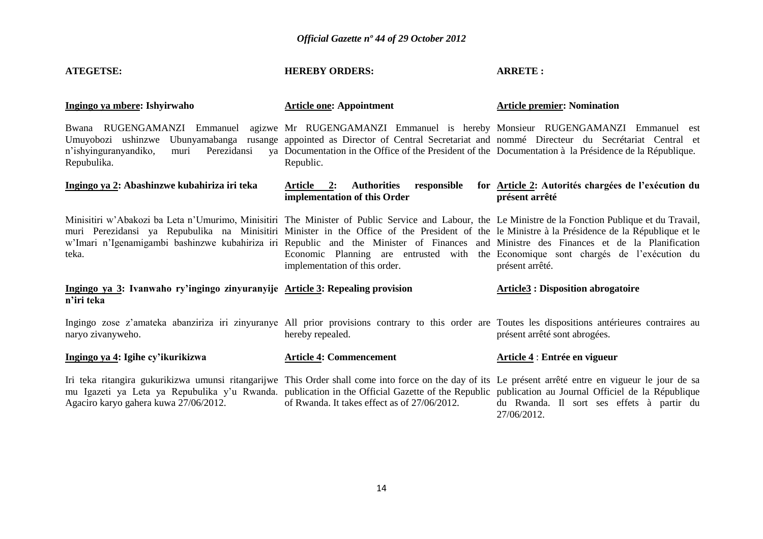**ATEGETSE:**

**Ingingo ya mbere: Ishyirwaho**

Bwana RUGENGAMANZI Emmanuel agizwe Umuyobozi ushinzwe Ubunyamabanga rusange n'ishyinguranyandiko, muri Perezidansi ya Repubulika.

**Ingingo ya 2: Abashinzwe kubahiriza iri teka**

Minisitiri w'Abakozi ba Leta n'Umurimo, Minisitiri muri Perezidansi ya Repubulika na Minisitiri w'Imari n'Igenamigambi bashinzwe kubahiriza iri teka.

**Ingingo ya 3: Ivanwaho ry'ingingo zinyuranyije n'iri teka**

Ingingo zose z'amateka abanziriza iri zinyuranye naryo zivanyweho.

**Ingingo ya 4: Igihe cy'ikurikizwa**

Iri teka ritangira gukurikizwa umunsi ritangarijwe mu Igazeti ya Leta ya Repubulika y'u Rwanda. Agaciro karyo gahera kuwa 27/06/2012.

**HEREBY ORDERS:**

**Article one: Appointment**

Mr RUGENGAMANZI Emmanuel is hereby appointed as Director of Central Secretariat and Documentation in the Office of the President of the Republic.

**Article 2: Authorities responsible for implementation of this Order**

The Minister of Public Service and Labour, the Minister in the Office of the President of the Republic and the Minister of Finances and Economic Planning are entrusted with the implementation of this order.

**Article 3: Repealing provision**

All prior provisions contrary to this order are hereby repealed.

**Article 4: Commencement**

This Order shall come into force on the day of its publication in the Official Gazette of the Republic of Rwanda. It takes effect as of 27/06/2012.

**ARRETE :**

**Article premier: Nomination**

Monsieur RUGENGAMANZI Emmanuel est nommé Directeur du Secrétariat Central et Documentation à la Présidence de la République.

**Article 2: Autorités chargées de l'exécution du présent arrêté**

Le Ministre de la Fonction Publique et du Travail, le Ministre à la Présidence de la République et le Ministre des Finances et de la Planification Economique sont chargés de l'exécution du présent arrêté.

**Article3 : Disposition abrogatoire**

Toutes les dispositions antérieures contraires au présent arrêté sont abrogées.

**Article 4 : Entrée en vigueur**

Le présent arrêté entre en vigueur le jour de sa publication au Journal Officiel de la République du Rwanda. Il sort ses effets à partir du 27/06/2012.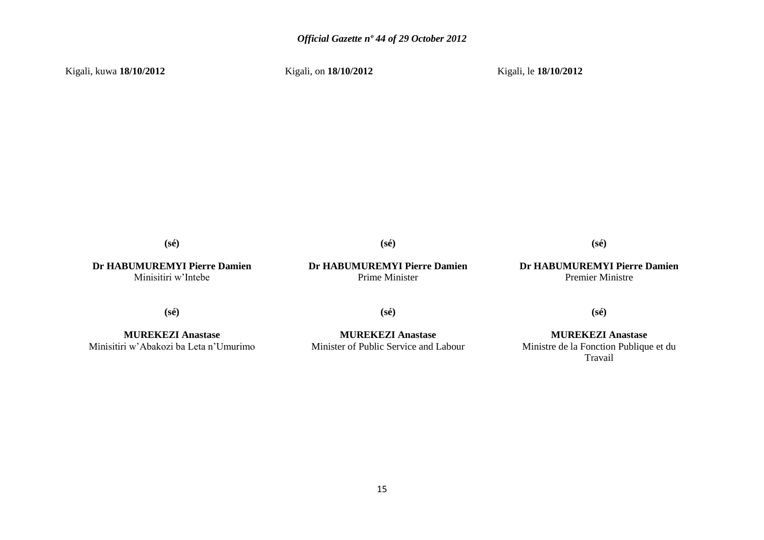Kigali, kuwa **18/10/2012**

Kigali, on **18/10/2012**

Kigali, le **18/10/2012**

**(sé)**

**Dr HABUMUREMYI Pierre Damien**
Minisitiri w'Intebe

**(sé)**

**Dr HABUMUREMYI Pierre Damien**
Prime Minister

**(sé)**

**Dr HABUMUREMYI Pierre Damien**
Premier Ministre

**(sé)**

**MUREKEZI Anastase**
Minisitiri w'Abakozi ba Leta n'Umurimo

**(sé)**

**MUREKEZI Anastase**
Minister of Public Service and Labour

**(sé)**

**MUREKEZI Anastase**
Ministre de la Fonction Publique et du Travail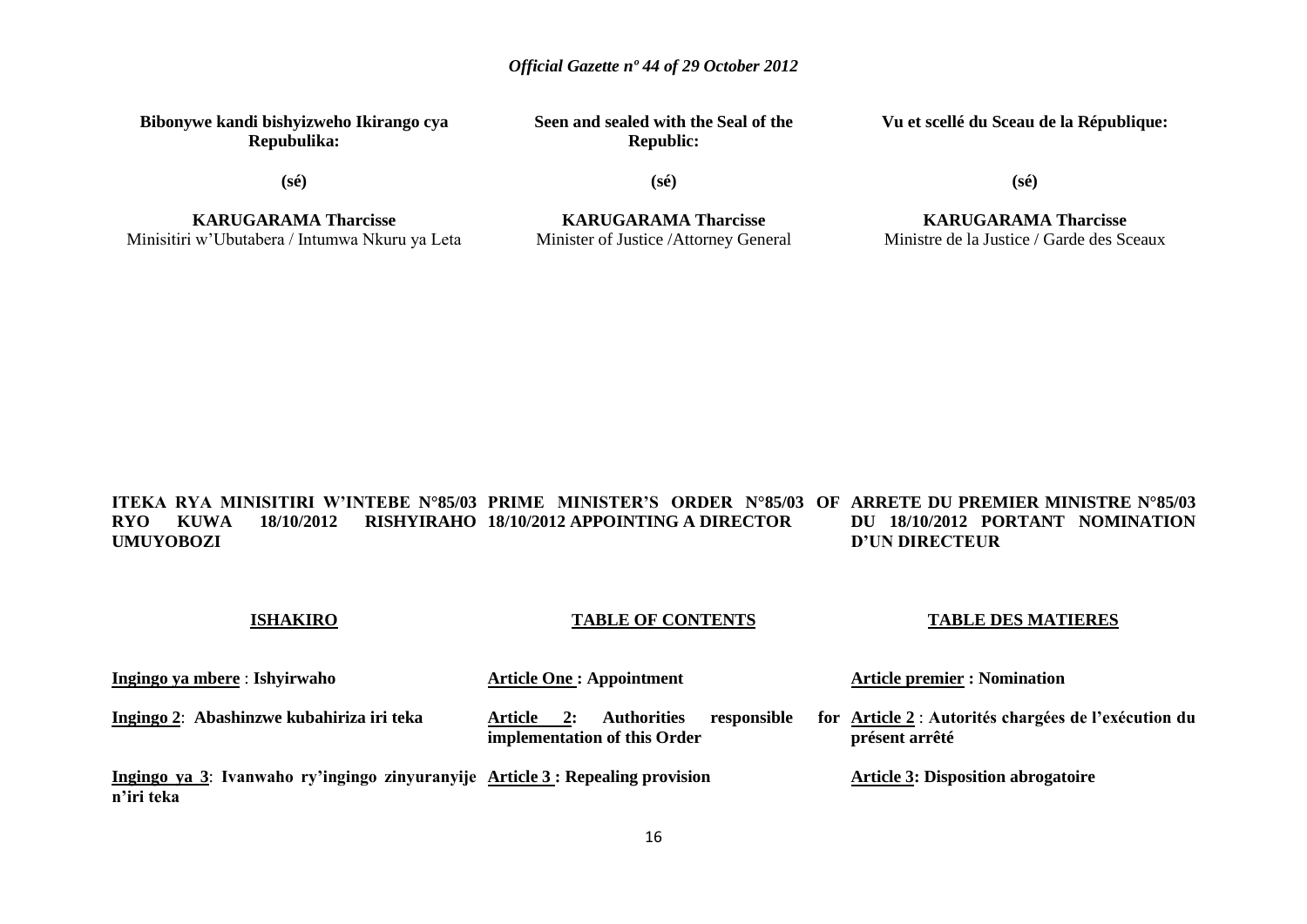**Bibonywe kandi bishyizweho Ikirango cya Repubulika:**

**(sé)**

**KARUGARAMA Tharcisse**
Minisitiri w'Ubutabera / Intumwa Nkuru ya Leta

**Seen and sealed with the Seal of the Republic:**

**(sé)**

**KARUGARAMA Tharcisse**
Minister of Justice /Attorney General

**Vu et scellé du Sceau de la République:**

**(sé)**

**KARUGARAMA Tharcisse**
Ministre de la Justice / Garde des Sceaux

**ITEKA RYA MINISITIRI W'INTEBE N°85/03 RYO KUWA 18/10/2012 RISHYIRAHO UMUYOBOZI**

**ISHAKIRO**

**Ingingo ya mbere** : **Ishyirwaho**

**Ingingo 2**: **Abashinzwe kubahiriza iri teka**

**Ingingo ya 3**: **Ivanwaho ry'ingingo zinyuranyije n'iri teka**

**PRIME MINISTER'S ORDER N°85/03 OF 18/10/2012 APPOINTING A DIRECTOR**

**TABLE OF CONTENTS**

**Article One : Appointment**

**Article 2: Authorities responsible for implementation of this Order**

**Article 3 : Repealing provision**

**ARRETE DU PREMIER MINISTRE N°85/03 DU 18/10/2012 PORTANT NOMINATION D'UN DIRECTEUR**

**TABLE DES MATIERES**

**Article premier : Nomination**

**Article 2** : **Autorités chargées de l'exécution du présent arrêté**

**Article 3: Disposition abrogatoire**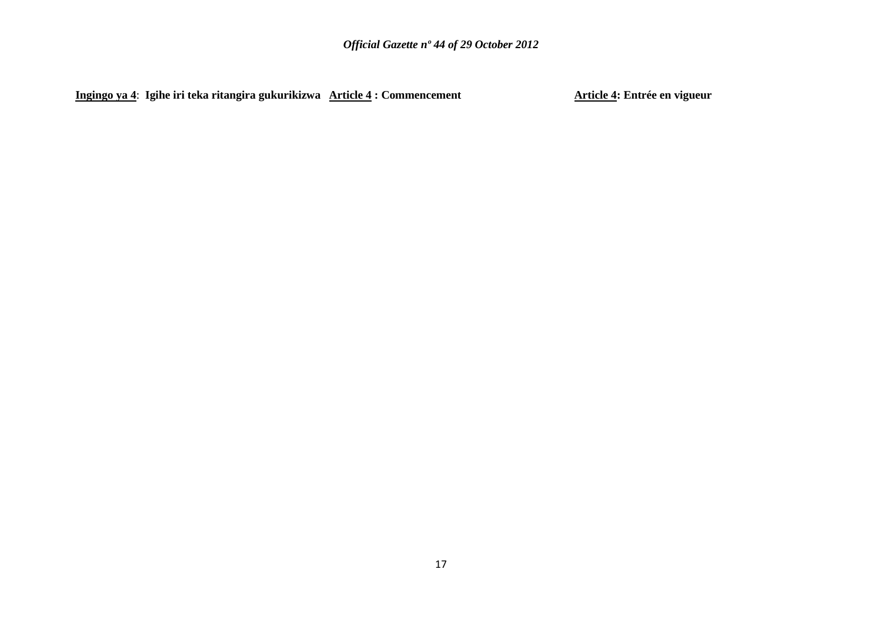**<u>Ingingo ya 4</u>: Igihe iri teka ritangira gukurikizwa**

**<u>Article 4</u> : Commencement**

**<u>Article 4</u>: Entrée en vigueur**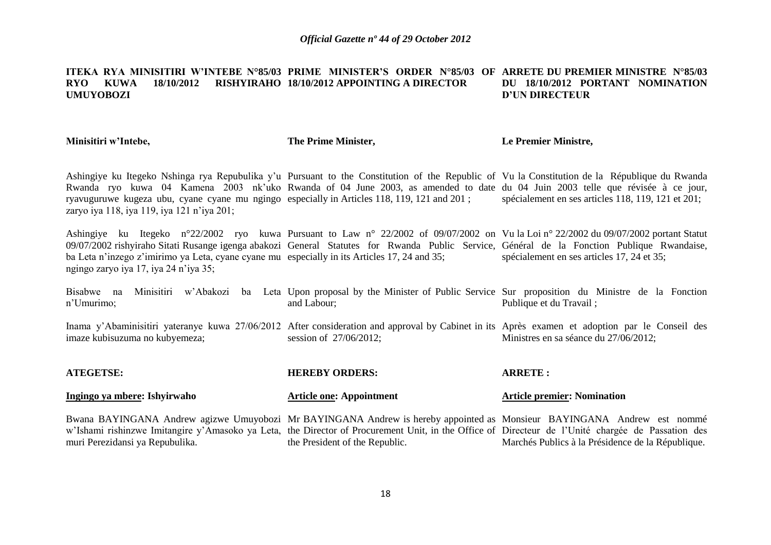**ITEKA RYA MINISITIRI W'INTEBE N°85/03 RYO KUWA 18/10/2012 RISHYIRAHO UMUYOBOZI**

**Minisitiri w'Intebe,**

Ashingiye ku Itegeko Nshinga rya Repubulika y'u Rwanda ryo kuwa 04 Kamena 2003 nk'uko ryavuguruwe kugeza ubu, cyane cyane mu ngingo zaryo iya 118, iya 119, iya 121 n'iya 201;

Ashingiye ku Itegeko n°22/2002 ryo kuwa 09/07/2002 rishyiraho Sitati Rusange igenga abakozi ba Leta n'inzego z'imirimo ya Leta, cyane cyane mu ngingo zaryo iya 17, iya 24 n'iya 35;

Bisabwe na Minisitiri w'Abakozi ba Leta n'Umurimo;

Inama y'Abaminisitiri yateranye kuwa 27/06/2012 imaze kubisuzuma no kubyemeza;

**ATEGETSE:**

**Ingingo ya mbere: Ishyirwaho**

Bwana BAYINGANA Andrew agizwe Umuyobozi w'Ishami rishinzwe Imitangire y'Amasoko ya Leta, muri Perezidansi ya Repubulika.

**PRIME MINISTER'S ORDER N°85/03 OF 18/10/2012 APPOINTING A DIRECTOR**

**The Prime Minister,**

Pursuant to the Constitution of the Republic of Rwanda of 04 June 2003, as amended to date especially in Articles 118, 119, 121 and 201 ;

Pursuant to Law n° 22/2002 of 09/07/2002 on General Statutes for Rwanda Public Service, especially in its Articles 17, 24 and 35;

Upon proposal by the Minister of Public Service and Labour;

After consideration and approval by Cabinet in its session of 27/06/2012;

**HEREBY ORDERS:**

**Article one: Appointment**

Mr BAYINGANA Andrew is hereby appointed as the Director of Procurement Unit, in the Office of the President of the Republic.

**ARRETE DU PREMIER MINISTRE N°85/03 DU 18/10/2012 PORTANT NOMINATION D'UN DIRECTEUR**

**Le Premier Ministre,**

Vu la Constitution de la République du Rwanda du 04 Juin 2003 telle que révisée à ce jour, spécialement en ses articles 118, 119, 121 et 201;

Vu la Loi n° 22/2002 du 09/07/2002 portant Statut Général de la Fonction Publique Rwandaise, spécialement en ses articles 17, 24 et 35;

Sur proposition du Ministre de la Fonction Publique et du Travail ;

Après examen et adoption par le Conseil des Ministres en sa séance du 27/06/2012;

**ARRETE :**

**Article premier: Nomination**

Monsieur BAYINGANA Andrew est nommé Directeur de l'Unité chargée de Passation des Marchés Publics à la Présidence de la République.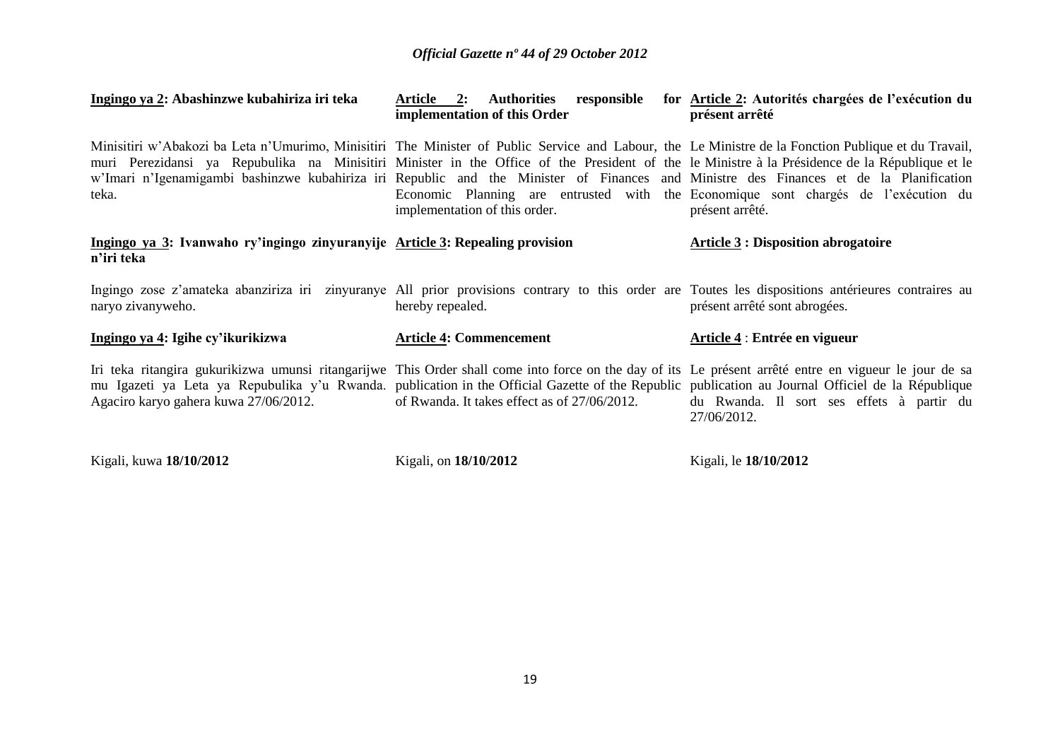**Ingingo ya 2: Abashinzwe kubahiriza iri teka**

Minisitiri w'Abakozi ba Leta n'Umurimo, Minisitiri muri Perezidansi ya Repubulika na Minisitiri w'Imari n'Igenamigambi bashinzwe kubahiriza iri teka.

**Ingingo ya 3: Ivanwaho ry'ingingo zinyuranyije n'iri teka**

Ingingo zose z'amateka abanziriza iri zinyuranye naryo zivanyweho.

**Ingingo ya 4: Igihe cy'ikurikizwa**

Iri teka ritangira gukurikizwa umunsi ritangarijwe mu Igazeti ya Leta ya Repubulika y'u Rwanda. Agaciro karyo gahera kuwa 27/06/2012.

Kigali, kuwa **18/10/2012**

**Article 2: Authorities responsible for implementation of this Order**

The Minister of Public Service and Labour, the Minister in the Office of the President of the Republic and the Minister of Finances and Economic Planning are entrusted with the implementation of this order.

**Article 3: Repealing provision**

All prior provisions contrary to this order are hereby repealed.

**Article 4: Commencement**

This Order shall come into force on the day of its publication in the Official Gazette of the Republic of Rwanda. It takes effect as of 27/06/2012.

Kigali, on **18/10/2012**

**Article 2: Autorités chargées de l'exécution du présent arrêté**

Le Ministre de la Fonction Publique et du Travail, le Ministre à la Présidence de la République et le Ministre des Finances et de la Planification Economique sont chargés de l'exécution du présent arrêté.

**Article 3 : Disposition abrogatoire**

Toutes les dispositions antérieures contraires au présent arrêté sont abrogées.

**Article 4 : Entrée en vigueur**

Le présent arrêté entre en vigueur le jour de sa publication au Journal Officiel de la République du Rwanda. Il sort ses effets à partir du 27/06/2012.

Kigali, le **18/10/2012**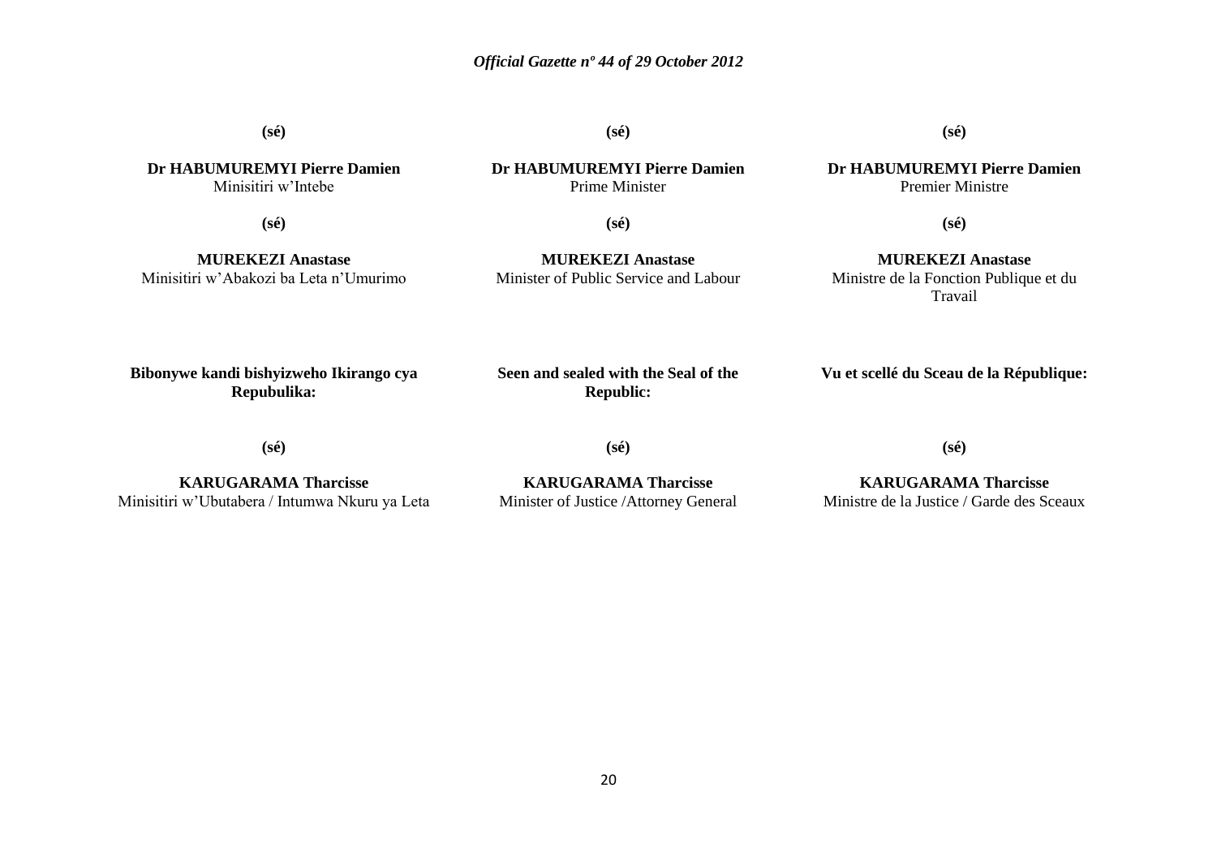**(sé)**

**Dr HABUMUREMYI Pierre Damien**
Minisitiri w'Intebe

**(sé)**

**MUREKEZI Anastase**
Minisitiri w'Abakozi ba Leta n'Umurimo

**Bibonywe kandi bishyizweho Ikirango cya Repubulika:**

**(sé)**

**KARUGARAMA Tharcisse**
Minisitiri w'Ubutabera / Intumwa Nkuru ya Leta

**(sé)**

**Dr HABUMUREMYI Pierre Damien**
Prime Minister

**(sé)**

**MUREKEZI Anastase**
Minister of Public Service and Labour

**Seen and sealed with the Seal of the Republic:**

**(sé)**

**KARUGARAMA Tharcisse**
Minister of Justice /Attorney General

**(sé)**

**Dr HABUMUREMYI Pierre Damien**
Premier Ministre

**(sé)**

**MUREKEZI Anastase**
Ministre de la Fonction Publique et du Travail

**Vu et scellé du Sceau de la République:**

**(sé)**

**KARUGARAMA Tharcisse**
Ministre de la Justice / Garde des Sceaux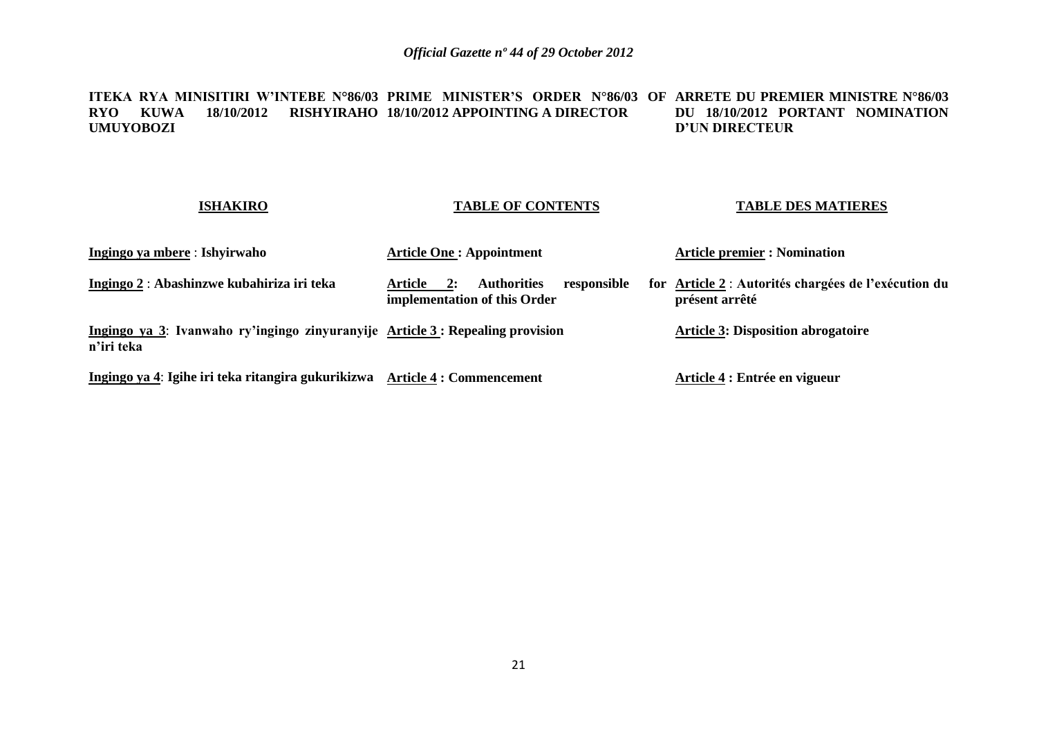**ITEKA RYA MINISITIRI W'INTEBE N°86/03 RYO KUWA 18/10/2012 RISHYIRAHO UMUYOBOZI**

**ISHAKIRO**

**Ingingo ya mbere** : **Ishyirwaho**

**Ingingo 2** : **Abashinzwe kubahiriza iri teka**

**Ingingo ya 3**: **Ivanwaho ry'ingingo zinyuranyije n'iri teka**

**Ingingo ya 4**: **Igihe iri teka ritangira gukurikizwa**

**PRIME MINISTER'S ORDER N°86/03 OF 18/10/2012 APPOINTING A DIRECTOR**

**TABLE OF CONTENTS**

**Article One : Appointment**

**Article 2: Authorities responsible for implementation of this Order**

**Article 3 : Repealing provision**

**Article 4 : Commencement**

**ARRETE DU PREMIER MINISTRE N°86/03 DU 18/10/2012 PORTANT NOMINATION D'UN DIRECTEUR**

**TABLE DES MATIERES**

**Article premier : Nomination**

**Article 2** : **Autorités chargées de l'exécution du présent arrêté**

**Article 3: Disposition abrogatoire**

**Article 4 : Entrée en vigueur**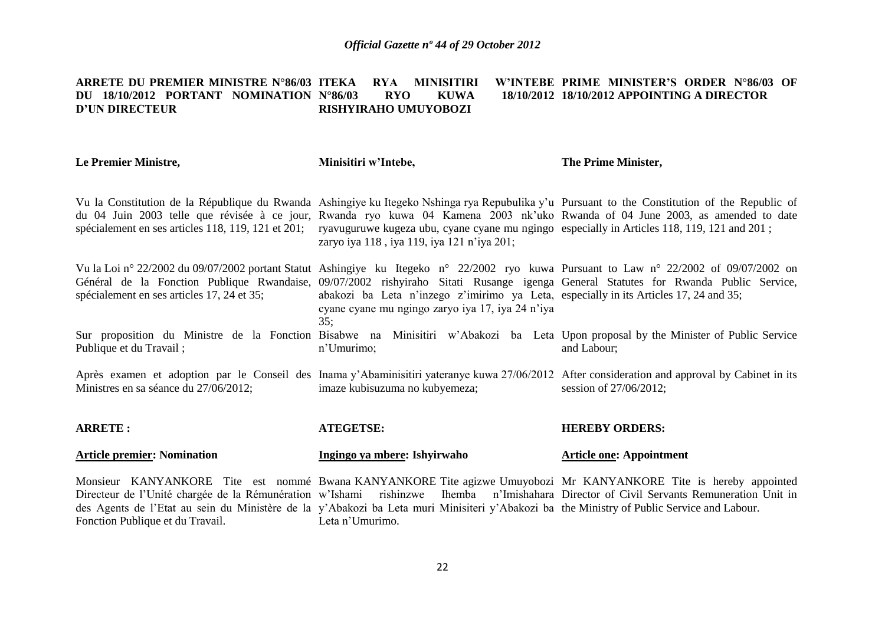**ARRETE DU PREMIER MINISTRE N°86/03 DU 18/10/2012 PORTANT NOMINATION D'UN DIRECTEUR**

**Le Premier Ministre,**

Vu la Constitution de la République du Rwanda du 04 Juin 2003 telle que révisée à ce jour, spécialement en ses articles 118, 119, 121 et 201;

Vu la Loi n° 22/2002 du 09/07/2002 portant Statut Général de la Fonction Publique Rwandaise, spécialement en ses articles 17, 24 et 35;

Sur proposition du Ministre de la Fonction Publique et du Travail ;

Après examen et adoption par le Conseil des Ministres en sa séance du 27/06/2012;

**ARRETE :**

**Article premier: Nomination**

Monsieur KANYANKORE Tite est nommé Directeur de l'Unité chargée de la Rémunération des Agents de l'Etat au sein du Ministère de la Fonction Publique et du Travail.

**ITEKA RYA MINISITIRI W'INTEBE N°86/03 RYO KUWA 18/10/2012 RISHYIRAHO UMUYOBOZI**

**Minisitiri w'Intebe,**

Ashingiye ku Itegeko Nshinga rya Repubulika y'u Rwanda ryo kuwa 04 Kamena 2003 nk'uko ryavuguruwe kugeza ubu, cyane cyane mu ngingo zaryo iya 118 , iya 119, iya 121 n'iya 201;

Ashingiye ku Itegeko n° 22/2002 ryo kuwa 09/07/2002 rishyiraho Sitati Rusange igenga abakozi ba Leta n'inzego z'imirimo ya Leta, cyane cyane mu ngingo zaryo iya 17, iya 24 n'iya 35;

Bisabwe na Minisitiri w'Abakozi ba Leta n'Umurimo;

Inama y'Abaminisitiri yateranye kuwa 27/06/2012 imaze kubisuzuma no kubyemeza;

**ATEGETSE:**

**Ingingo ya mbere: Ishyirwaho**

Bwana KANYANKORE Tite agizwe Umuyobozi w'Ishami rishinzwe Ihemba n'Imishahara y'Abakozi ba Leta muri Minisiteri y'Abakozi ba Leta n'Umurimo.

**PRIME MINISTER'S ORDER N°86/03 OF 18/10/2012 APPOINTING A DIRECTOR**

**The Prime Minister,**

Pursuant to the Constitution of the Republic of Rwanda of 04 June 2003, as amended to date especially in Articles 118, 119, 121 and 201 ;

Pursuant to Law n° 22/2002 of 09/07/2002 on General Statutes for Rwanda Public Service, especially in its Articles 17, 24 and 35;

Upon proposal by the Minister of Public Service and Labour;

After consideration and approval by Cabinet in its session of 27/06/2012;

**HEREBY ORDERS:**

**Article one: Appointment**

Mr KANYANKORE Tite is hereby appointed Director of Civil Servants Remuneration Unit in the Ministry of Public Service and Labour.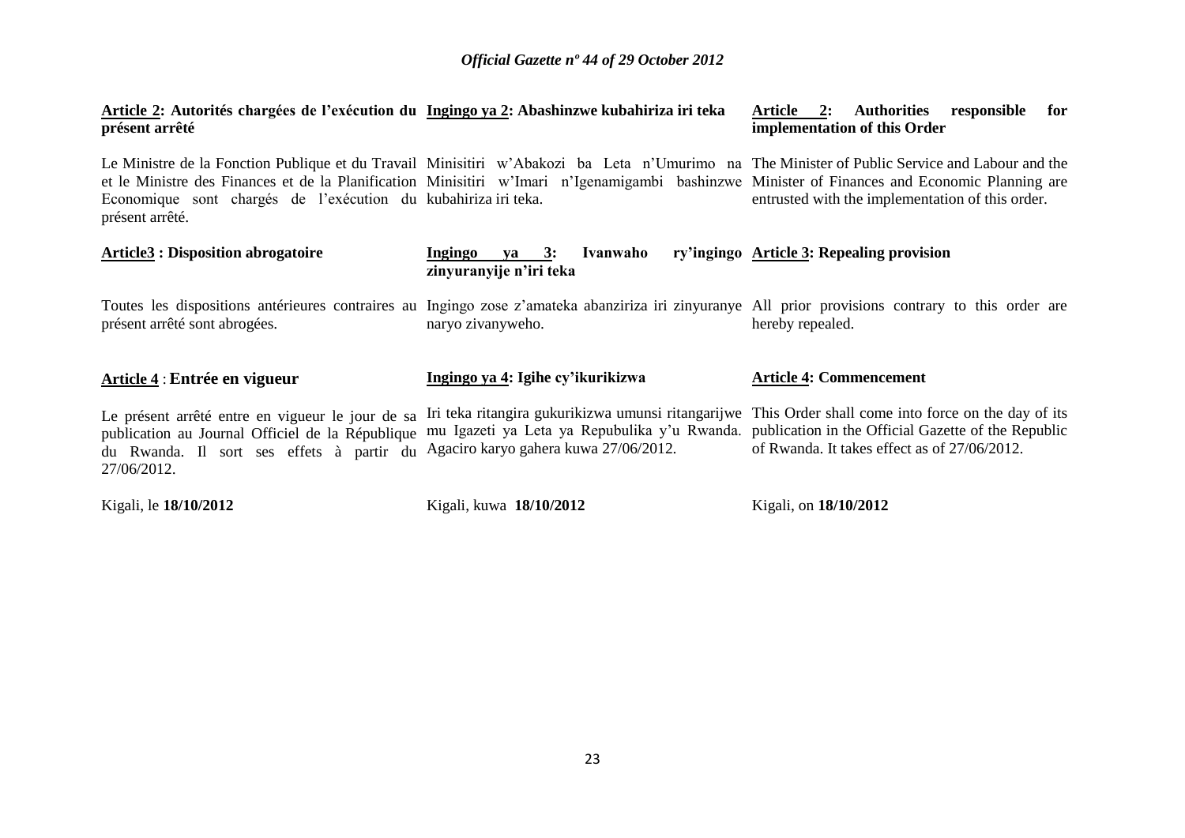**Article 2: Autorités chargées de l'exécution du présent arrêté**

Le Ministre de la Fonction Publique et du Travail et le Ministre des Finances et de la Planification Economique sont chargés de l'exécution du présent arrêté.

**Article3 : Disposition abrogatoire**

Toutes les dispositions antérieures contraires au présent arrêté sont abrogées.

**Article 4 : Entrée en vigueur**

Le présent arrêté entre en vigueur le jour de sa publication au Journal Officiel de la République du Rwanda. Il sort ses effets à partir du 27/06/2012.

Kigali, le **18/10/2012**

**Ingingo ya 2: Abashinzwe kubahiriza iri teka**

Minisitiri w'Abakozi ba Leta n'Umurimo na Minisitiri w'Imari n'Igenamigambi bashinzwe kubahiriza iri teka.

**Ingingo ya 3: Ivanwaho ry'ingingo zinyuranyije n'iri teka**

Ingingo zose z'amateka abanziriza iri zinyuranye naryo zivanyweho.

**Ingingo ya 4: Igihe cy'ikurikizwa**

Iri teka ritangira gukurikizwa umunsi ritangarijwe mu Igazeti ya Leta ya Repubulika y'u Rwanda. Agaciro karyo gahera kuwa 27/06/2012.

Kigali, kuwa **18/10/2012**

**Article 2: Authorities responsible for implementation of this Order**

The Minister of Public Service and Labour and the Minister of Finances and Economic Planning are entrusted with the implementation of this order.

**Article 3: Repealing provision**

All prior provisions contrary to this order are hereby repealed.

**Article 4: Commencement**

This Order shall come into force on the day of its publication in the Official Gazette of the Republic of Rwanda. It takes effect as of 27/06/2012.

Kigali, on **18/10/2012**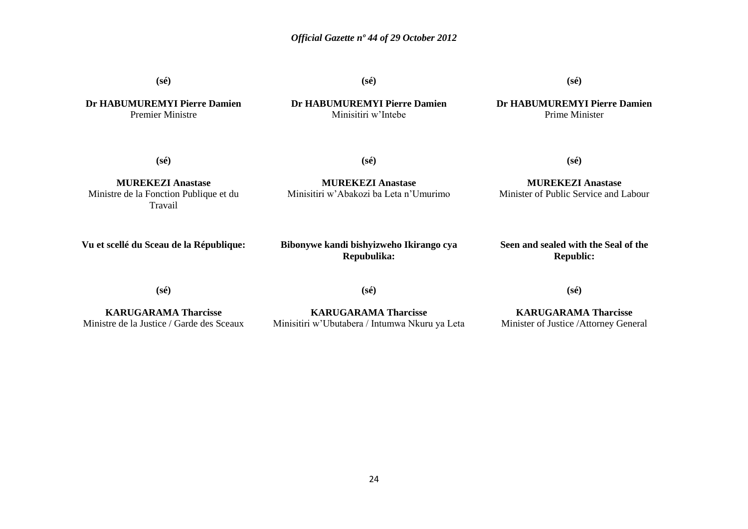**(sé)**

**Dr HABUMUREMYI Pierre Damien**
Premier Ministre

**(sé)**

**Dr HABUMUREMYI Pierre Damien**
Minisitiri w'Intebe

**(sé)**

**Dr HABUMUREMYI Pierre Damien**
Prime Minister

**(sé)**

**MUREKEZI Anastase**
Ministre de la Fonction Publique et du Travail

**(sé)**

**MUREKEZI Anastase**
Minisitiri w'Abakozi ba Leta n'Umurimo

**(sé)**

**MUREKEZI Anastase**
Minister of Public Service and Labour

**Vu et scellé du Sceau de la République:**

**(sé)**

**KARUGARAMA Tharcisse**
Ministre de la Justice / Garde des Sceaux

**Bibonywe kandi bishyizweho Ikirango cya Repubulika:**

**(sé)**

**KARUGARAMA Tharcisse**
Minisitiri w'Ubutabera / Intumwa Nkuru ya Leta

**Seen and sealed with the Seal of the Republic:**

**(sé)**

**KARUGARAMA Tharcisse**
Minister of Justice /Attorney General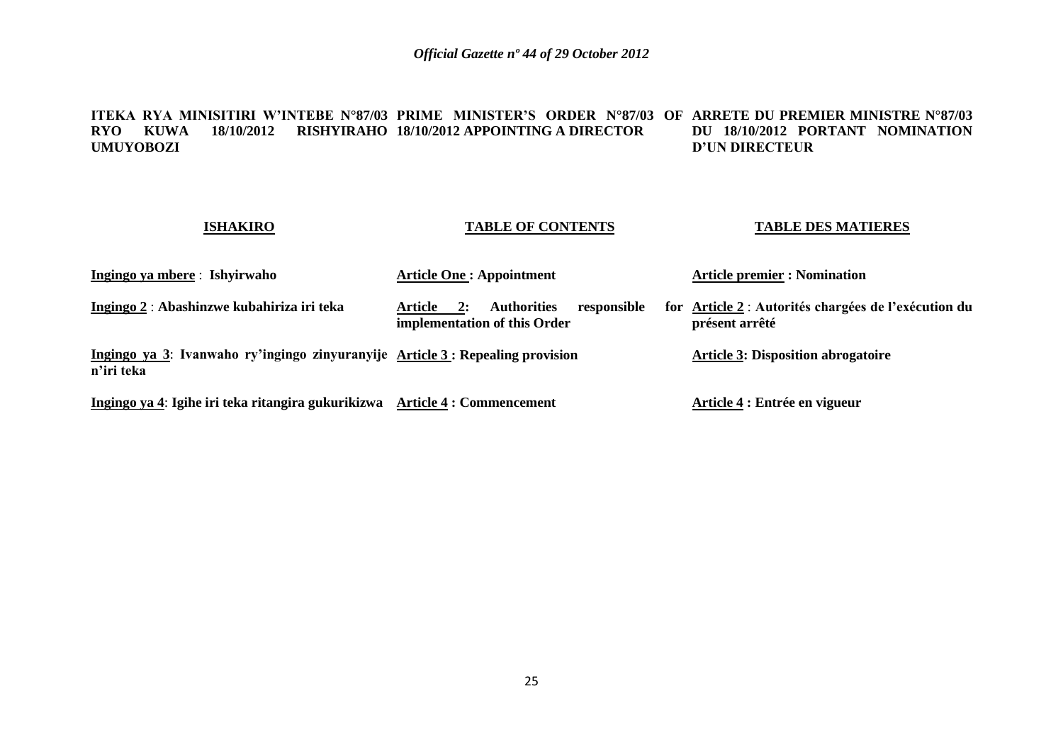**ITEKA RYA MINISITIRI W'INTEBE N°87/03 RYO KUWA 18/10/2012 RISHYIRAHO UMUYOBOZI**

**ISHAKIRO**

**Ingingo ya mbere** : **Ishyirwaho**

**Ingingo 2** : **Abashinzwe kubahiriza iri teka**

**Ingingo ya 3**: **Ivanwaho ry'ingingo zinyuranyije n'iri teka**

**Ingingo ya 4**: **Igihe iri teka ritangira gukurikizwa**

**PRIME MINISTER'S ORDER N°87/03 OF 18/10/2012 APPOINTING A DIRECTOR**

**TABLE OF CONTENTS**

**Article One : Appointment**

**Article 2: Authorities responsible for implementation of this Order**

**Article 3 : Repealing provision**

**Article 4 : Commencement**

**ARRETE DU PREMIER MINISTRE N°87/03 DU 18/10/2012 PORTANT NOMINATION D'UN DIRECTEUR**

**TABLE DES MATIERES**

**Article premier : Nomination**

**Article 2** : **Autorités chargées de l'exécution du présent arrêté**

**Article 3: Disposition abrogatoire**

**Article 4 : Entrée en vigueur**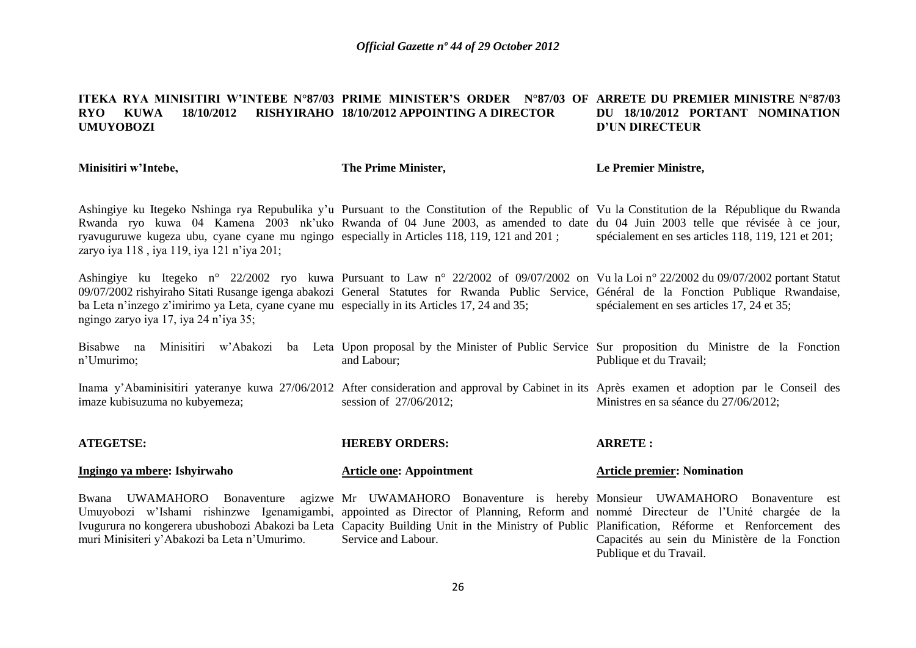**ITEKA RYA MINISITIRI W'INTEBE N°87/03 RYO KUWA 18/10/2012 RISHYIRAHO UMUYOBOZI**

**Minisitiri w'Intebe,**

Ashingiye ku Itegeko Nshinga rya Repubulika y'u Rwanda ryo kuwa 04 Kamena 2003 nk'uko ryavuguruwe kugeza ubu, cyane cyane mu ngingo zaryo iya 118 , iya 119, iya 121 n'iya 201;

Ashingiye ku Itegeko n° 22/2002 ryo kuwa 09/07/2002 rishyiraho Sitati Rusange igenga abakozi ba Leta n'inzego z'imirimo ya Leta, cyane cyane mu ngingo zaryo iya 17, iya 24 n'iya 35;

Bisabwe na Minisitiri w'Abakozi ba Leta n'Umurimo;

Inama y'Abaminisitiri yateranye kuwa 27/06/2012 imaze kubisuzuma no kubyemeza;

**ATEGETSE:**

**Ingingo ya mbere: Ishyirwaho**

Bwana UWAMAHORO Bonaventure agizwe Umuyobozi w'Ishami rishinzwe Igenamigambi, Ivugurura no kongerera ubushobozi Abakozi ba Leta muri Minisiteri y'Abakozi ba Leta n'Umurimo.

**PRIME MINISTER'S ORDER N°87/03 OF 18/10/2012 APPOINTING A DIRECTOR**

**The Prime Minister,**

Pursuant to the Constitution of the Republic of Rwanda of 04 June 2003, as amended to date especially in Articles 118, 119, 121 and 201 ;

Pursuant to Law n° 22/2002 of 09/07/2002 on General Statutes for Rwanda Public Service, especially in its Articles 17, 24 and 35;

Upon proposal by the Minister of Public Service and Labour;

After consideration and approval by Cabinet in its session of 27/06/2012;

**HEREBY ORDERS:**

**Article one: Appointment**

Mr UWAMAHORO Bonaventure is hereby appointed as Director of Planning, Reform and Capacity Building Unit in the Ministry of Public Service and Labour.

**ARRETE DU PREMIER MINISTRE N°87/03 DU 18/10/2012 PORTANT NOMINATION D'UN DIRECTEUR**

**Le Premier Ministre,**

Vu la Constitution de la République du Rwanda du 04 Juin 2003 telle que révisée à ce jour, spécialement en ses articles 118, 119, 121 et 201;

Vu la Loi n° 22/2002 du 09/07/2002 portant Statut Général de la Fonction Publique Rwandaise, spécialement en ses articles 17, 24 et 35;

Sur proposition du Ministre de la Fonction Publique et du Travail;

Après examen et adoption par le Conseil des Ministres en sa séance du 27/06/2012;

**ARRETE :**

**Article premier: Nomination**

Monsieur UWAMAHORO Bonaventure est nommé Directeur de l'Unité chargée de la Planification, Réforme et Renforcement des Capacités au sein du Ministère de la Fonction Publique et du Travail.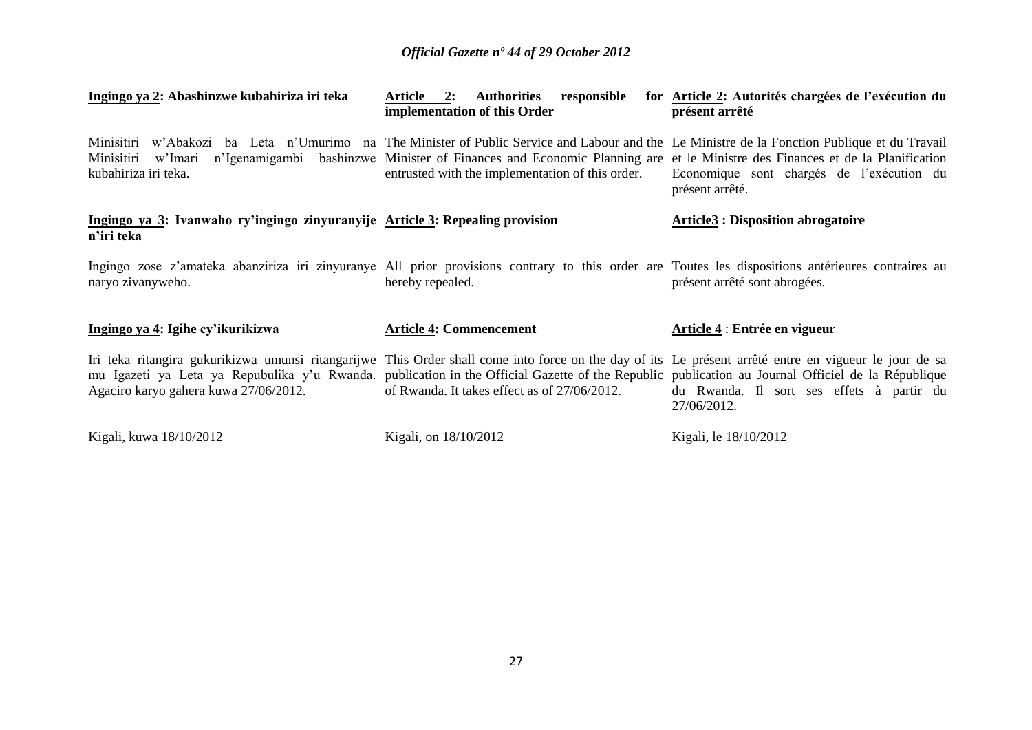**Ingingo ya 2: Abashinzwe kubahiriza iri teka**

Minisitiri w'Abakozi ba Leta n'Umurimo na Minisitiri w'Imari n'Igenamigambi bashinzwe kubahiriza iri teka.

**Ingingo ya 3: Ivanwaho ry'ingingo zinyuranyije n'iri teka**

Ingingo zose z'amateka abanziriza iri zinyuranye naryo zivanyweho.

**Ingingo ya 4: Igihe cy'ikurikizwa**

Iri teka ritangira gukurikizwa umunsi ritangarijwe mu Igazeti ya Leta ya Repubulika y'u Rwanda. Agaciro karyo gahera kuwa 27/06/2012.

Kigali, kuwa 18/10/2012

**Article 2: Authorities responsible for implementation of this Order**

The Minister of Public Service and Labour and the Minister of Finances and Economic Planning are entrusted with the implementation of this order.

**Article 3: Repealing provision**

All prior provisions contrary to this order are hereby repealed.

**Article 4: Commencement**

This Order shall come into force on the day of its publication in the Official Gazette of the Republic of Rwanda. It takes effect as of 27/06/2012.

Kigali, on 18/10/2012

**Article 2: Autorités chargées de l'exécution du présent arrêté**

Le Ministre de la Fonction Publique et du Travail et le Ministre des Finances et de la Planification Economique sont chargés de l'exécution du présent arrêté.

**Article3 : Disposition abrogatoire**

Toutes les dispositions antérieures contraires au présent arrêté sont abrogées.

**Article 4 : Entrée en vigueur**

Le présent arrêté entre en vigueur le jour de sa publication au Journal Officiel de la République du Rwanda. Il sort ses effets à partir du 27/06/2012.

Kigali, le 18/10/2012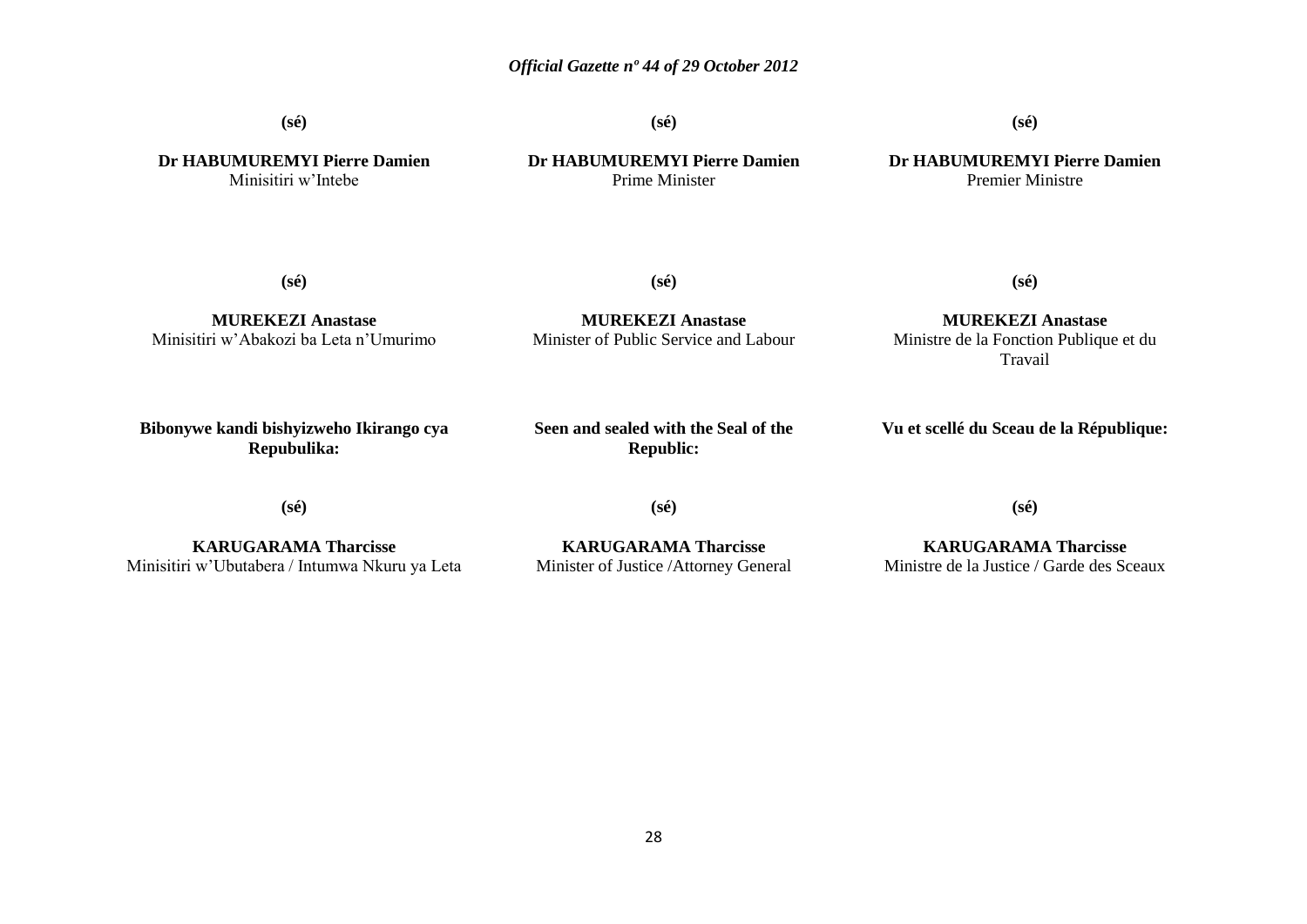(sé)

**Dr HABUMUREMYI Pierre Damien**
Minisitiri w'Intebe

(sé)

**Dr HABUMUREMYI Pierre Damien**
Prime Minister

(sé)

**Dr HABUMUREMYI Pierre Damien**
Premier Ministre

(sé)

**MUREKEZI Anastase**
Minisitiri w'Abakozi ba Leta n'Umurimo

(sé)

**MUREKEZI Anastase**
Minister of Public Service and Labour

(sé)

**MUREKEZI Anastase**
Ministre de la Fonction Publique et du Travail

**Bibonywe kandi bishyizweho Ikirango cya Repubulika:**

(sé)

**KARUGARAMA Tharcisse**
Minisitiri w'Ubutabera / Intumwa Nkuru ya Leta

**Seen and sealed with the Seal of the Republic:**

(sé)

**KARUGARAMA Tharcisse**
Minister of Justice /Attorney General

**Vu et scellé du Sceau de la République:**

(sé)

**KARUGARAMA Tharcisse**
Ministre de la Justice / Garde des Sceaux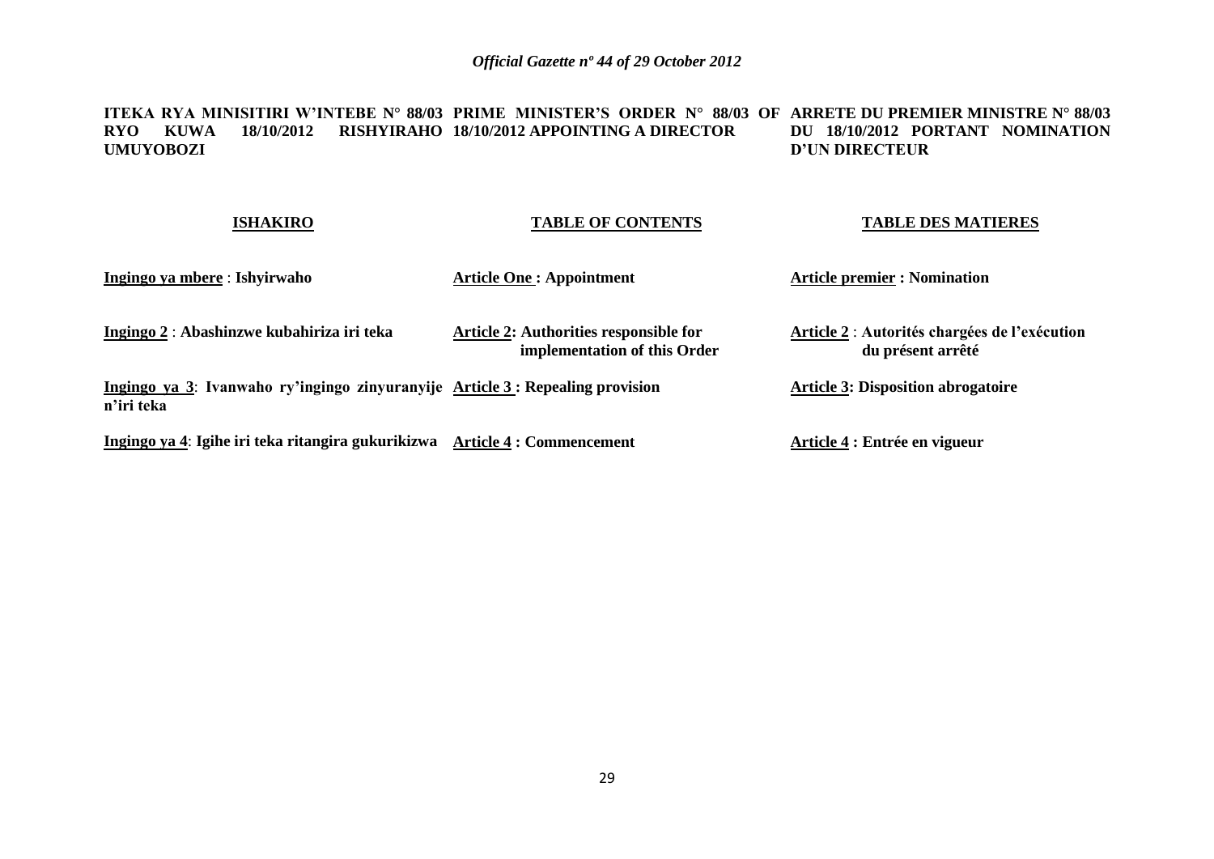**ITEKA RYA MINISITIRI W'INTEBE N° 88/03 RYO KUWA 18/10/2012 RISHYIRAHO UMUYOBOZI**

**PRIME MINISTER'S ORDER N° 88/03 OF 18/10/2012 APPOINTING A DIRECTOR**

**ARRETE DU PREMIER MINISTRE N° 88/03 DU 18/10/2012 PORTANT NOMINATION D'UN DIRECTEUR**

| **ISHAKIRO** | **TABLE OF CONTENTS** | **TABLE DES MATIERES** |
|---|---|---|
| **Ingingo ya mbere** : **Ishyirwaho** | **Article One : Appointment** | **Article premier : Nomination** |
| **Ingingo 2** : **Abashinzwe kubahiriza iri teka** | **Article 2: Authorities responsible for implementation of this Order** | **Article 2** : **Autorités chargées de l'exécution du présent arrêté** |
| **Ingingo ya 3**: **Ivanwaho ry'ingingo zinyuranyije n'iri teka** | **Article 3 : Repealing provision** | **Article 3: Disposition abrogatoire** |
| **Ingingo ya 4**: **Igihe iri teka ritangira gukurikizwa** | **Article 4 : Commencement** | **Article 4 : Entrée en vigueur** |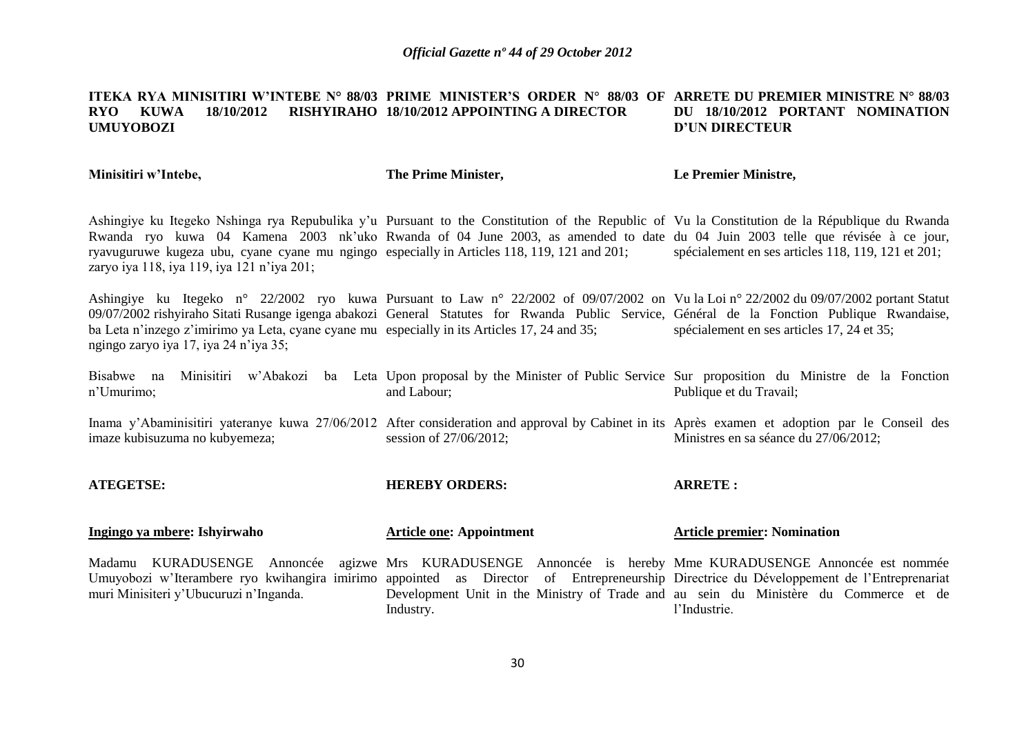**ITEKA RYA MINISITIRI W'INTEBE N° 88/03 RYO KUWA 18/10/2012 RISHYIRAHO UMUYOBOZI**

**Minisitiri w'Intebe,**

Ashingiye ku Itegeko Nshinga rya Repubulika y'u Rwanda ryo kuwa 04 Kamena 2003 nk'uko ryavuguruwe kugeza ubu, cyane cyane mu ngingo zaryo iya 118, iya 119, iya 121 n'iya 201;

Ashingiye ku Itegeko n° 22/2002 ryo kuwa 09/07/2002 rishyiraho Sitati Rusange igenga abakozi ba Leta n'inzego z'imirimo ya Leta, cyane cyane mu ngingo zaryo iya 17, iya 24 n'iya 35;

Bisabwe na Minisitiri w'Abakozi ba Leta n'Umurimo;

Inama y'Abaminisitiri yateranye kuwa 27/06/2012 imaze kubisuzuma no kubyemeza;

**ATEGETSE:**

**<u>Ingingo ya mbere</u>: Ishyirwaho**

Madamu KURADUSENGE Annoncée agizwe Umuyobozi w'Iterambere ryo kwihangira imirimo muri Minisiteri y'Ubucuruzi n'Inganda.

**PRIME MINISTER'S ORDER N° 88/03 OF 18/10/2012 APPOINTING A DIRECTOR**

**The Prime Minister,**

Pursuant to the Constitution of the Republic of Rwanda of 04 June 2003, as amended to date especially in Articles 118, 119, 121 and 201;

Pursuant to Law n° 22/2002 of 09/07/2002 on General Statutes for Rwanda Public Service, especially in its Articles 17, 24 and 35;

Upon proposal by the Minister of Public Service and Labour;

After consideration and approval by Cabinet in its session of 27/06/2012;

**HEREBY ORDERS:**

**<u>Article one</u>: Appointment**

Mrs KURADUSENGE Annoncée is hereby appointed as Director of Entrepreneurship Development Unit in the Ministry of Trade and Industry.

**ARRETE DU PREMIER MINISTRE N° 88/03 DU 18/10/2012 PORTANT NOMINATION D'UN DIRECTEUR**

**Le Premier Ministre,**

Vu la Constitution de la République du Rwanda du 04 Juin 2003 telle que révisée à ce jour, spécialement en ses articles 118, 119, 121 et 201;

Vu la Loi n° 22/2002 du 09/07/2002 portant Statut Général de la Fonction Publique Rwandaise, spécialement en ses articles 17, 24 et 35;

Sur proposition du Ministre de la Fonction Publique et du Travail;

Après examen et adoption par le Conseil des Ministres en sa séance du 27/06/2012;

**ARRETE :**

**<u>Article premier</u>: Nomination**

Mme KURADUSENGE Annoncée est nommée Directrice du Développement de l'Entreprenariat au sein du Ministère du Commerce et de l'Industrie.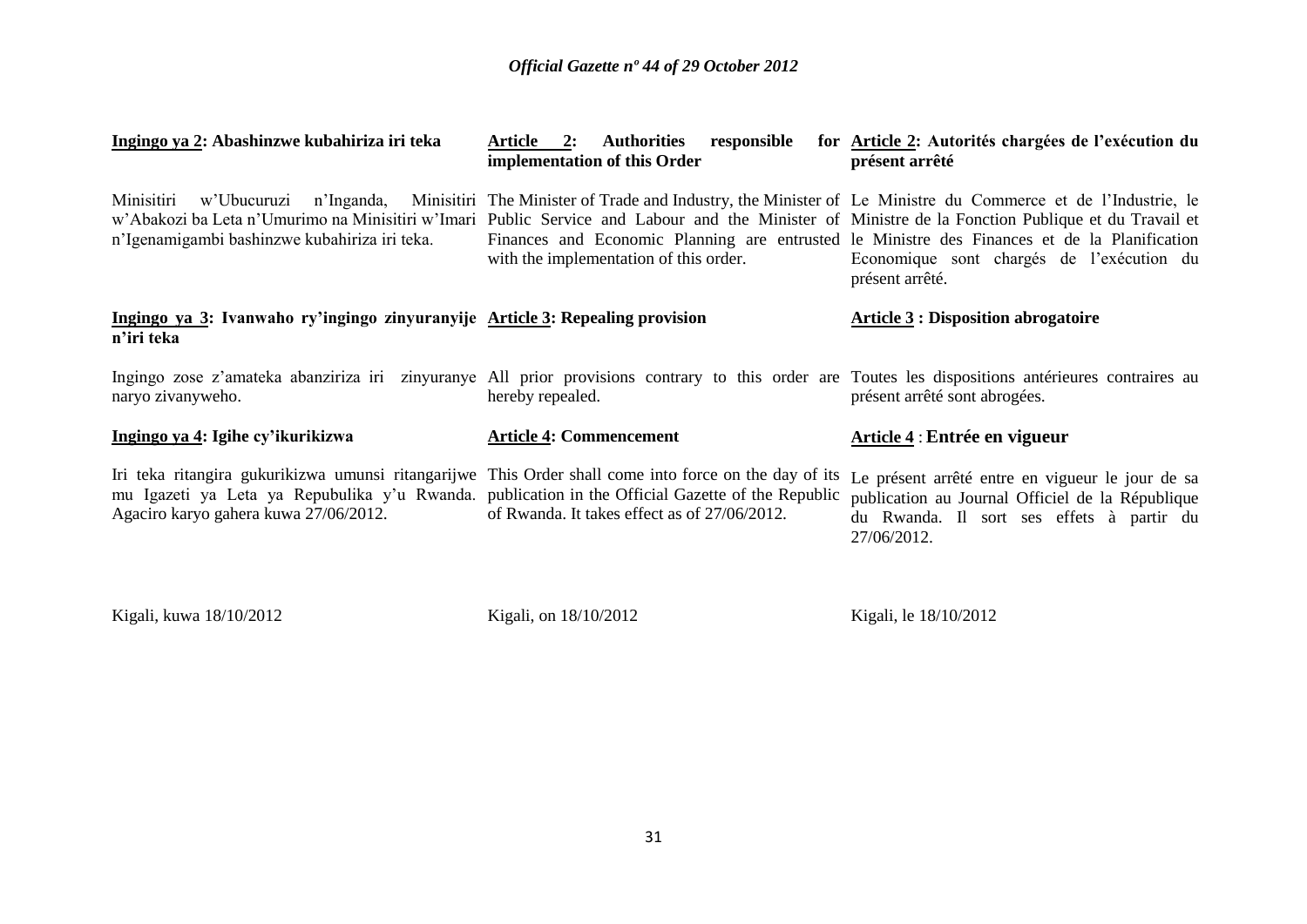**Ingingo ya 2: Abashinzwe kubahiriza iri teka**

Minisitiri w'Ubucuruzi n'Inganda, Minisitiri w'Abakozi ba Leta n'Umurimo na Minisitiri w'Imari n'Igenamigambi bashinzwe kubahiriza iri teka.

**Ingingo ya 3: Ivanwaho ry'ingingo zinyuranyije n'iri teka**

Ingingo zose z'amateka abanziriza iri zinyuranye naryo zivanyweho.

**Ingingo ya 4: Igihe cy'ikurikizwa**

Iri teka ritangira gukurikizwa umunsi ritangarijwe mu Igazeti ya Leta ya Repubulika y'u Rwanda. Agaciro karyo gahera kuwa 27/06/2012.

Kigali, kuwa 18/10/2012

**Article 2: Authorities responsible for implementation of this Order**

The Minister of Trade and Industry, the Minister of Public Service and Labour and the Minister of Finances and Economic Planning are entrusted with the implementation of this order.

**Article 3: Repealing provision**

All prior provisions contrary to this order are hereby repealed.

**Article 4: Commencement**

This Order shall come into force on the day of its publication in the Official Gazette of the Republic of Rwanda. It takes effect as of 27/06/2012.

Kigali, on 18/10/2012

**Article 2: Autorités chargées de l'exécution du présent arrêté**

Le Ministre du Commerce et de l'Industrie, le Ministre de la Fonction Publique et du Travail et le Ministre des Finances et de la Planification Economique sont chargés de l'exécution du présent arrêté.

**Article 3 : Disposition abrogatoire**

Toutes les dispositions antérieures contraires au présent arrêté sont abrogées.

**Article 4 : Entrée en vigueur**

Le présent arrêté entre en vigueur le jour de sa publication au Journal Officiel de la République du Rwanda. Il sort ses effets à partir du 27/06/2012.

Kigali, le 18/10/2012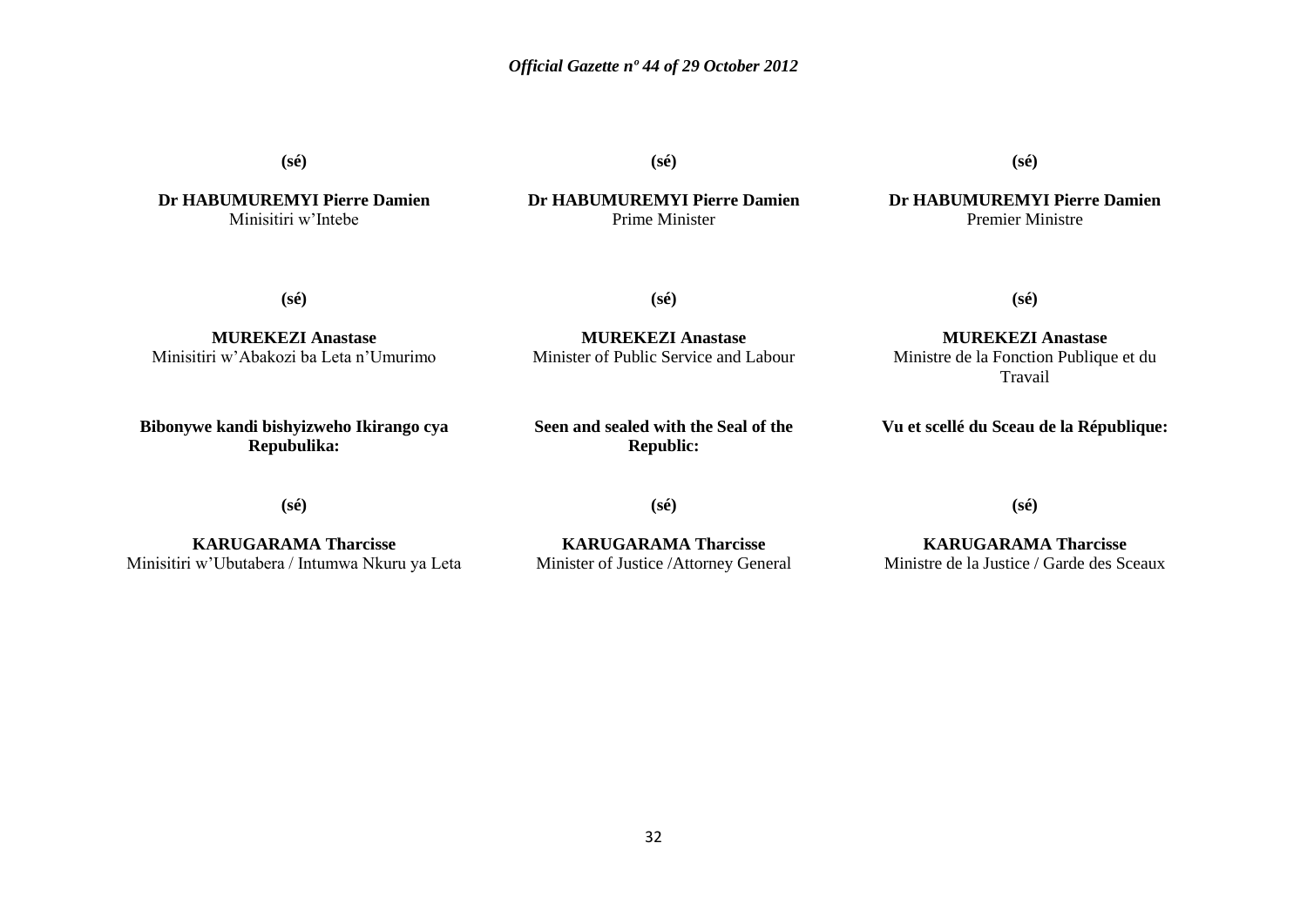**(sé)**

**Dr HABUMUREMYI Pierre Damien**
Minisitiri w'Intebe

**(sé)**

**Dr HABUMUREMYI Pierre Damien**
Prime Minister

**(sé)**

**Dr HABUMUREMYI Pierre Damien**
Premier Ministre

**(sé)**

**MUREKEZI Anastase**
Minisitiri w'Abakozi ba Leta n'Umurimo

**(sé)**

**MUREKEZI Anastase**
Minister of Public Service and Labour

**(sé)**

**MUREKEZI Anastase**
Ministre de la Fonction Publique et du Travail

**Bibonywe kandi bishyizweho Ikirango cya Repubulika:**

**(sé)**

**KARUGARAMA Tharcisse**
Minisitiri w'Ubutabera / Intumwa Nkuru ya Leta

**Seen and sealed with the Seal of the Republic:**

**(sé)**

**KARUGARAMA Tharcisse**
Minister of Justice /Attorney General

**Vu et scellé du Sceau de la République:**

**(sé)**

**KARUGARAMA Tharcisse**
Ministre de la Justice / Garde des Sceaux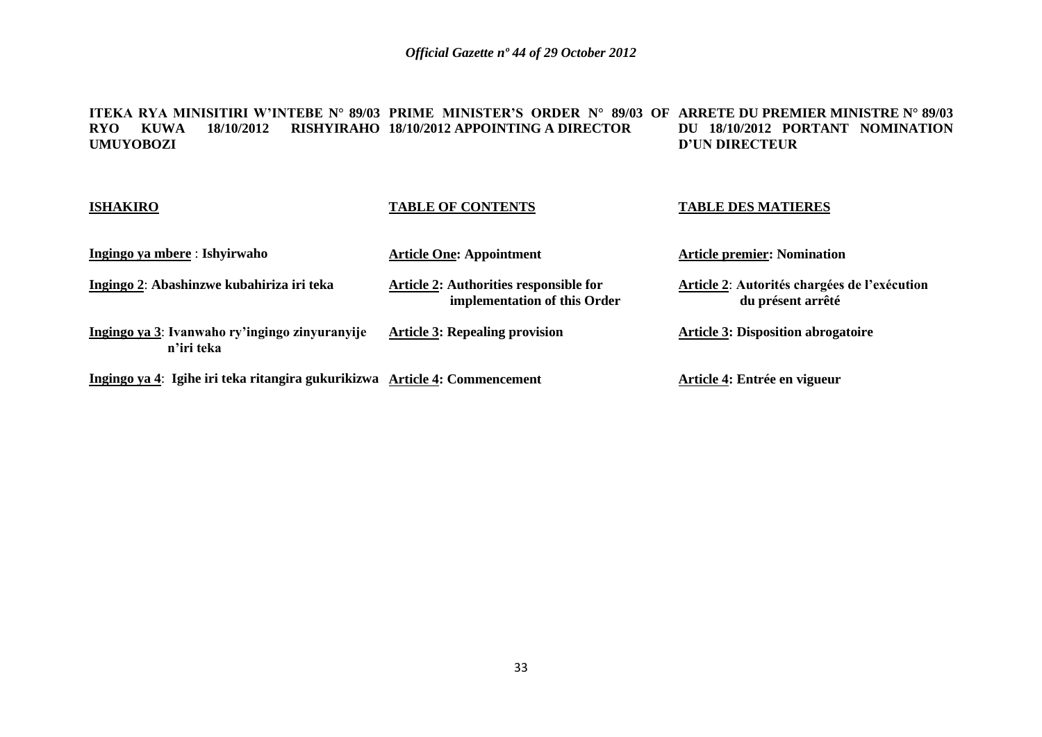**ITEKA RYA MINISITIRI W'INTEBE N° 89/03 RYO KUWA 18/10/2012 RISHYIRAHO UMUYOBOZI**

**ISHAKIRO**

**Ingingo ya mbere** : **Ishyirwaho**

**Ingingo 2**: **Abashinzwe kubahiriza iri teka**

**Ingingo ya 3**: **Ivanwaho ry'ingingo zinyuranyije n'iri teka**

**Ingingo ya 4**: **Igihe iri teka ritangira gukurikizwa**

**PRIME MINISTER'S ORDER N° 89/03 OF 18/10/2012 APPOINTING A DIRECTOR**

**TABLE OF CONTENTS**

**Article One: Appointment**

**Article 2: Authorities responsible for implementation of this Order**

**Article 3: Repealing provision**

**Article 4: Commencement**

**ARRETE DU PREMIER MINISTRE N° 89/03 DU 18/10/2012 PORTANT NOMINATION D'UN DIRECTEUR**

**TABLE DES MATIERES**

**Article premier: Nomination**

**Article 2**: **Autorités chargées de l'exécution du présent arrêté**

**Article 3: Disposition abrogatoire**

**Article 4: Entrée en vigueur**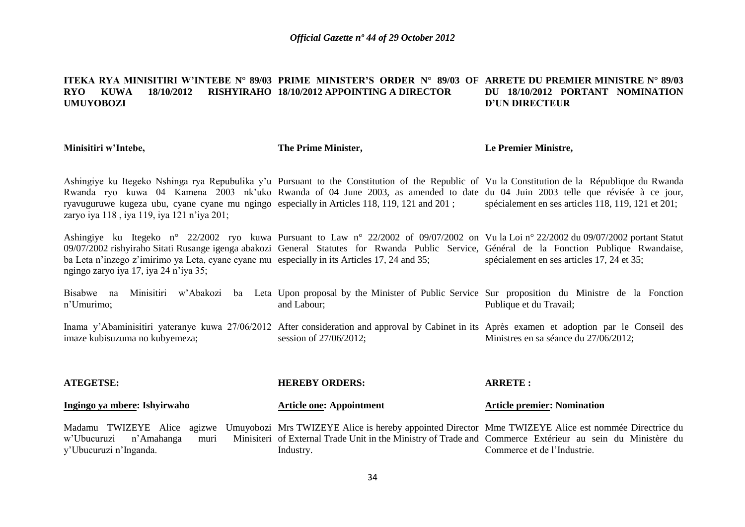**ITEKA RYA MINISITIRI W'INTEBE N° 89/03 RYO KUWA 18/10/2012 RISHYIRAHO UMUYOBOZI**

**Minisitiri w'Intebe,**

Ashingiye ku Itegeko Nshinga rya Repubulika y'u Rwanda ryo kuwa 04 Kamena 2003 nk'uko ryavuguruwe kugeza ubu, cyane cyane mu ngingo zaryo iya 118 , iya 119, iya 121 n'iya 201;

Ashingiye ku Itegeko n° 22/2002 ryo kuwa 09/07/2002 rishyiraho Sitati Rusange igenga abakozi ba Leta n'inzego z'imirimo ya Leta, cyane cyane mu ngingo zaryo iya 17, iya 24 n'iya 35;

Bisabwe na Minisitiri w'Abakozi ba Leta n'Umurimo;

Inama y'Abaminisitiri yateranye kuwa 27/06/2012 imaze kubisuzuma no kubyemeza;

**ATEGETSE:**

**Ingingo ya mbere: Ishyirwaho**

Madamu TWIZEYE Alice agizwe Umuyobozi w'Ubucuruzi n'Amahanga muri Minisiteri y'Ubucuruzi n'Inganda.

**PRIME MINISTER'S ORDER N° 89/03 OF 18/10/2012 APPOINTING A DIRECTOR**

**The Prime Minister,**

Pursuant to the Constitution of the Republic of Rwanda of 04 June 2003, as amended to date especially in Articles 118, 119, 121 and 201 ;

Pursuant to Law n° 22/2002 of 09/07/2002 on General Statutes for Rwanda Public Service, especially in its Articles 17, 24 and 35;

Upon proposal by the Minister of Public Service and Labour;

After consideration and approval by Cabinet in its session of 27/06/2012;

**HEREBY ORDERS:**

**Article one: Appointment**

Mrs TWIZEYE Alice is hereby appointed Director of External Trade Unit in the Ministry of Trade and Industry.

**ARRETE DU PREMIER MINISTRE N° 89/03 DU 18/10/2012 PORTANT NOMINATION D'UN DIRECTEUR**

**Le Premier Ministre,**

Vu la Constitution de la République du Rwanda du 04 Juin 2003 telle que révisée à ce jour, spécialement en ses articles 118, 119, 121 et 201;

Vu la Loi n° 22/2002 du 09/07/2002 portant Statut Général de la Fonction Publique Rwandaise, spécialement en ses articles 17, 24 et 35;

Sur proposition du Ministre de la Fonction Publique et du Travail;

Après examen et adoption par le Conseil des Ministres en sa séance du 27/06/2012;

**ARRETE :**

**Article premier: Nomination**

Mme TWIZEYE Alice est nommée Directrice du Commerce Extérieur au sein du Ministère du Commerce et de l'Industrie.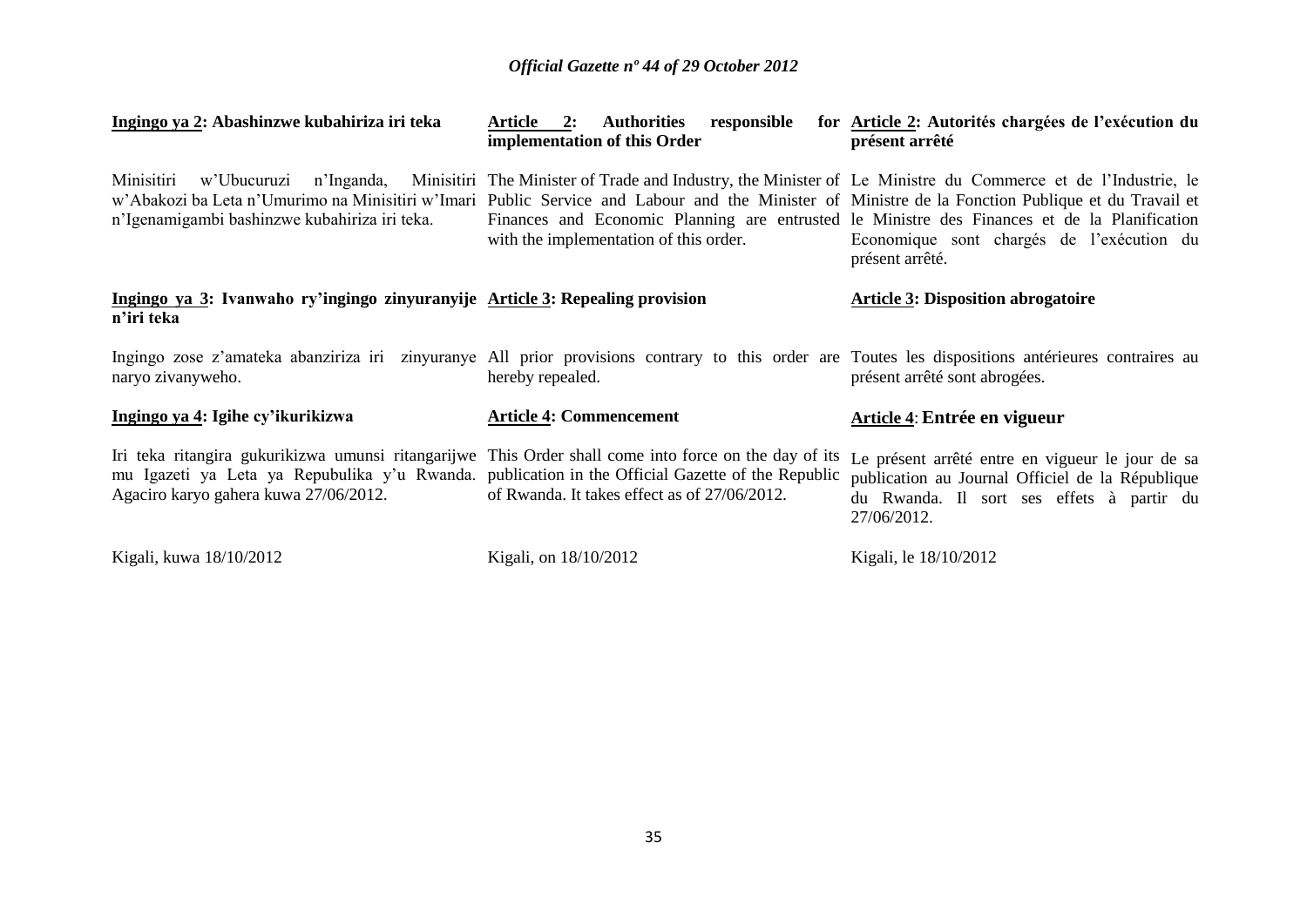**Ingingo ya 2: Abashinzwe kubahiriza iri teka**

Minisitiri w'Ubucuruzi n'Inganda, Minisitiri w'Abakozi ba Leta n'Umurimo na Minisitiri w'Imari n'Igenamigambi bashinzwe kubahiriza iri teka.

**Ingingo ya 3: Ivanwaho ry'ingingo zinyuranyije n'iri teka**

Ingingo zose z'amateka abanziriza iri zinyuranye naryo zivanyweho.

**Ingingo ya 4: Igihe cy'ikurikizwa**

Iri teka ritangira gukurikizwa umunsi ritangarijwe mu Igazeti ya Leta ya Repubulika y'u Rwanda. Agaciro karyo gahera kuwa 27/06/2012.

Kigali, kuwa 18/10/2012

**Article 2: Authorities responsible for implementation of this Order**

The Minister of Trade and Industry, the Minister of Public Service and Labour and the Minister of Finances and Economic Planning are entrusted with the implementation of this order.

**Article 3: Repealing provision**

All prior provisions contrary to this order are hereby repealed.

**Article 4: Commencement**

This Order shall come into force on the day of its publication in the Official Gazette of the Republic of Rwanda. It takes effect as of 27/06/2012.

Kigali, on 18/10/2012

**Article 2: Autorités chargées de l'exécution du présent arrêté**

Le Ministre du Commerce et de l'Industrie, le Ministre de la Fonction Publique et du Travail et le Ministre des Finances et de la Planification Economique sont chargés de l'exécution du présent arrêté.

**Article 3: Disposition abrogatoire**

Toutes les dispositions antérieures contraires au présent arrêté sont abrogées.

**Article 4: Entrée en vigueur**

Le présent arrêté entre en vigueur le jour de sa publication au Journal Officiel de la République du Rwanda. Il sort ses effets à partir du 27/06/2012.

Kigali, le 18/10/2012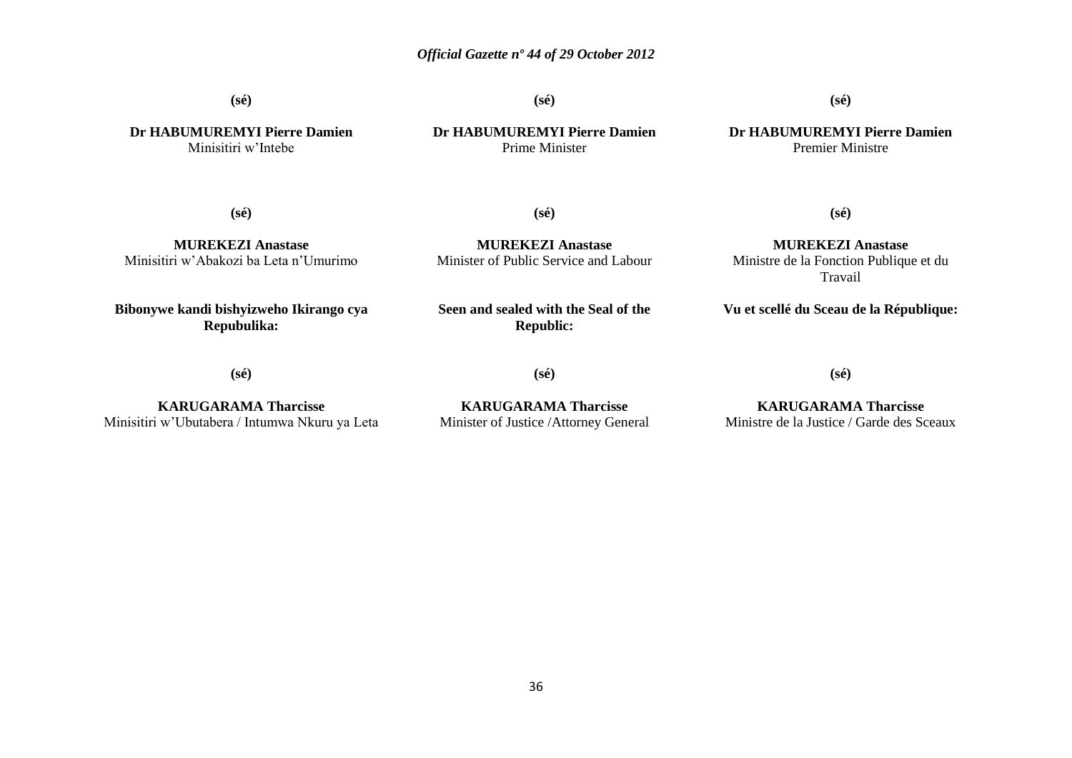**(sé)**

**Dr HABUMUREMYI Pierre Damien**
Minisitiri w'Intebe

**(sé)**

**MUREKEZI Anastase**
Minisitiri w'Abakozi ba Leta n'Umurimo

**Bibonywe kandi bishyizweho Ikirango cya Repubulika:**

**(sé)**

**KARUGARAMA Tharcisse**
Minisitiri w'Ubutabera / Intumwa Nkuru ya Leta

**(sé)**

**Dr HABUMUREMYI Pierre Damien**
Prime Minister

**(sé)**

**MUREKEZI Anastase**
Minister of Public Service and Labour

**Seen and sealed with the Seal of the Republic:**

**(sé)**

**KARUGARAMA Tharcisse**
Minister of Justice /Attorney General

**(sé)**

**Dr HABUMUREMYI Pierre Damien**
Premier Ministre

**(sé)**

**MUREKEZI Anastase**
Ministre de la Fonction Publique et du Travail

**Vu et scellé du Sceau de la République:**

**(sé)**

**KARUGARAMA Tharcisse**
Ministre de la Justice / Garde des Sceaux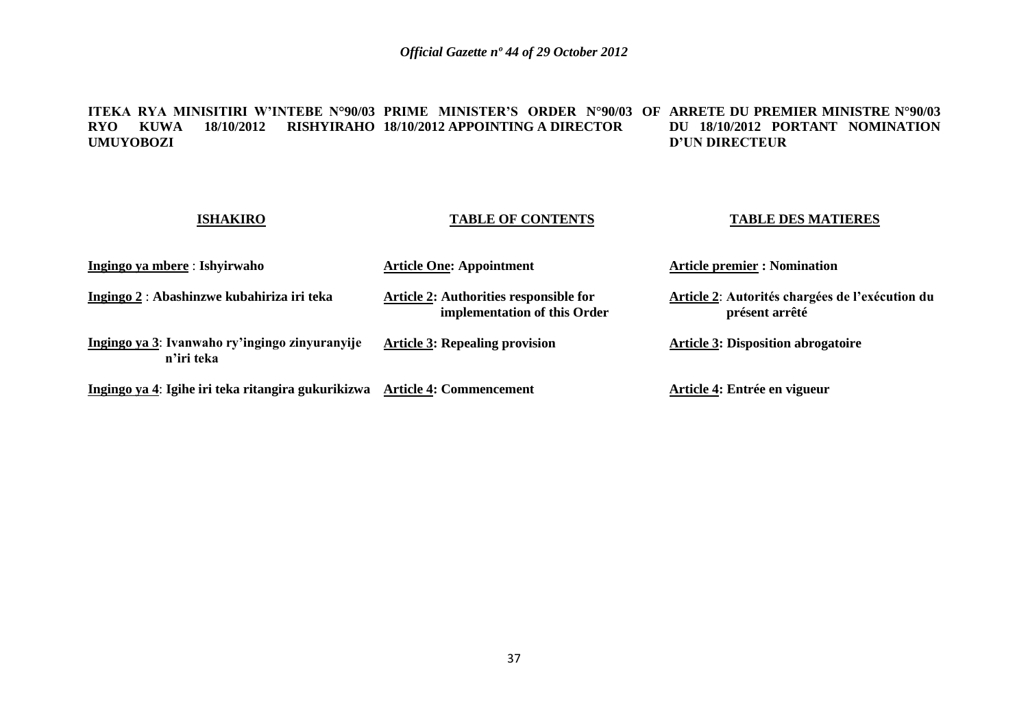**ITEKA RYA MINISITIRI W'INTEBE N°90/03 RYO KUWA 18/10/2012 RISHYIRAHO UMUYOBOZI**

**PRIME MINISTER'S ORDER N°90/03 OF 18/10/2012 APPOINTING A DIRECTOR**

**ARRETE DU PREMIER MINISTRE N°90/03 DU 18/10/2012 PORTANT NOMINATION D'UN DIRECTEUR**

| **ISHAKIRO** | **TABLE OF CONTENTS** | **TABLE DES MATIERES** |
|---|---|---|
| **Ingingo ya mbere : Ishyirwaho** | **Article One: Appointment** | **Article premier : Nomination** |
| **Ingingo 2 : Abashinzwe kubahiriza iri teka** | **Article 2: Authorities responsible for implementation of this Order** | **Article 2: Autorités chargées de l'exécution du présent arrêté** |
| **Ingingo ya 3: Ivanwaho ry'ingingo zinyuranyije n'iri teka** | **Article 3: Repealing provision** | **Article 3: Disposition abrogatoire** |
| **Ingingo ya 4: Igihe iri teka ritangira gukurikizwa** | **Article 4: Commencement** | **Article 4: Entrée en vigueur** |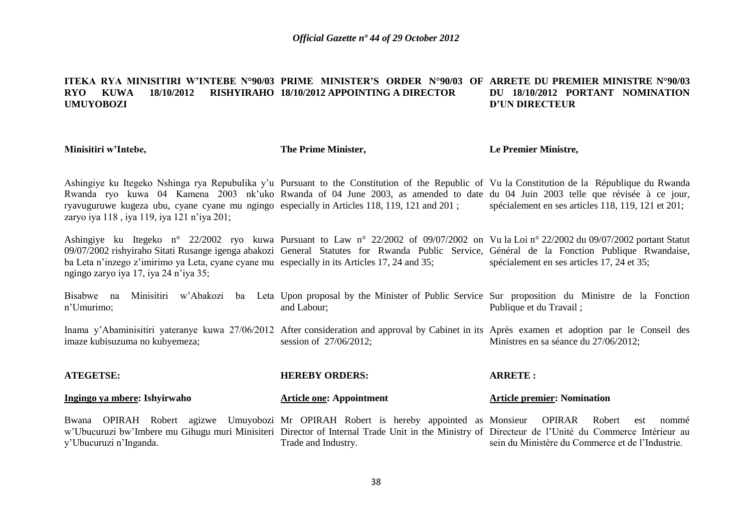**ITEKA RYA MINISITIRI W'INTEBE N°90/03 RYO KUWA 18/10/2012 RISHYIRAHO UMUYOBOZI**

**Minisitiri w'Intebe,**

Ashingiye ku Itegeko Nshinga rya Repubulika y'u Rwanda ryo kuwa 04 Kamena 2003 nk'uko ryavuguruwe kugeza ubu, cyane cyane mu ngingo zaryo iya 118 , iya 119, iya 121 n'iya 201;

Ashingiye ku Itegeko n° 22/2002 ryo kuwa 09/07/2002 rishyiraho Sitati Rusange igenga abakozi ba Leta n'inzego z'imirimo ya Leta, cyane cyane mu ngingo zaryo iya 17, iya 24 n'iya 35;

Bisabwe na Minisitiri w'Abakozi ba Leta n'Umurimo;

Inama y'Abaminisitiri yateranye kuwa 27/06/2012 imaze kubisuzuma no kubyemeza;

**ATEGETSE:**

**Ingingo ya mbere: Ishyirwaho**

Bwana OPIRAH Robert agizwe Umuyobozi w'Ubucuruzi bw'Imbere mu Gihugu muri Minisiteri y'Ubucuruzi n'Inganda.

**PRIME MINISTER'S ORDER N°90/03 OF 18/10/2012 APPOINTING A DIRECTOR**

**The Prime Minister,**

Pursuant to the Constitution of the Republic of Rwanda of 04 June 2003, as amended to date especially in Articles 118, 119, 121 and 201 ;

Pursuant to Law n° 22/2002 of 09/07/2002 on General Statutes for Rwanda Public Service, especially in its Articles 17, 24 and 35;

Upon proposal by the Minister of Public Service and Labour;

After consideration and approval by Cabinet in its session of 27/06/2012;

**HEREBY ORDERS:**

**Article one: Appointment**

Mr OPIRAH Robert is hereby appointed as Director of Internal Trade Unit in the Ministry of Trade and Industry.

**ARRETE DU PREMIER MINISTRE N°90/03 DU 18/10/2012 PORTANT NOMINATION D'UN DIRECTEUR**

**Le Premier Ministre,**

Vu la Constitution de la République du Rwanda du 04 Juin 2003 telle que révisée à ce jour, spécialement en ses articles 118, 119, 121 et 201;

Vu la Loi n° 22/2002 du 09/07/2002 portant Statut Général de la Fonction Publique Rwandaise, spécialement en ses articles 17, 24 et 35;

Sur proposition du Ministre de la Fonction Publique et du Travail ;

Après examen et adoption par le Conseil des Ministres en sa séance du 27/06/2012;

**ARRETE :**

**Article premier: Nomination**

Monsieur OPIRAR Robert est nommé Directeur de l'Unité du Commerce Intérieur au sein du Ministère du Commerce et de l'Industrie.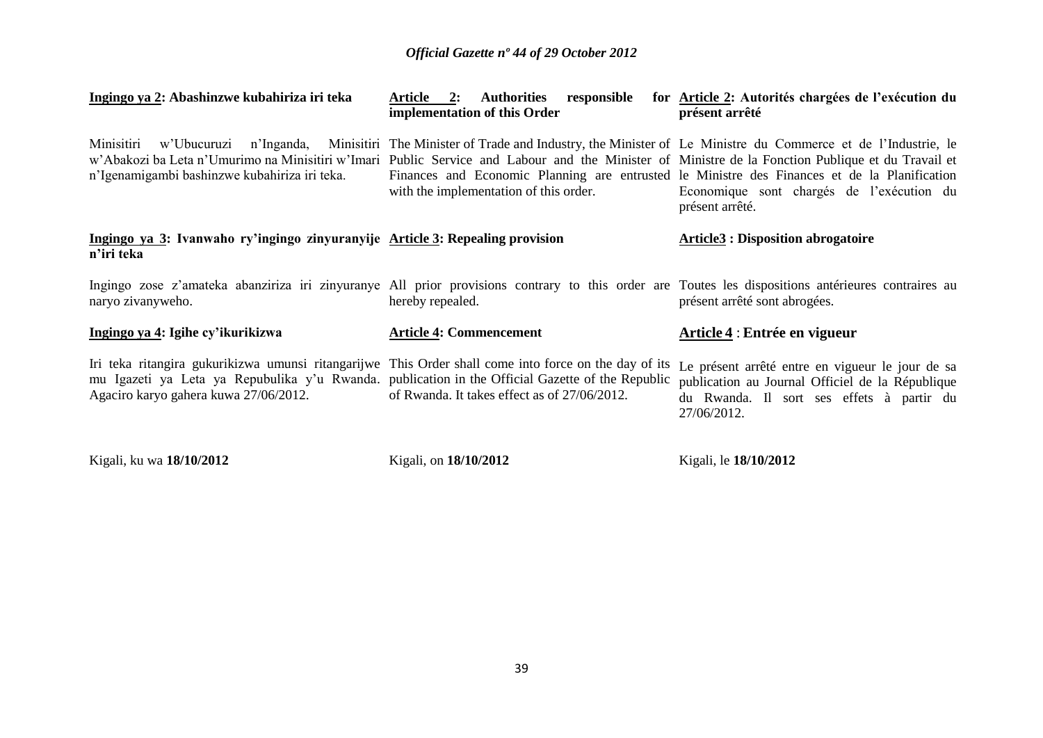**Ingingo ya 2: Abashinzwe kubahiriza iri teka**

Minisitiri w'Ubucuruzi n'Inganda, Minisitiri w'Abakozi ba Leta n'Umurimo na Minisitiri w'Imari n'Igenamigambi bashinzwe kubahiriza iri teka.

**Ingingo ya 3: Ivanwaho ry'ingingo zinyuranyije n'iri teka**

Ingingo zose z'amateka abanziriza iri zinyuranye naryo zivanyweho.

**Ingingo ya 4: Igihe cy'ikurikizwa**

Iri teka ritangira gukurikizwa umunsi ritangarijwe mu Igazeti ya Leta ya Repubulika y'u Rwanda. Agaciro karyo gahera kuwa 27/06/2012.

Kigali, ku wa **18/10/2012**

**Article 2: Authorities responsible for implementation of this Order**

The Minister of Trade and Industry, the Minister of Public Service and Labour and the Minister of Finances and Economic Planning are entrusted with the implementation of this order.

**Article 3: Repealing provision**

All prior provisions contrary to this order are hereby repealed.

**Article 4: Commencement**

This Order shall come into force on the day of its publication in the Official Gazette of the Republic of Rwanda. It takes effect as of 27/06/2012.

Kigali, on **18/10/2012**

**Article 2: Autorités chargées de l'exécution du présent arrêté**

Le Ministre du Commerce et de l'Industrie, le Ministre de la Fonction Publique et du Travail et le Ministre des Finances et de la Planification Economique sont chargés de l'exécution du présent arrêté.

**Article3 : Disposition abrogatoire**

Toutes les dispositions antérieures contraires au présent arrêté sont abrogées.

**Article 4 : Entrée en vigueur**

Le présent arrêté entre en vigueur le jour de sa publication au Journal Officiel de la République du Rwanda. Il sort ses effets à partir du 27/06/2012.

Kigali, le **18/10/2012**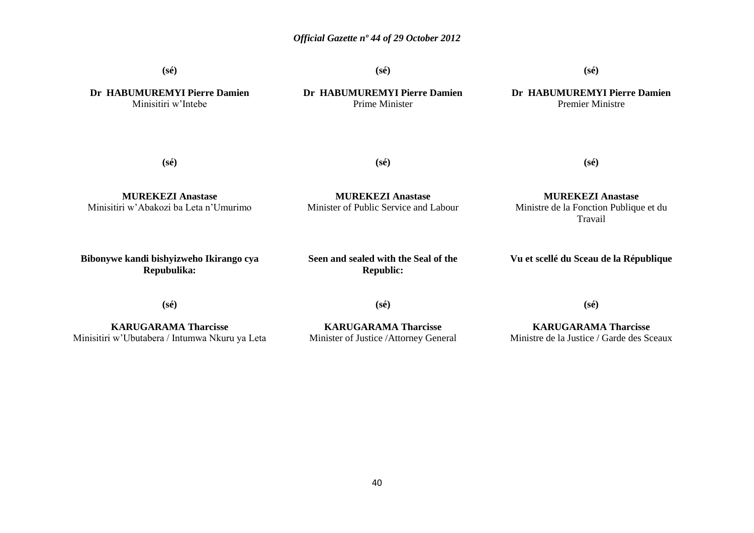**(sé)**

**Dr HABUMUREMYI Pierre Damien**
Minisitiri w'Intebe

**(sé)**

**Dr HABUMUREMYI Pierre Damien**
Prime Minister

**(sé)**

**Dr HABUMUREMYI Pierre Damien**
Premier Ministre

**(sé)**

**MUREKEZI Anastase**
Minisitiri w'Abakozi ba Leta n'Umurimo

**(sé)**

**MUREKEZI Anastase**
Minister of Public Service and Labour

**(sé)**

**MUREKEZI Anastase**
Ministre de la Fonction Publique et du Travail

**Bibonywe kandi bishyizweho Ikirango cya Repubulika:**

**(sé)**

**KARUGARAMA Tharcisse**
Minisitiri w'Ubutabera / Intumwa Nkuru ya Leta

**Seen and sealed with the Seal of the Republic:**

**(sé)**

**KARUGARAMA Tharcisse**
Minister of Justice /Attorney General

**Vu et scellé du Sceau de la République**

**(sé)**

**KARUGARAMA Tharcisse**
Ministre de la Justice / Garde des Sceaux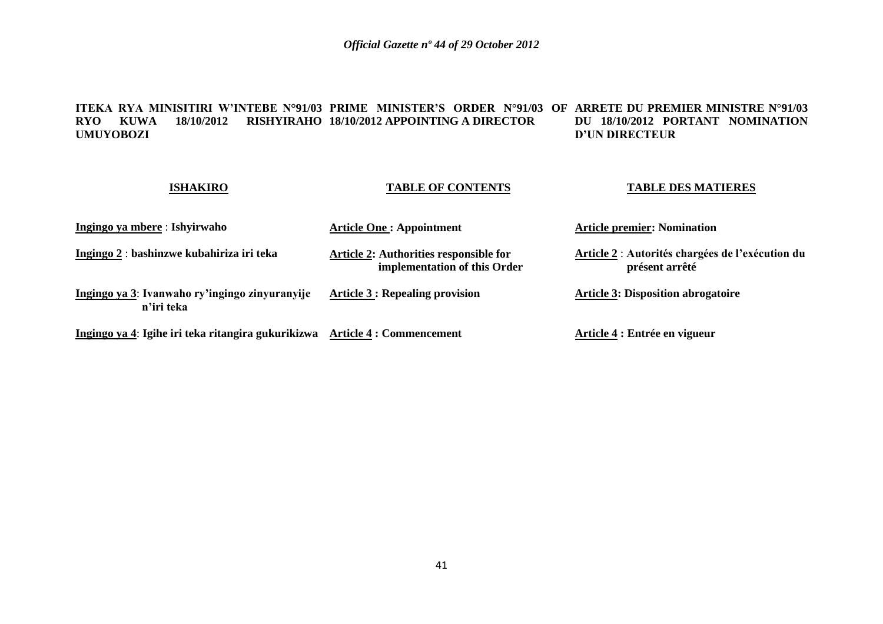**ITEKA RYA MINISITIRI W'INTEBE N°91/03 RYO KUWA 18/10/2012 RISHYIRAHO UMUYOBOZI**

**ISHAKIRO**

**Ingingo ya mbere** : **Ishyirwaho**

**Ingingo 2** : **bashinzwe kubahiriza iri teka**

**Ingingo ya 3**: **Ivanwaho ry'ingingo zinyuranyije n'iri teka**

**Ingingo ya 4**: **Igihe iri teka ritangira gukurikizwa**

**PRIME MINISTER'S ORDER N°91/03 OF 18/10/2012 APPOINTING A DIRECTOR**

**TABLE OF CONTENTS**

**Article One : Appointment**

**Article 2: Authorities responsible for implementation of this Order**

**Article 3 : Repealing provision**

**Article 4 : Commencement**

**ARRETE DU PREMIER MINISTRE N°91/03 DU 18/10/2012 PORTANT NOMINATION D'UN DIRECTEUR**

**TABLE DES MATIERES**

**Article premier: Nomination**

**Article 2** : **Autorités chargées de l'exécution du présent arrêté**

**Article 3: Disposition abrogatoire**

**Article 4 : Entrée en vigueur**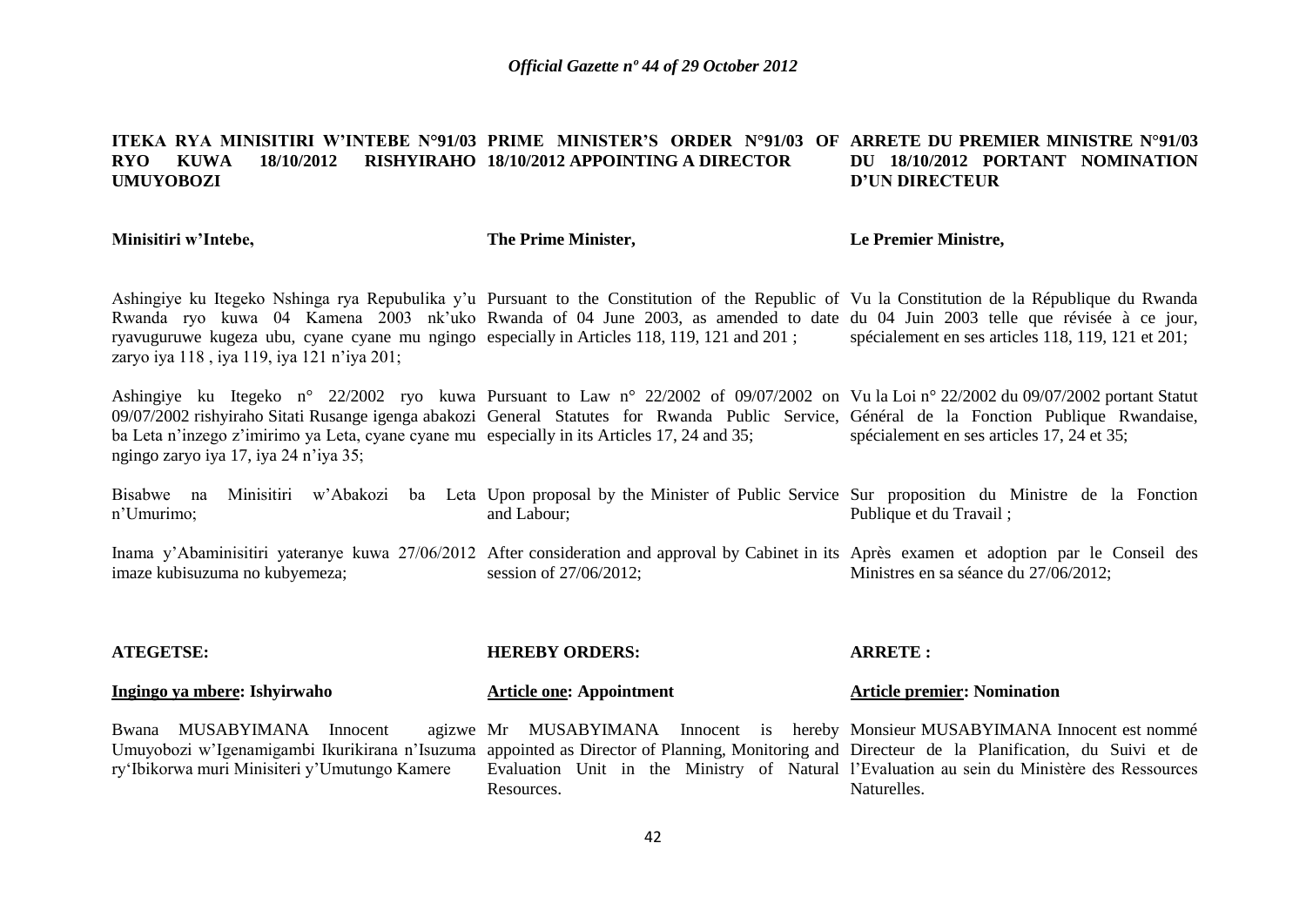**ITEKA RYA MINISITIRI W'INTEBE N°91/03 RYO KUWA 18/10/2012 RISHYIRAHO UMUYOBOZI**

**Minisitiri w'Intebe,**

Ashingiye ku Itegeko Nshinga rya Repubulika y'u Rwanda ryo kuwa 04 Kamena 2003 nk'uko ryavuguruwe kugeza ubu, cyane cyane mu ngingo zaryo iya 118 , iya 119, iya 121 n'iya 201;

Ashingiye ku Itegeko n° 22/2002 ryo kuwa 09/07/2002 rishyiraho Sitati Rusange igenga abakozi ba Leta n'inzego z'imirimo ya Leta, cyane cyane mu ngingo zaryo iya 17, iya 24 n'iya 35;

Bisabwe na Minisitiri w'Abakozi ba Leta n'Umurimo;

Inama y'Abaminisitiri yateranye kuwa 27/06/2012 imaze kubisuzuma no kubyemeza;

**ATEGETSE:**

**__Ingingo ya mbere__: Ishyirwaho**

Bwana MUSABYIMANA Innocent agizwe Umuyobozi w'Igenamigambi Ikurikirana n'Isuzuma ry'Ibikorwa muri Minisiteri y'Umutungo Kamere

**PRIME MINISTER'S ORDER N°91/03 OF 18/10/2012 APPOINTING A DIRECTOR**

**The Prime Minister,**

Pursuant to the Constitution of the Republic of Rwanda of 04 June 2003, as amended to date especially in Articles 118, 119, 121 and 201 ;

Pursuant to Law n° 22/2002 of 09/07/2002 on General Statutes for Rwanda Public Service, especially in its Articles 17, 24 and 35;

Upon proposal by the Minister of Public Service and Labour;

After consideration and approval by Cabinet in its session of 27/06/2012;

**HEREBY ORDERS:**

**__Article one__: Appointment**

Mr MUSABYIMANA Innocent is hereby appointed as Director of Planning, Monitoring and Evaluation Unit in the Ministry of Natural Resources.

**ARRETE DU PREMIER MINISTRE N°91/03 DU 18/10/2012 PORTANT NOMINATION D'UN DIRECTEUR**

**Le Premier Ministre,**

Vu la Constitution de la République du Rwanda du 04 Juin 2003 telle que révisée à ce jour, spécialement en ses articles 118, 119, 121 et 201;

Vu la Loi n° 22/2002 du 09/07/2002 portant Statut Général de la Fonction Publique Rwandaise, spécialement en ses articles 17, 24 et 35;

Sur proposition du Ministre de la Fonction Publique et du Travail ;

Après examen et adoption par le Conseil des Ministres en sa séance du 27/06/2012;

**ARRETE :**

**__Article premier__: Nomination**

Monsieur MUSABYIMANA Innocent est nommé Directeur de la Planification, du Suivi et de l'Evaluation au sein du Ministère des Ressources Naturelles.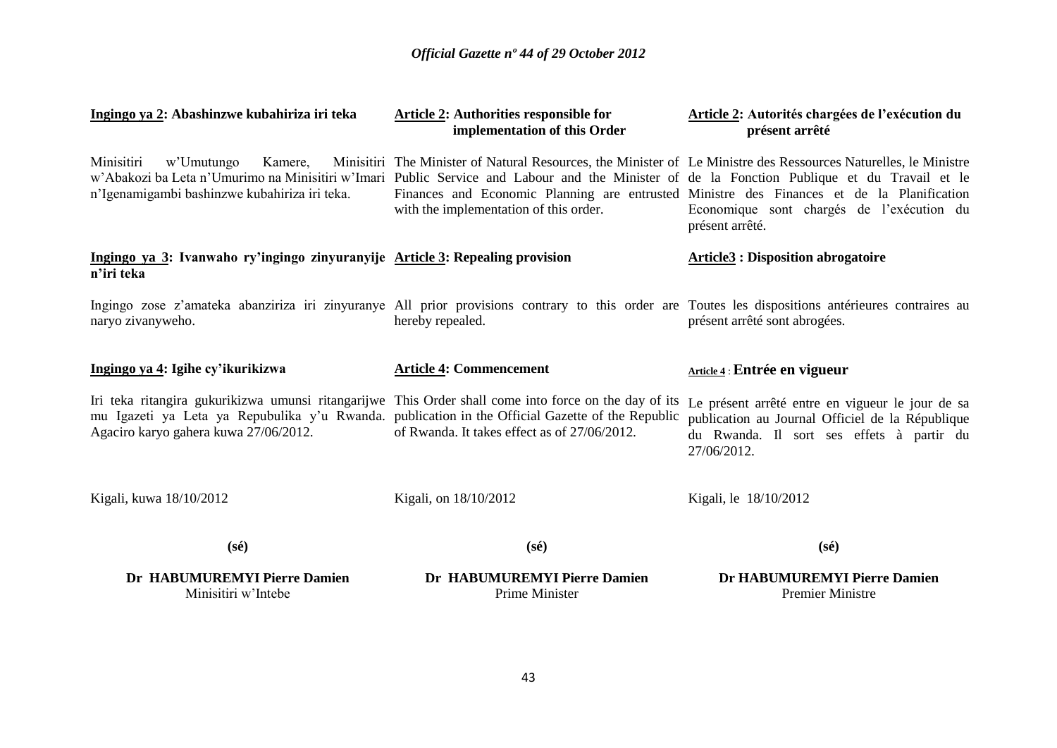**Ingingo ya 2: Abashinzwe kubahiriza iri teka**

Minisitiri w'Umutungo Kamere, Minisitiri w'Abakozi ba Leta n'Umurimo na Minisitiri w'Imari n'Igenamigambi bashinzwe kubahiriza iri teka.

**Ingingo ya 3: Ivanwaho ry'ingingo zinyuranyije n'iri teka**

Ingingo zose z'amateka abanziriza iri zinyuranye naryo zivanyweho.

**Ingingo ya 4: Igihe cy'ikurikizwa**

Iri teka ritangira gukurikizwa umunsi ritangarijwe mu Igazeti ya Leta ya Repubulika y'u Rwanda. Agaciro karyo gahera kuwa 27/06/2012.

Kigali, kuwa 18/10/2012

**(sé)**

**Dr HABUMUREMYI Pierre Damien**
Minisitiri w'Intebe

**Article 2: Authorities responsible for implementation of this Order**

The Minister of Natural Resources, the Minister of Public Service and Labour and the Minister of Finances and Economic Planning are entrusted with the implementation of this order.

**Article 3: Repealing provision**

All prior provisions contrary to this order are hereby repealed.

**Article 4: Commencement**

This Order shall come into force on the day of its publication in the Official Gazette of the Republic of Rwanda. It takes effect as of 27/06/2012.

Kigali, on 18/10/2012

**(sé)**

**Dr HABUMUREMYI Pierre Damien**
Prime Minister

**Article 2: Autorités chargées de l'exécution du présent arrêté**

Le Ministre des Ressources Naturelles, le Ministre de la Fonction Publique et du Travail et le Ministre des Finances et de la Planification Economique sont chargés de l'exécution du présent arrêté.

**Article3 : Disposition abrogatoire**

Toutes les dispositions antérieures contraires au présent arrêté sont abrogées.

**Article 4 : Entrée en vigueur**

Le présent arrêté entre en vigueur le jour de sa publication au Journal Officiel de la République du Rwanda. Il sort ses effets à partir du 27/06/2012.

Kigali, le 18/10/2012

**(sé)**

**Dr HABUMUREMYI Pierre Damien**
Premier Ministre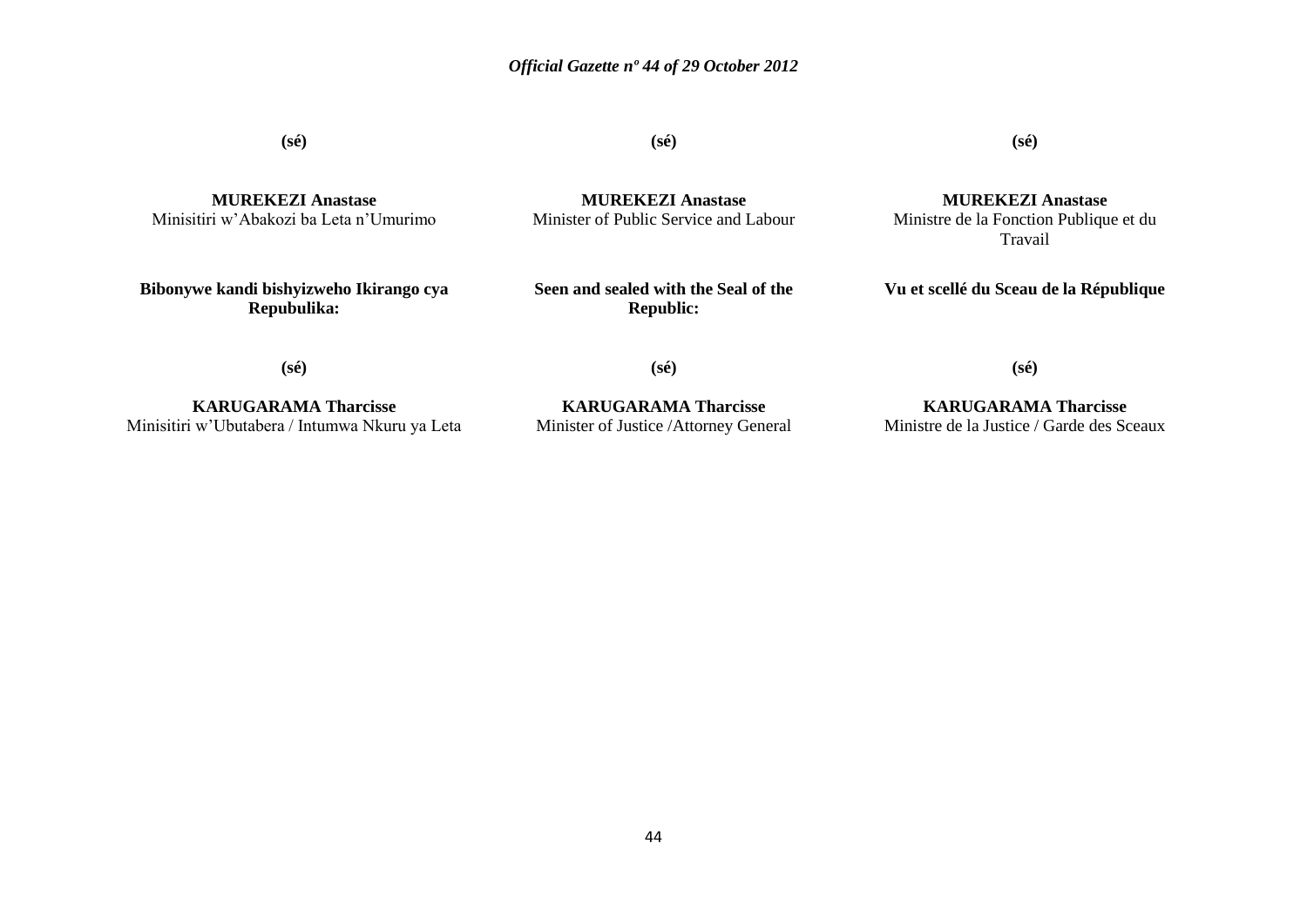(sé)

**MUREKEZI Anastase**
Minisitiri w'Abakozi ba Leta n'Umurimo

**Bibonywe kandi bishyizweho Ikirango cya Repubulika:**

(sé)

**KARUGARAMA Tharcisse**
Minisitiri w'Ubutabera / Intumwa Nkuru ya Leta

(sé)

**MUREKEZI Anastase**
Minister of Public Service and Labour

**Seen and sealed with the Seal of the Republic:**

(sé)

**KARUGARAMA Tharcisse**
Minister of Justice /Attorney General

(sé)

**MUREKEZI Anastase**
Ministre de la Fonction Publique et du Travail

**Vu et scellé du Sceau de la République**

(sé)

**KARUGARAMA Tharcisse**
Ministre de la Justice / Garde des Sceaux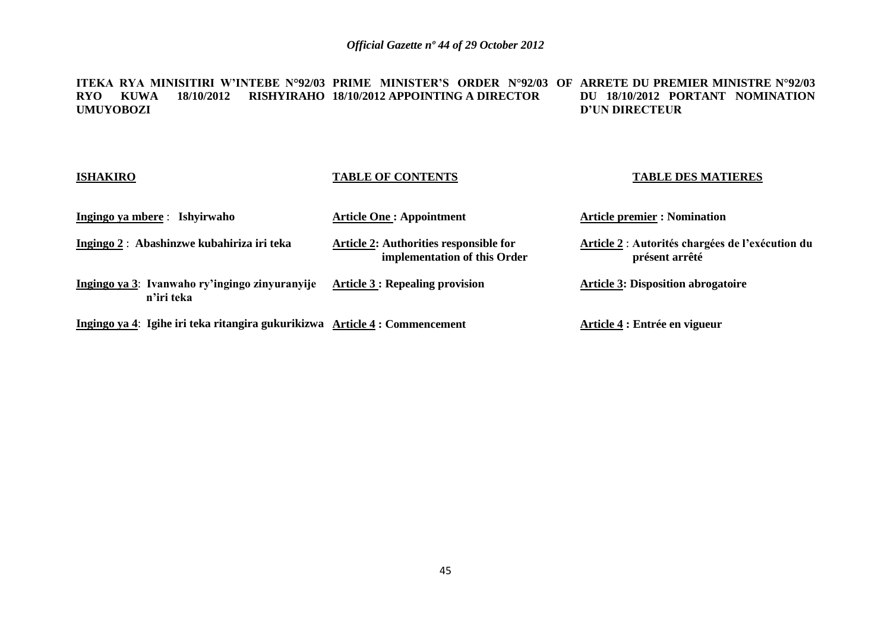**ITEKA RYA MINISITIRI W'INTEBE N°92/03 RYO KUWA 18/10/2012 RISHYIRAHO UMUYOBOZI**

**ISHAKIRO**

**Ingingo ya mbere** : **Ishyirwaho**

**Ingingo 2** : **Abashinzwe kubahiriza iri teka**

**Ingingo ya 3**: **Ivanwaho ry'ingingo zinyuranyije n'iri teka**

**Ingingo ya 4**: **Igihe iri teka ritangira gukurikizwa**

**PRIME MINISTER'S ORDER N°92/03 OF 18/10/2012 APPOINTING A DIRECTOR**

**TABLE OF CONTENTS**

**Article One : Appointment**

**Article 2: Authorities responsible for implementation of this Order**

**Article 3 : Repealing provision**

**Article 4 : Commencement**

**ARRETE DU PREMIER MINISTRE N°92/03 DU 18/10/2012 PORTANT NOMINATION D'UN DIRECTEUR**

**TABLE DES MATIERES**

**Article premier : Nomination**

**Article 2** : **Autorités chargées de l'exécution du présent arrêté**

**Article 3: Disposition abrogatoire**

**Article 4 : Entrée en vigueur**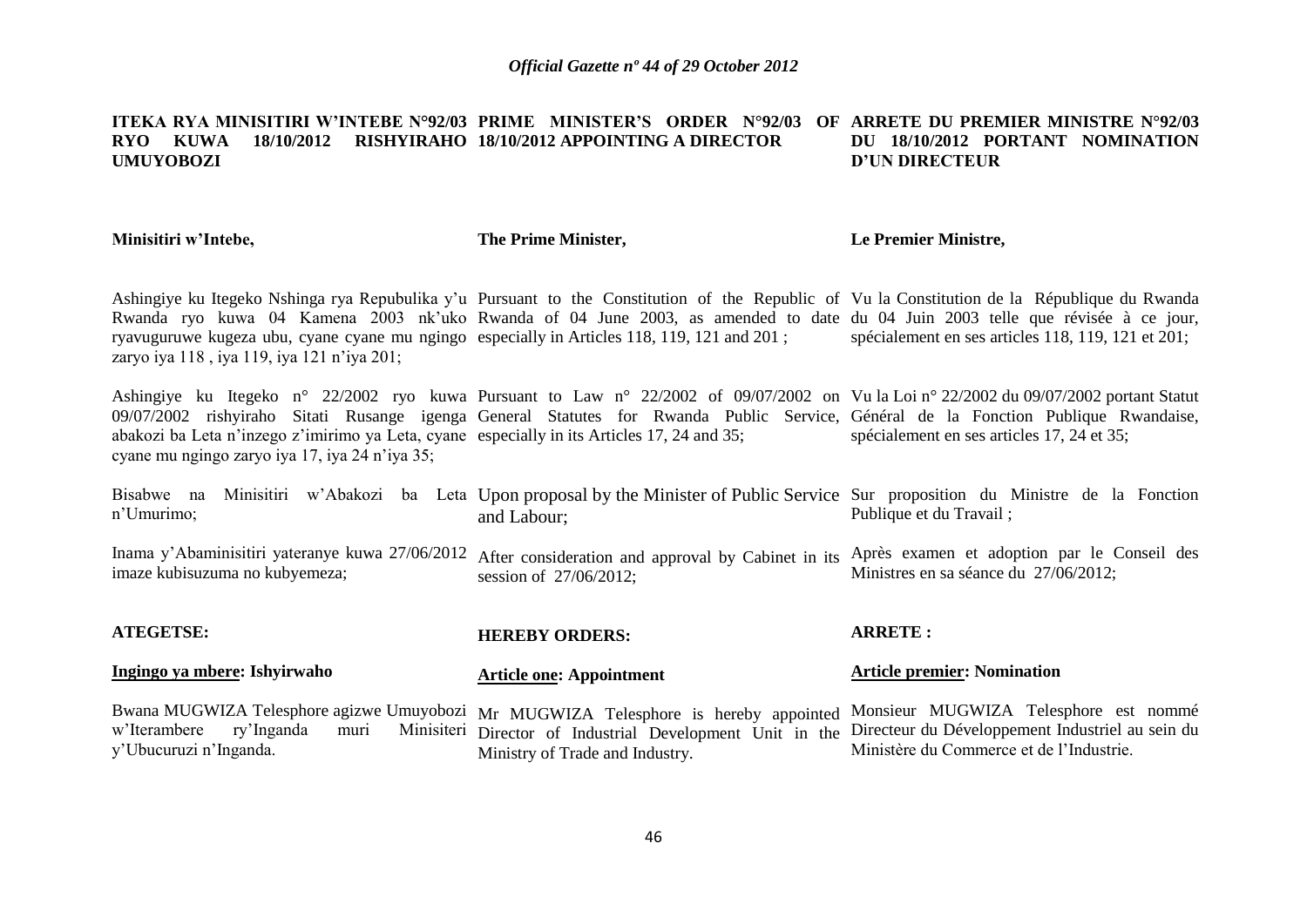**ITEKA RYA MINISITIRI W'INTEBE N°92/03 RYO KUWA 18/10/2012 RISHYIRAHO UMUYOBOZI**

**Minisitiri w'Intebe,**

Ashingiye ku Itegeko Nshinga rya Repubulika y'u Rwanda ryo kuwa 04 Kamena 2003 nk'uko ryavuguruwe kugeza ubu, cyane cyane mu ngingo zaryo iya 118 , iya 119, iya 121 n'iya 201;

Ashingiye ku Itegeko n° 22/2002 ryo kuwa 09/07/2002 rishyiraho Sitati Rusange igenga abakozi ba Leta n'inzego z'imirimo ya Leta, cyane cyane mu ngingo zaryo iya 17, iya 24 n'iya 35;

Bisabwe na Minisitiri w'Abakozi ba Leta n'Umurimo;

Inama y'Abaminisitiri yateranye kuwa 27/06/2012 imaze kubisuzuma no kubyemeza;

**ATEGETSE:**

**Ingingo ya mbere: Ishyirwaho**

Bwana MUGWIZA Telesphore agizwe Umuyobozi w'Iterambere ry'Inganda muri Minisiteri y'Ubucuruzi n'Inganda.

**PRIME MINISTER'S ORDER N°92/03 OF 18/10/2012 APPOINTING A DIRECTOR**

**The Prime Minister,**

Pursuant to the Constitution of the Republic of Rwanda of 04 June 2003, as amended to date especially in Articles 118, 119, 121 and 201 ;

Pursuant to Law n° 22/2002 of 09/07/2002 on General Statutes for Rwanda Public Service, especially in its Articles 17, 24 and 35;

Upon proposal by the Minister of Public Service and Labour;

After consideration and approval by Cabinet in its session of 27/06/2012;

**HEREBY ORDERS:**

**Article one: Appointment**

Mr MUGWIZA Telesphore is hereby appointed Director of Industrial Development Unit in the Ministry of Trade and Industry.

**ARRETE DU PREMIER MINISTRE N°92/03 DU 18/10/2012 PORTANT NOMINATION D'UN DIRECTEUR**

**Le Premier Ministre,**

Vu la Constitution de la République du Rwanda du 04 Juin 2003 telle que révisée à ce jour, spécialement en ses articles 118, 119, 121 et 201;

Vu la Loi n° 22/2002 du 09/07/2002 portant Statut Général de la Fonction Publique Rwandaise, spécialement en ses articles 17, 24 et 35;

Sur proposition du Ministre de la Fonction Publique et du Travail ;

Après examen et adoption par le Conseil des Ministres en sa séance du 27/06/2012;

**ARRETE :**

**Article premier: Nomination**

Monsieur MUGWIZA Telesphore est nommé Directeur du Développement Industriel au sein du Ministère du Commerce et de l'Industrie.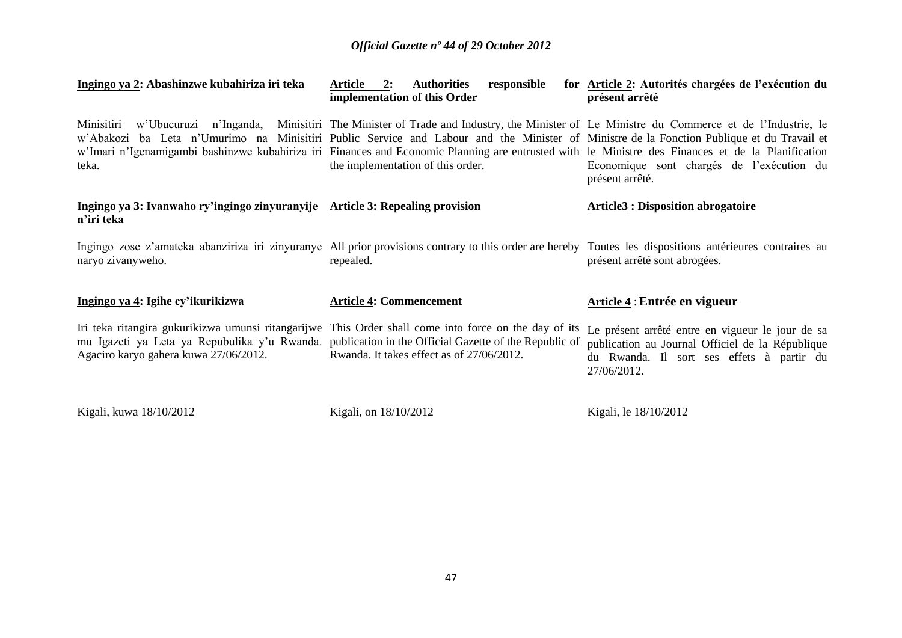**Ingingo ya 2: Abashinzwe kubahiriza iri teka**

Minisitiri w'Ubucuruzi n'Inganda, Minisitiri w'Abakozi ba Leta n'Umurimo na Minisitiri w'Imari n'Igenamigambi bashinzwe kubahiriza iri teka.

**Ingingo ya 3: Ivanwaho ry'ingingo zinyuranyije n'iri teka**

Ingingo zose z'amateka abanziriza iri zinyuranye naryo zivanyweho.

**Ingingo ya 4: Igihe cy'ikurikizwa**

Iri teka ritangira gukurikizwa umunsi ritangarijwe mu Igazeti ya Leta ya Repubulika y'u Rwanda. Agaciro karyo gahera kuwa 27/06/2012.

Kigali, kuwa 18/10/2012

**Article 2: Authorities responsible for implementation of this Order**

The Minister of Trade and Industry, the Minister of Public Service and Labour and the Minister of Finances and Economic Planning are entrusted with the implementation of this order.

**Article 3: Repealing provision**

All prior provisions contrary to this order are hereby repealed.

**Article 4: Commencement**

This Order shall come into force on the day of its publication in the Official Gazette of the Republic of Rwanda. It takes effect as of 27/06/2012.

Kigali, on 18/10/2012

**Article 2: Autorités chargées de l'exécution du présent arrêté**

Le Ministre du Commerce et de l'Industrie, le Ministre de la Fonction Publique et du Travail et le Ministre des Finances et de la Planification Economique sont chargés de l'exécution du présent arrêté.

**Article3 : Disposition abrogatoire**

Toutes les dispositions antérieures contraires au présent arrêté sont abrogées.

**Article 4 : Entrée en vigueur**

Le présent arrêté entre en vigueur le jour de sa publication au Journal Officiel de la République du Rwanda. Il sort ses effets à partir du 27/06/2012.

Kigali, le 18/10/2012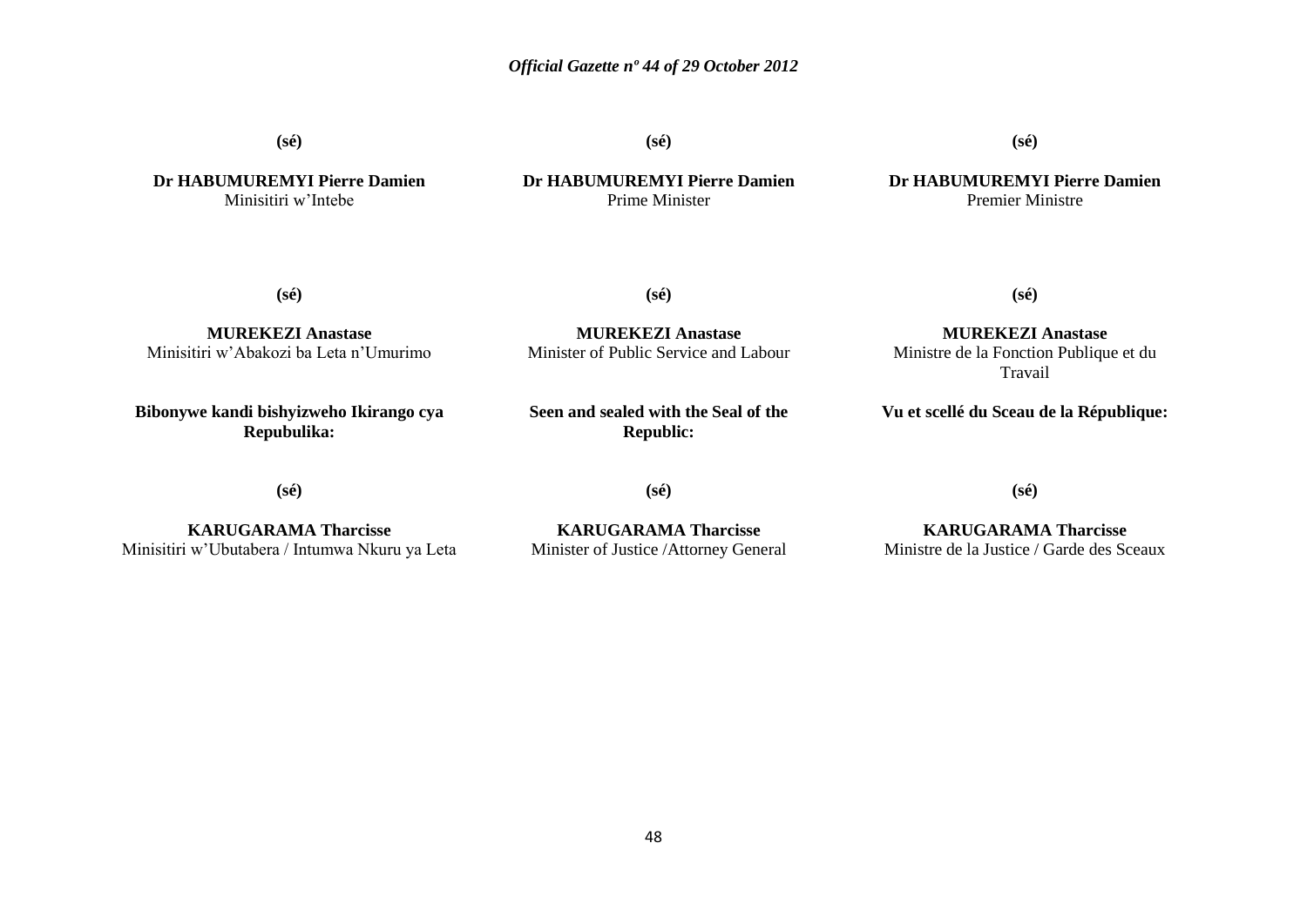**(sé)**

**Dr HABUMUREMYI Pierre Damien**
Minisitiri w'Intebe

**(sé)**

**Dr HABUMUREMYI Pierre Damien**
Prime Minister

**(sé)**

**Dr HABUMUREMYI Pierre Damien**
Premier Ministre

**(sé)**

**MUREKEZI Anastase**
Minisitiri w'Abakozi ba Leta n'Umurimo

**(sé)**

**MUREKEZI Anastase**
Minister of Public Service and Labour

**(sé)**

**MUREKEZI Anastase**
Ministre de la Fonction Publique et du Travail

**Bibonywe kandi bishyizweho Ikirango cya Repubulika:**

**(sé)**

**KARUGARAMA Tharcisse**
Minisitiri w'Ubutabera / Intumwa Nkuru ya Leta

**Seen and sealed with the Seal of the Republic:**

**(sé)**

**KARUGARAMA Tharcisse**
Minister of Justice /Attorney General

**Vu et scellé du Sceau de la République:**

**(sé)**

**KARUGARAMA Tharcisse**
Ministre de la Justice / Garde des Sceaux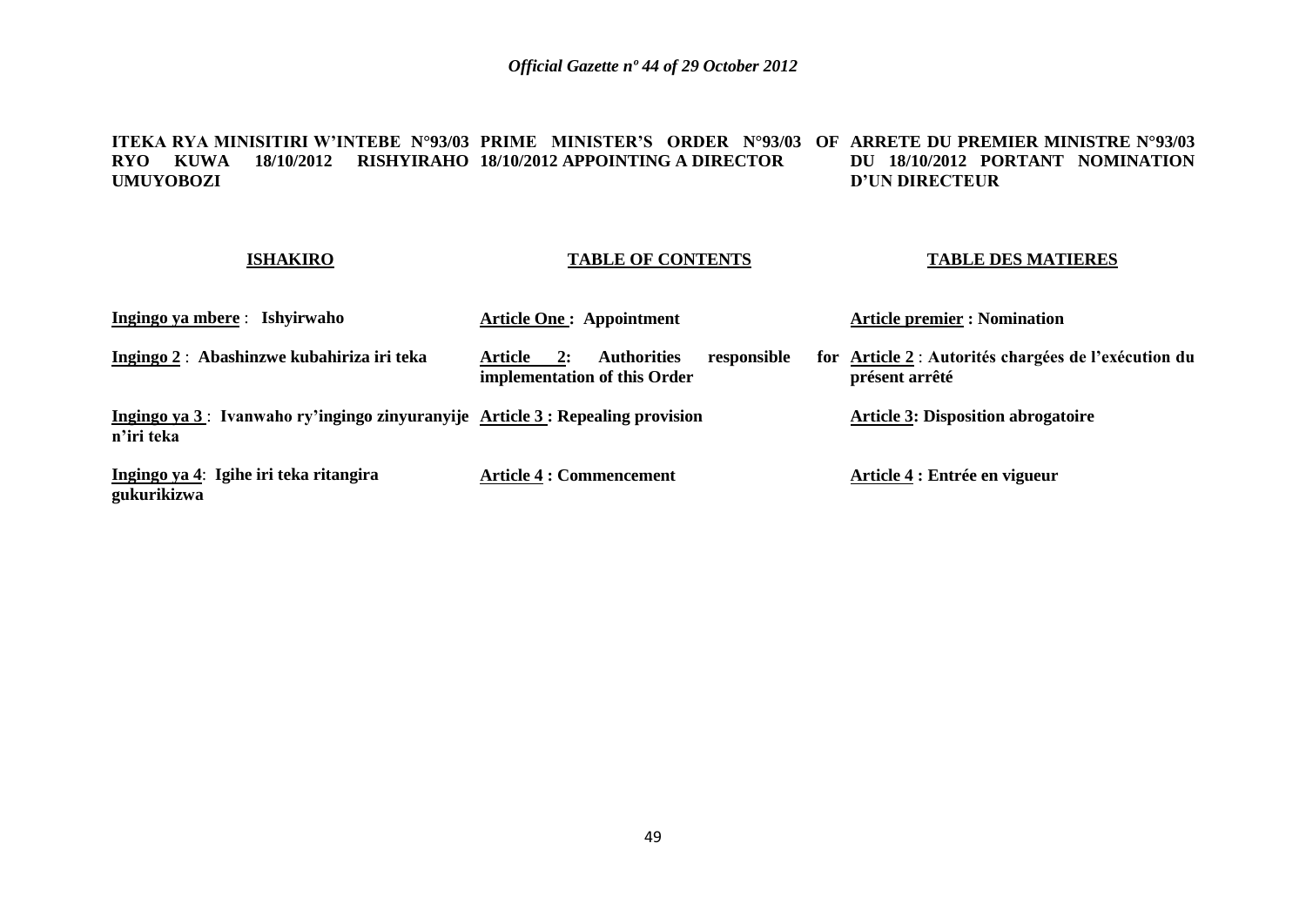**ITEKA RYA MINISITIRI W'INTEBE N°93/03 RYO KUWA 18/10/2012 RISHYIRAHO UMUYOBOZI**

**ISHAKIRO**

**Ingingo ya mbere** : **Ishyirwaho**

**Ingingo 2** : **Abashinzwe kubahiriza iri teka**

**Ingingo ya 3** : **Ivanwaho ry'ingingo zinyuranyije n'iri teka**

**Ingingo ya 4**: **Igihe iri teka ritangira gukurikizwa**

**PRIME MINISTER'S ORDER N°93/03 OF 18/10/2012 APPOINTING A DIRECTOR**

**TABLE OF CONTENTS**

**Article One : Appointment**

**Article 2: Authorities responsible for implementation of this Order**

**Article 3 : Repealing provision**

**Article 4 : Commencement**

**ARRETE DU PREMIER MINISTRE N°93/03 DU 18/10/2012 PORTANT NOMINATION D'UN DIRECTEUR**

**TABLE DES MATIERES**

**Article premier : Nomination**

**Article 2** : **Autorités chargées de l'exécution du présent arrêté**

**Article 3: Disposition abrogatoire**

**Article 4 : Entrée en vigueur**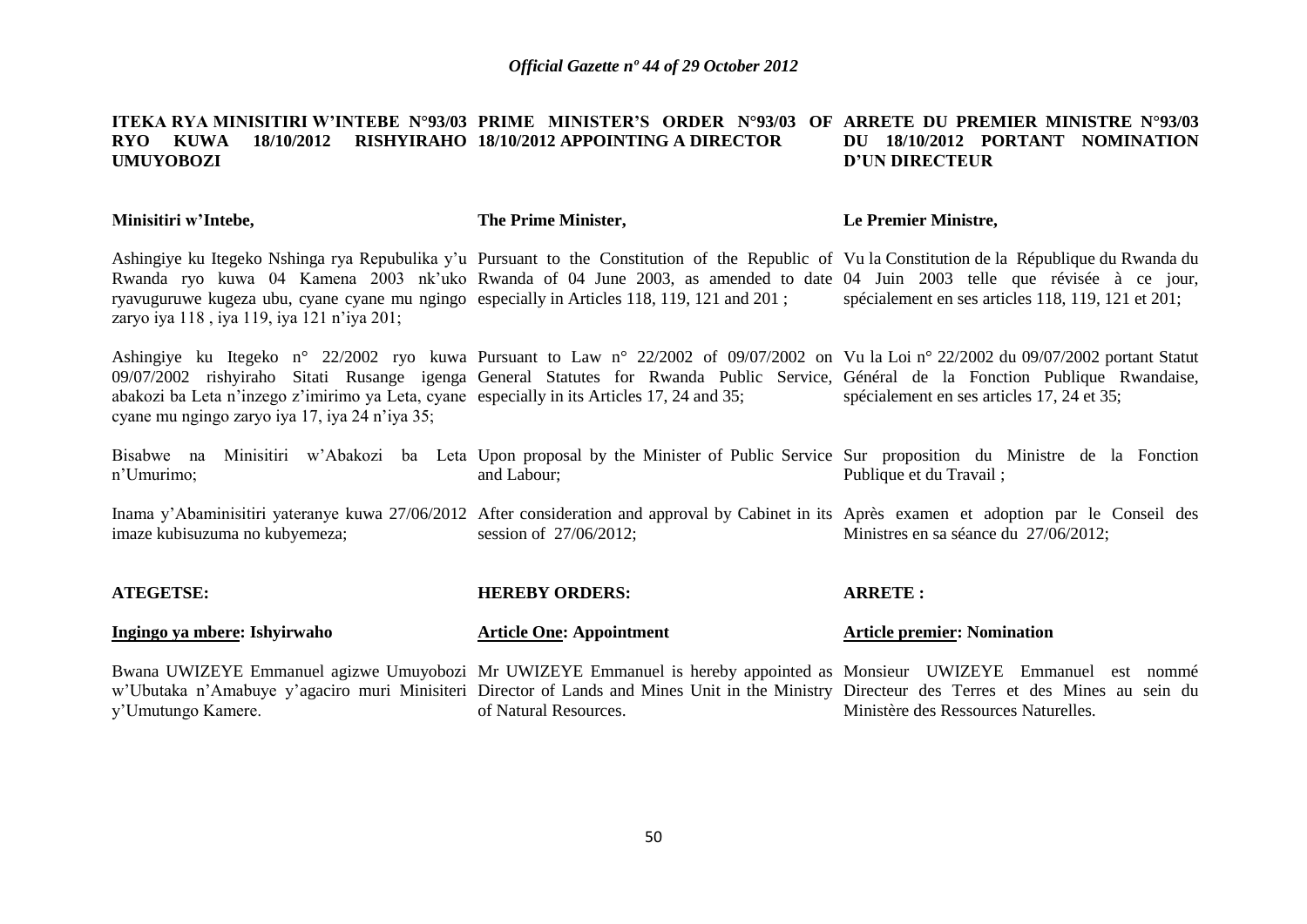**ITEKA RYA MINISITIRI W'INTEBE N°93/03 RYO KUWA 18/10/2012 RISHYIRAHO UMUYOBOZI**

**Minisitiri w'Intebe,**

Ashingiye ku Itegeko Nshinga rya Repubulika y'u Rwanda ryo kuwa 04 Kamena 2003 nk'uko ryavuguruwe kugeza ubu, cyane cyane mu ngingo zaryo iya 118 , iya 119, iya 121 n'iya 201;

Ashingiye ku Itegeko n° 22/2002 ryo kuwa 09/07/2002 rishyiraho Sitati Rusange igenga abakozi ba Leta n'inzego z'imirimo ya Leta, cyane cyane mu ngingo zaryo iya 17, iya 24 n'iya 35;

Bisabwe na Minisitiri w'Abakozi ba Leta n'Umurimo;

Inama y'Abaminisitiri yateranye kuwa 27/06/2012 imaze kubisuzuma no kubyemeza;

**ATEGETSE:**

**Ingingo ya mbere: Ishyirwaho**

Bwana UWIZEYE Emmanuel agizwe Umuyobozi w'Ubutaka n'Amabuye y'agaciro muri Minisiteri y'Umutungo Kamere.

**PRIME MINISTER'S ORDER N°93/03 OF 18/10/2012 APPOINTING A DIRECTOR**

**The Prime Minister,**

Pursuant to the Constitution of the Republic of Rwanda of 04 June 2003, as amended to date especially in Articles 118, 119, 121 and 201 ;

Pursuant to Law n° 22/2002 of 09/07/2002 on General Statutes for Rwanda Public Service, especially in its Articles 17, 24 and 35;

Upon proposal by the Minister of Public Service and Labour;

After consideration and approval by Cabinet in its session of 27/06/2012;

**HEREBY ORDERS:**

**Article One: Appointment**

Mr UWIZEYE Emmanuel is hereby appointed as Director of Lands and Mines Unit in the Ministry of Natural Resources.

**ARRETE DU PREMIER MINISTRE N°93/03 DU 18/10/2012 PORTANT NOMINATION D'UN DIRECTEUR**

**Le Premier Ministre,**

Vu la Constitution de la République du Rwanda du 04 Juin 2003 telle que révisée à ce jour, spécialement en ses articles 118, 119, 121 et 201;

Vu la Loi n° 22/2002 du 09/07/2002 portant Statut Général de la Fonction Publique Rwandaise, spécialement en ses articles 17, 24 et 35;

Sur proposition du Ministre de la Fonction Publique et du Travail ;

Après examen et adoption par le Conseil des Ministres en sa séance du 27/06/2012;

**ARRETE :**

**Article premier: Nomination**

Monsieur UWIZEYE Emmanuel est nommé Directeur des Terres et des Mines au sein du Ministère des Ressources Naturelles.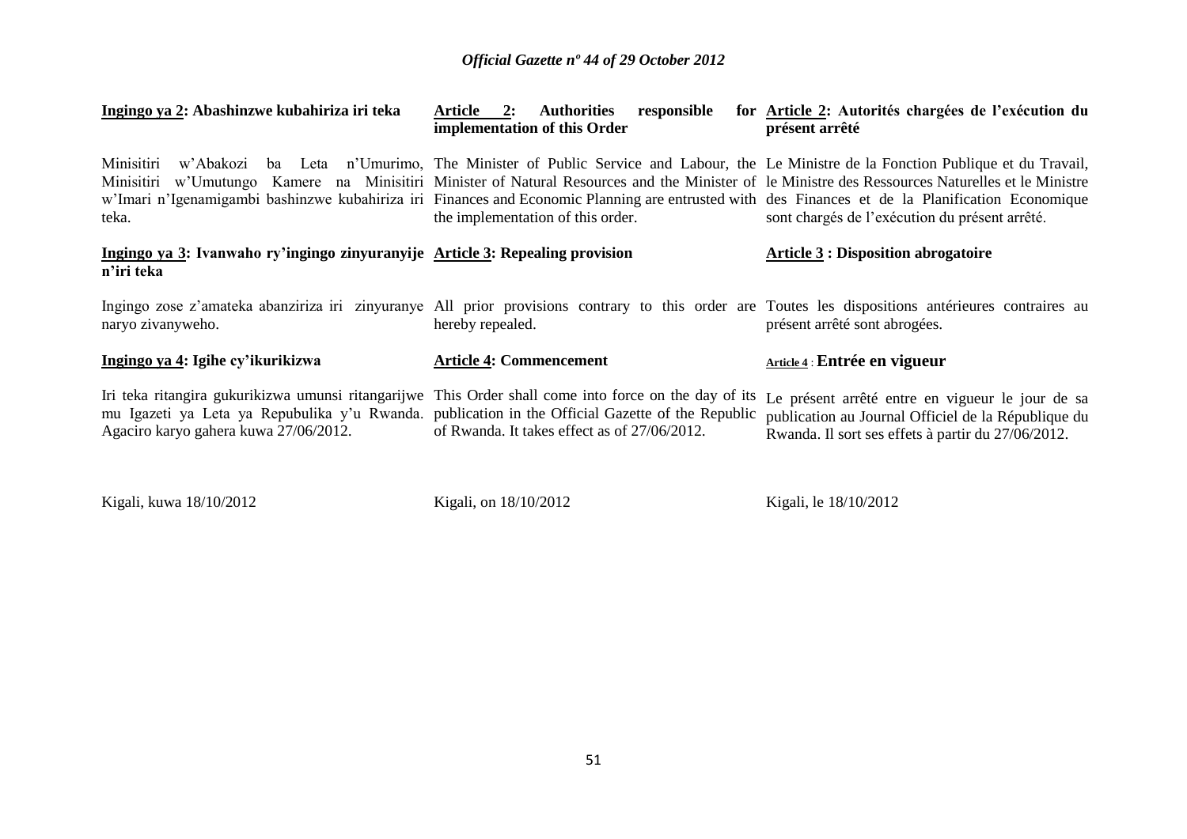**Ingingo ya 2: Abashinzwe kubahiriza iri teka**

Minisitiri w'Abakozi ba Leta n'Umurimo, Minisitiri w'Umutungo Kamere na Minisitiri w'Imari n'Igenamigambi bashinzwe kubahiriza iri teka.

**Ingingo ya 3: Ivanwaho ry'ingingo zinyuranyije n'iri teka**

Ingingo zose z'amateka abanziriza iri zinyuranye naryo zivanyweho.

**Ingingo ya 4: Igihe cy'ikurikizwa**

Iri teka ritangira gukurikizwa umunsi ritangarijwe mu Igazeti ya Leta ya Repubulika y'u Rwanda. Agaciro karyo gahera kuwa 27/06/2012.

Kigali, kuwa 18/10/2012

**Article 2: Authorities responsible for implementation of this Order**

The Minister of Public Service and Labour, the Minister of Natural Resources and the Minister of Finances and Economic Planning are entrusted with the implementation of this order.

**Article 3: Repealing provision**

All prior provisions contrary to this order are hereby repealed.

**Article 4: Commencement**

This Order shall come into force on the day of its publication in the Official Gazette of the Republic of Rwanda. It takes effect as of 27/06/2012.

Kigali, on 18/10/2012

**Article 2: Autorités chargées de l'exécution du présent arrêté**

Le Ministre de la Fonction Publique et du Travail, le Ministre des Ressources Naturelles et le Ministre des Finances et de la Planification Economique sont chargés de l'exécution du présent arrêté.

**Article 3 : Disposition abrogatoire**

Toutes les dispositions antérieures contraires au présent arrêté sont abrogées.

**Article 4 : Entrée en vigueur**

Le présent arrêté entre en vigueur le jour de sa publication au Journal Officiel de la République du Rwanda. Il sort ses effets à partir du 27/06/2012.

Kigali, le 18/10/2012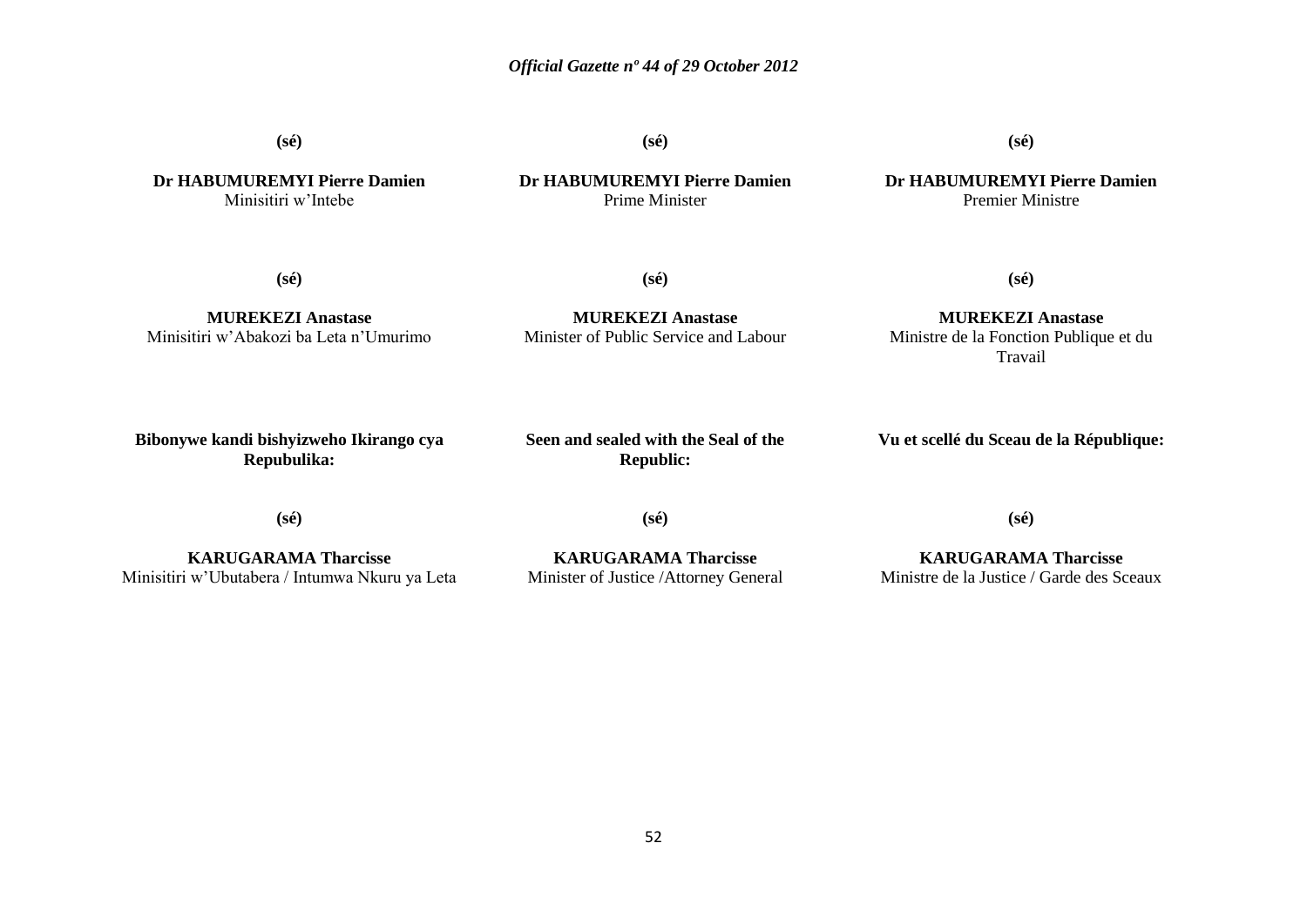**(sé)**

**Dr HABUMUREMYI Pierre Damien**
Minisitiri w'Intebe

**(sé)**

**Dr HABUMUREMYI Pierre Damien**
Prime Minister

**(sé)**

**Dr HABUMUREMYI Pierre Damien**
Premier Ministre

**(sé)**

**MUREKEZI Anastase**
Minisitiri w'Abakozi ba Leta n'Umurimo

**(sé)**

**MUREKEZI Anastase**
Minister of Public Service and Labour

**(sé)**

**MUREKEZI Anastase**
Ministre de la Fonction Publique et du Travail

**Bibonywe kandi bishyizweho Ikirango cya Repubulika:**

**(sé)**

**KARUGARAMA Tharcisse**
Minisitiri w'Ubutabera / Intumwa Nkuru ya Leta

**Seen and sealed with the Seal of the Republic:**

**(sé)**

**KARUGARAMA Tharcisse**
Minister of Justice /Attorney General

**Vu et scellé du Sceau de la République:**

**(sé)**

**KARUGARAMA Tharcisse**
Ministre de la Justice / Garde des Sceaux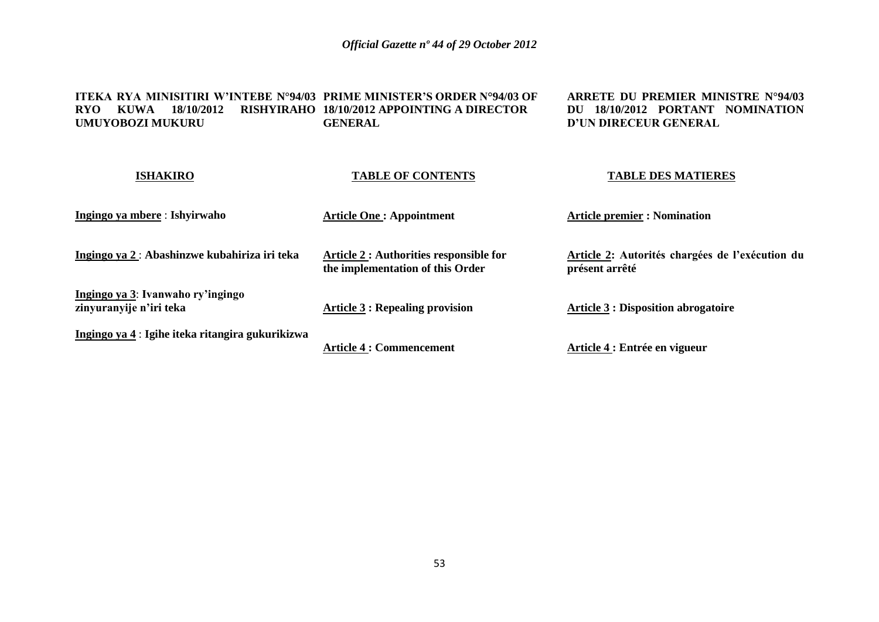**ITEKA RYA MINISITIRI W'INTEBE N°94/03 RYO KUWA 18/10/2012 RISHYIRAHO UMUYOBOZI MUKURU**

**ISHAKIRO**

**Ingingo ya mbere** : **Ishyirwaho**

**Ingingo ya 2** : **Abashinzwe kubahiriza iri teka**

**Ingingo ya 3**: **Ivanwaho ry'ingingo zinyuranyije n'iri teka**

**Ingingo ya 4** : **Igihe iteka ritangira gukurikizwa**

**PRIME MINISTER'S ORDER N°94/03 OF 18/10/2012 APPOINTING A DIRECTOR GENERAL**

**TABLE OF CONTENTS**

**Article One : Appointment**

**Article 2 : Authorities responsible for the implementation of this Order**

**Article 3 : Repealing provision**

**Article 4 : Commencement**

**ARRETE DU PREMIER MINISTRE N°94/03 DU 18/10/2012 PORTANT NOMINATION D'UN DIRECEUR GENERAL**

**TABLE DES MATIERES**

**Article premier : Nomination**

**Article 2: Autorités chargées de l'exécution du présent arrêté**

**Article 3 : Disposition abrogatoire**

**Article 4 : Entrée en vigueur**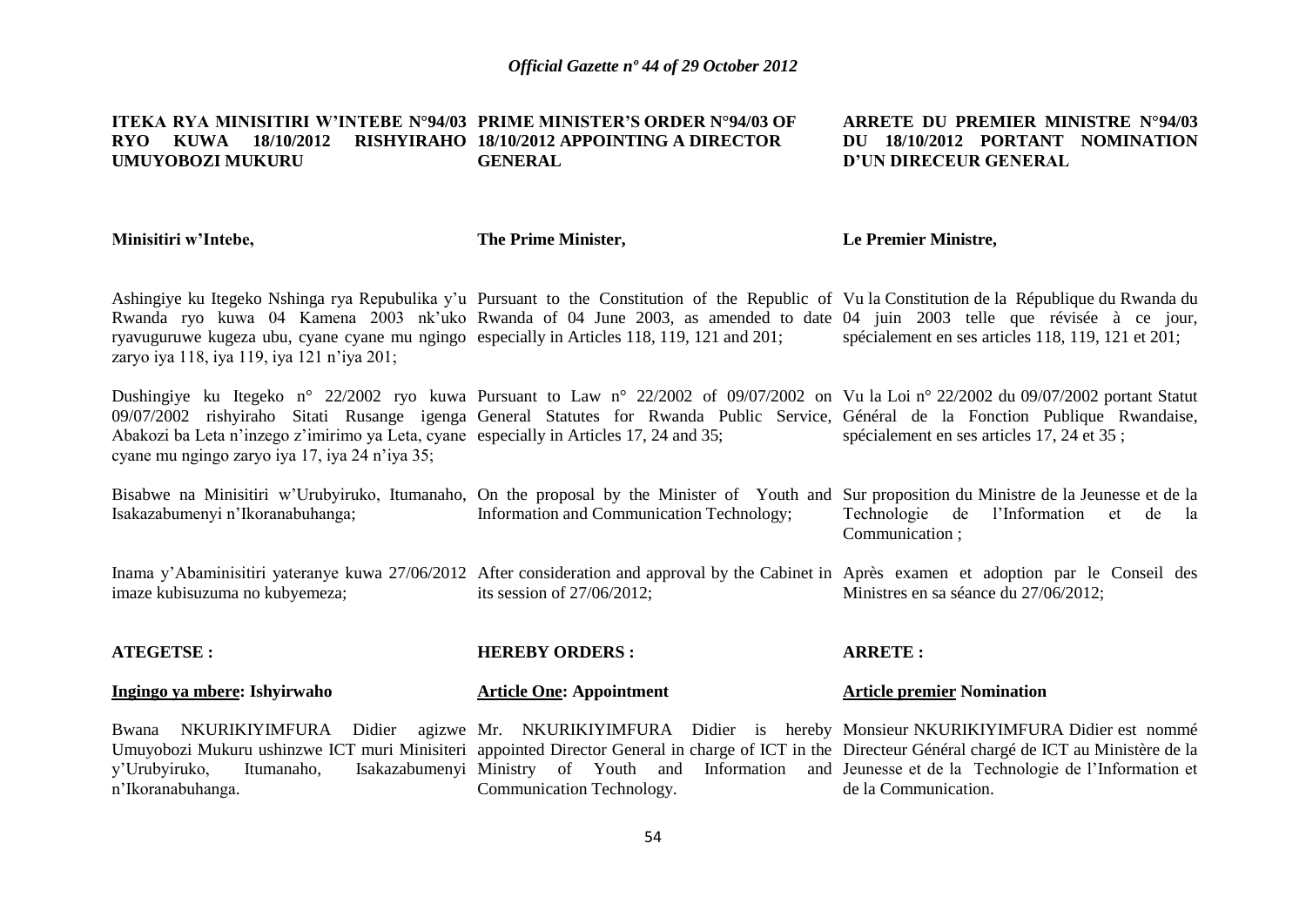**ITEKA RYA MINISITIRI W'INTEBE N°94/03 RYO KUWA 18/10/2012 RISHYIRAHO UMUYOBOZI MUKURU**

**Minisitiri w'Intebe,**

Ashingiye ku Itegeko Nshinga rya Repubulika y'u Rwanda ryo kuwa 04 Kamena 2003 nk'uko ryavuguruwe kugeza ubu, cyane cyane mu ngingo zaryo iya 118, iya 119, iya 121 n'iya 201;

Dushingiye ku Itegeko n° 22/2002 ryo kuwa 09/07/2002 rishyiraho Sitati Rusange igenga Abakozi ba Leta n'inzego z'imirimo ya Leta, cyane cyane mu ngingo zaryo iya 17, iya 24 n'iya 35;

Bisabwe na Minisitiri w'Urubyiruko, Itumanaho, Isakazabumenyi n'Ikoranabuhanga;

Inama y'Abaminisitiri yateranye kuwa 27/06/2012 imaze kubisuzuma no kubyemeza;

**ATEGETSE :**

**Ingingo ya mbere: Ishyirwaho**

Bwana NKURIKIYIMFURA Didier agizwe Umuyobozi Mukuru ushinzwe ICT muri Minisiteri y'Urubyiruko, Itumanaho, Isakazabumenyi n'Ikoranabuhanga.

**PRIME MINISTER'S ORDER N°94/03 OF 18/10/2012 APPOINTING A DIRECTOR GENERAL**

**The Prime Minister,**

Pursuant to the Constitution of the Republic of Rwanda of 04 June 2003, as amended to date especially in Articles 118, 119, 121 and 201;

Pursuant to Law n° 22/2002 of 09/07/2002 on General Statutes for Rwanda Public Service, especially in Articles 17, 24 and 35;

On the proposal by the Minister of Youth and Information and Communication Technology;

After consideration and approval by the Cabinet in its session of 27/06/2012;

**HEREBY ORDERS :**

**Article One: Appointment**

Mr. NKURIKIYIMFURA Didier is hereby appointed Director General in charge of ICT in the Ministry of Youth and Information and Communication Technology.

**ARRETE DU PREMIER MINISTRE N°94/03 DU 18/10/2012 PORTANT NOMINATION D'UN DIRECEUR GENERAL**

**Le Premier Ministre,**

Vu la Constitution de la République du Rwanda du 04 juin 2003 telle que révisée à ce jour, spécialement en ses articles 118, 119, 121 et 201;

Vu la Loi n° 22/2002 du 09/07/2002 portant Statut Général de la Fonction Publique Rwandaise, spécialement en ses articles 17, 24 et 35 ;

Sur proposition du Ministre de la Jeunesse et de la Technologie de l'Information et de la Communication ;

Après examen et adoption par le Conseil des Ministres en sa séance du 27/06/2012;

**ARRETE :**

**Article premier Nomination**

Monsieur NKURIKIYIMFURA Didier est nommé Directeur Général chargé de ICT au Ministère de la Jeunesse et de la Technologie de l'Information et de la Communication.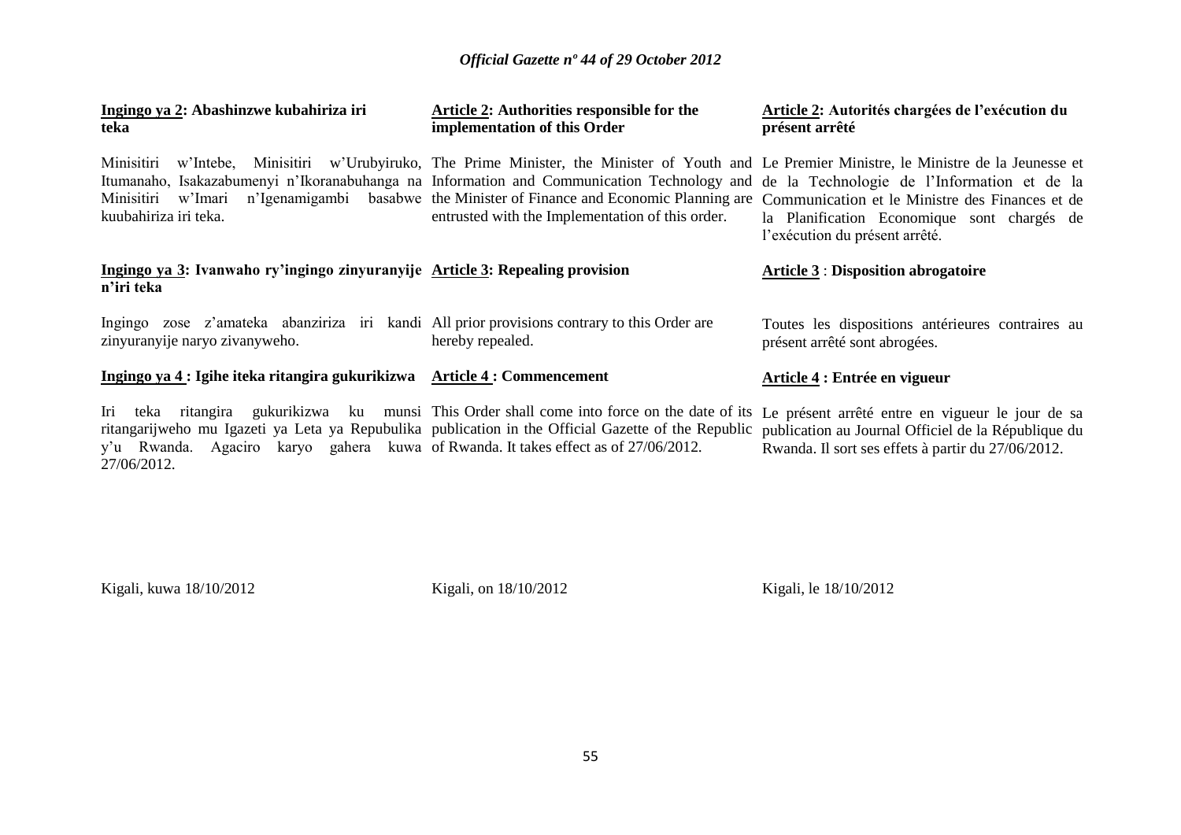**Ingingo ya 2: Abashinzwe kubahiriza iri teka**

Minisitiri w'Intebe, Minisitiri w'Urubyiruko, Itumanaho, Isakazabumenyi n'Ikoranabuhanga na Minisitiri w'Imari n'Igenamigambi basabwe kuubahiriza iri teka.

**Ingingo ya 3: Ivanwaho ry'ingingo zinyuranyije n'iri teka**

Ingingo zose z'amateka abanziriza iri kandi zinyuranyije naryo zivanyweho.

**Ingingo ya 4 : Igihe iteka ritangira gukurikizwa**

Iri teka ritangira gukurikizwa ku munsi ritangarijweho mu Igazeti ya Leta ya Repubulika y'u Rwanda. Agaciro karyo gahera kuwa 27/06/2012.

Kigali, kuwa 18/10/2012

**Article 2: Authorities responsible for the implementation of this Order**

The Prime Minister, the Minister of Youth and Information and Communication Technology and the Minister of Finance and Economic Planning are entrusted with the Implementation of this order.

**Article 3: Repealing provision**

All prior provisions contrary to this Order are hereby repealed.

**Article 4 : Commencement**

This Order shall come into force on the date of its publication in the Official Gazette of the Republic of Rwanda. It takes effect as of 27/06/2012.

Kigali, on 18/10/2012

**Article 2: Autorités chargées de l'exécution du présent arrêté**

Le Premier Ministre, le Ministre de la Jeunesse et de la Technologie de l'Information et de la Communication et le Ministre des Finances et de la Planification Economique sont chargés de l'exécution du présent arrêté.

**Article 3 : Disposition abrogatoire**

Toutes les dispositions antérieures contraires au présent arrêté sont abrogées.

**Article 4 : Entrée en vigueur**

Le présent arrêté entre en vigueur le jour de sa publication au Journal Officiel de la République du Rwanda. Il sort ses effets à partir du 27/06/2012.

Kigali, le 18/10/2012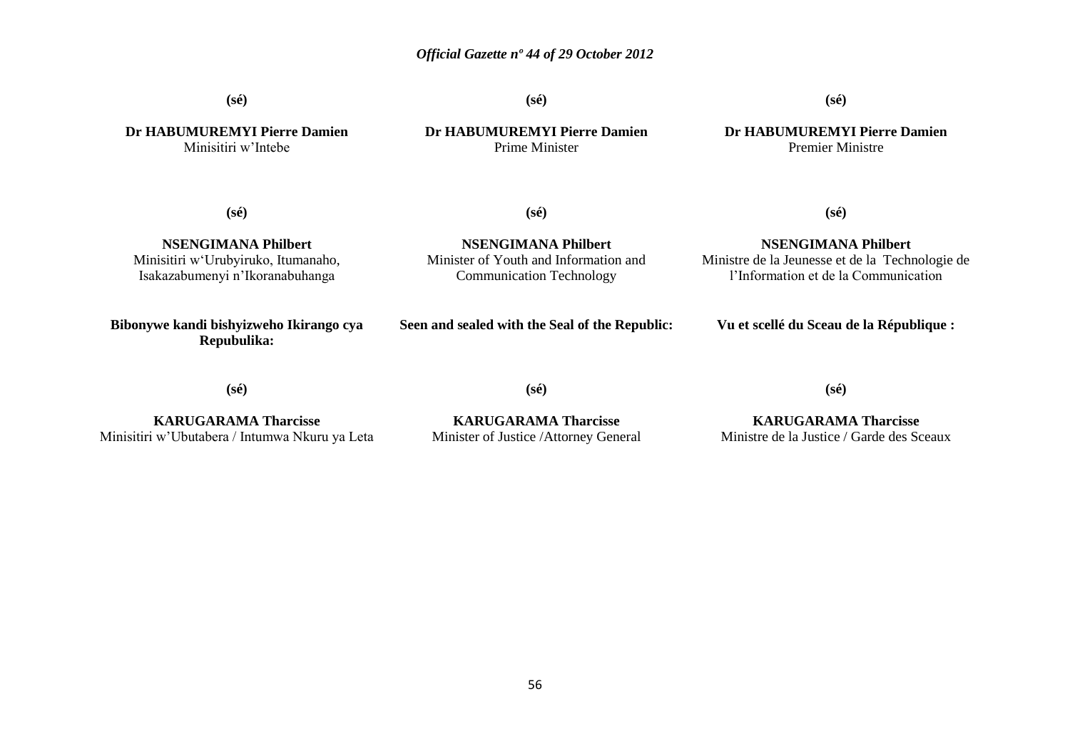**(sé)**

**Dr HABUMUREMYI Pierre Damien**
Minisitiri w'Intebe

**(sé)**

**Dr HABUMUREMYI Pierre Damien**
Prime Minister

**(sé)**

**Dr HABUMUREMYI Pierre Damien**
Premier Ministre

**(sé)**

**NSENGIMANA Philbert**
Minisitiri w'Urubyiruko, Itumanaho, Isakazabumenyi n'Ikoranabuhanga

**(sé)**

**NSENGIMANA Philbert**
Minister of Youth and Information and Communication Technology

**(sé)**

**NSENGIMANA Philbert**
Ministre de la Jeunesse et de la Technologie de l'Information et de la Communication

**Bibonywe kandi bishyizweho Ikirango cya Repubulika:**

**(sé)**

**KARUGARAMA Tharcisse**
Minisitiri w'Ubutabera / Intumwa Nkuru ya Leta

**Seen and sealed with the Seal of the Republic:**

**(sé)**

**KARUGARAMA Tharcisse**
Minister of Justice /Attorney General

**Vu et scellé du Sceau de la République :**

**(sé)**

**KARUGARAMA Tharcisse**
Ministre de la Justice / Garde des Sceaux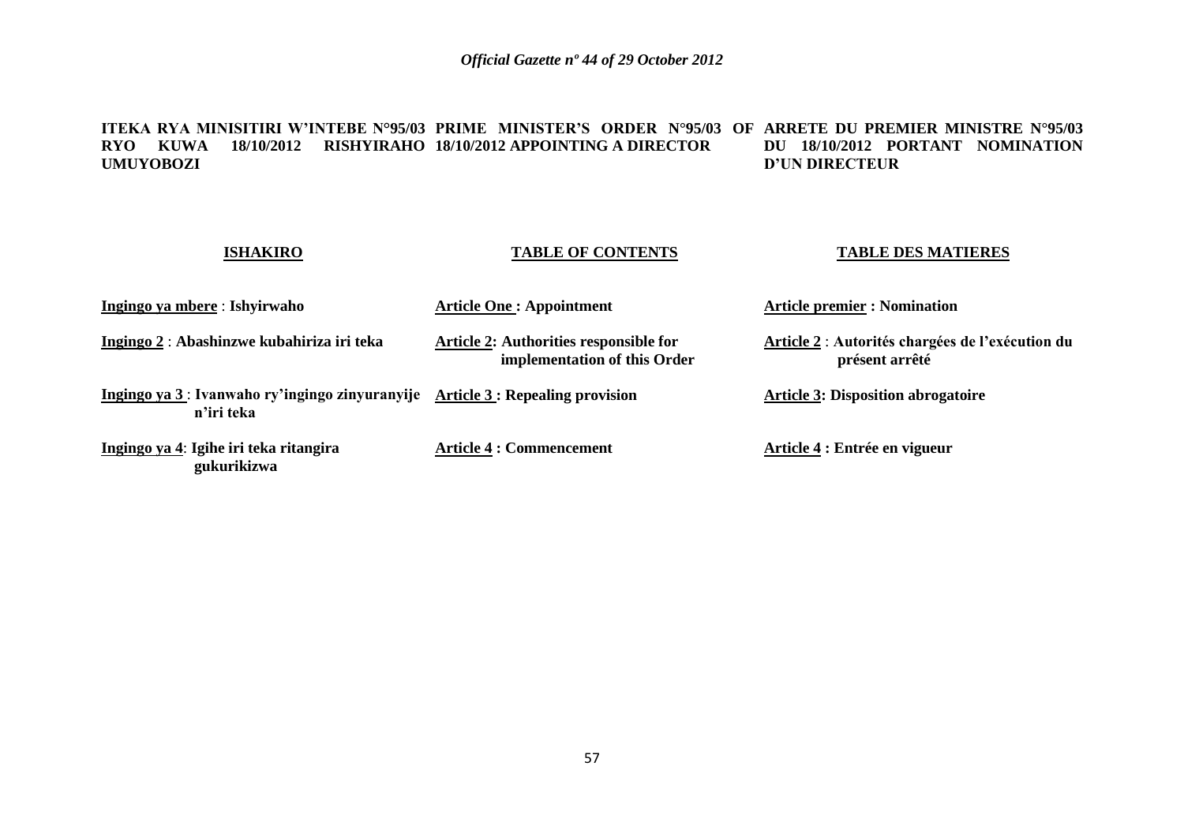**ITEKA RYA MINISITIRI W'INTEBE N°95/03 RYO KUWA 18/10/2012 RISHYIRAHO UMUYOBOZI**

**PRIME MINISTER'S ORDER N°95/03 OF 18/10/2012 APPOINTING A DIRECTOR**

**ARRETE DU PREMIER MINISTRE N°95/03 DU 18/10/2012 PORTANT NOMINATION D'UN DIRECTEUR**

| **ISHAKIRO** | **TABLE OF CONTENTS** | **TABLE DES MATIERES** |
|---|---|---|
| **Ingingo ya mbere** : **Ishyirwaho** | **Article One : Appointment** | **Article premier : Nomination** |
| **Ingingo 2** : **Abashinzwe kubahiriza iri teka** | **Article 2: Authorities responsible for implementation of this Order** | **Article 2** : **Autorités chargées de l'exécution du présent arrêté** |
| **Ingingo ya 3** : **Ivanwaho ry'ingingo zinyuranyije n'iri teka** | **Article 3 : Repealing provision** | **Article 3: Disposition abrogatoire** |
| **Ingingo ya 4**: **Igihe iri teka ritangira gukurikizwa** | **Article 4 : Commencement** | **Article 4 : Entrée en vigueur** |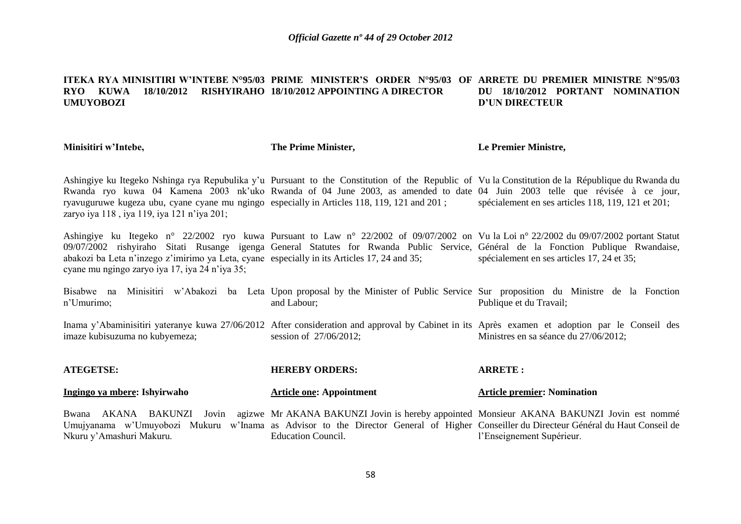**ITEKA RYA MINISITIRI W'INTEBE N°95/03 RYO KUWA 18/10/2012 RISHYIRAHO UMUYOBOZI**

**Minisitiri w'Intebe,**

Ashingiye ku Itegeko Nshinga rya Repubulika y'u Rwanda ryo kuwa 04 Kamena 2003 nk'uko ryavuguruwe kugeza ubu, cyane cyane mu ngingo zaryo iya 118 , iya 119, iya 121 n'iya 201;

Ashingiye ku Itegeko n° 22/2002 ryo kuwa 09/07/2002 rishyiraho Sitati Rusange igenga abakozi ba Leta n'inzego z'imirimo ya Leta, cyane cyane mu ngingo zaryo iya 17, iya 24 n'iya 35;

Bisabwe na Minisitiri w'Abakozi ba Leta n'Umurimo;

Inama y'Abaminisitiri yateranye kuwa 27/06/2012 imaze kubisuzuma no kubyemeza;

**ATEGETSE:**

**Ingingo ya mbere: Ishyirwaho**

Bwana AKANA BAKUNZI Jovin agizwe Umujyanama w'Umuyobozi Mukuru w'Inama Nkuru y'Amashuri Makuru.

**PRIME MINISTER'S ORDER N°95/03 OF 18/10/2012 APPOINTING A DIRECTOR**

**The Prime Minister,**

Pursuant to the Constitution of the Republic of Rwanda of 04 June 2003, as amended to date especially in Articles 118, 119, 121 and 201 ;

Pursuant to Law n° 22/2002 of 09/07/2002 on General Statutes for Rwanda Public Service, especially in its Articles 17, 24 and 35;

Upon proposal by the Minister of Public Service and Labour;

After consideration and approval by Cabinet in its session of 27/06/2012;

**HEREBY ORDERS:**

**Article one: Appointment**

Mr AKANA BAKUNZI Jovin is hereby appointed as Advisor to the Director General of Higher Education Council.

**ARRETE DU PREMIER MINISTRE N°95/03 DU 18/10/2012 PORTANT NOMINATION D'UN DIRECTEUR**

**Le Premier Ministre,**

Vu la Constitution de la République du Rwanda du 04 Juin 2003 telle que révisée à ce jour, spécialement en ses articles 118, 119, 121 et 201;

Vu la Loi n° 22/2002 du 09/07/2002 portant Statut Général de la Fonction Publique Rwandaise, spécialement en ses articles 17, 24 et 35;

Sur proposition du Ministre de la Fonction Publique et du Travail;

Après examen et adoption par le Conseil des Ministres en sa séance du 27/06/2012;

**ARRETE :**

**Article premier: Nomination**

Monsieur AKANA BAKUNZI Jovin est nommé Conseiller du Directeur Général du Haut Conseil de l'Enseignement Supérieur.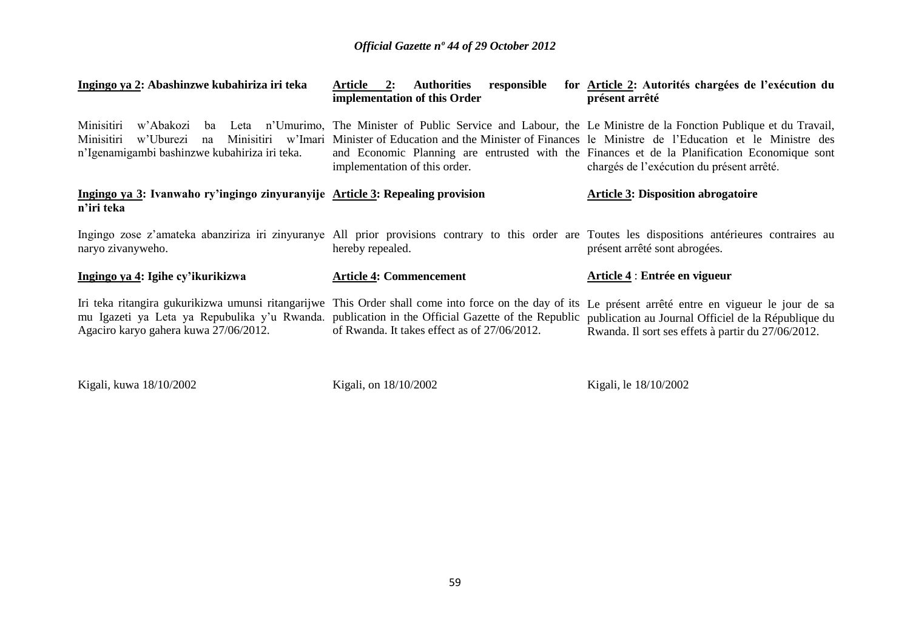**Ingingo ya 2: Abashinzwe kubahiriza iri teka**

Minisitiri w'Abakozi ba Leta n'Umurimo, Minisitiri w'Uburezi na Minisitiri w'Imari n'Igenamigambi bashinzwe kubahiriza iri teka.

**Ingingo ya 3: Ivanwaho ry'ingingo zinyuranyije n'iri teka**

Ingingo zose z'amateka abanziriza iri zinyuranye naryo zivanyweho.

**Ingingo ya 4: Igihe cy'ikurikizwa**

Iri teka ritangira gukurikizwa umunsi ritangarijwe mu Igazeti ya Leta ya Repubulika y'u Rwanda. Agaciro karyo gahera kuwa 27/06/2012.

Kigali, kuwa 18/10/2002

**Article 2: Authorities responsible for implementation of this Order**

The Minister of Public Service and Labour, the Minister of Education and the Minister of Finances and Economic Planning are entrusted with the implementation of this order.

**Article 3: Repealing provision**

All prior provisions contrary to this order are hereby repealed.

**Article 4: Commencement**

This Order shall come into force on the day of its publication in the Official Gazette of the Republic of Rwanda. It takes effect as of 27/06/2012.

Kigali, on 18/10/2002

**Article 2: Autorités chargées de l'exécution du présent arrêté**

Le Ministre de la Fonction Publique et du Travail, le Ministre de l'Education et le Ministre des Finances et de la Planification Economique sont chargés de l'exécution du présent arrêté.

**Article 3: Disposition abrogatoire**

Toutes les dispositions antérieures contraires au présent arrêté sont abrogées.

**Article 4 : Entrée en vigueur**

Le présent arrêté entre en vigueur le jour de sa publication au Journal Officiel de la République du Rwanda. Il sort ses effets à partir du 27/06/2012.

Kigali, le 18/10/2002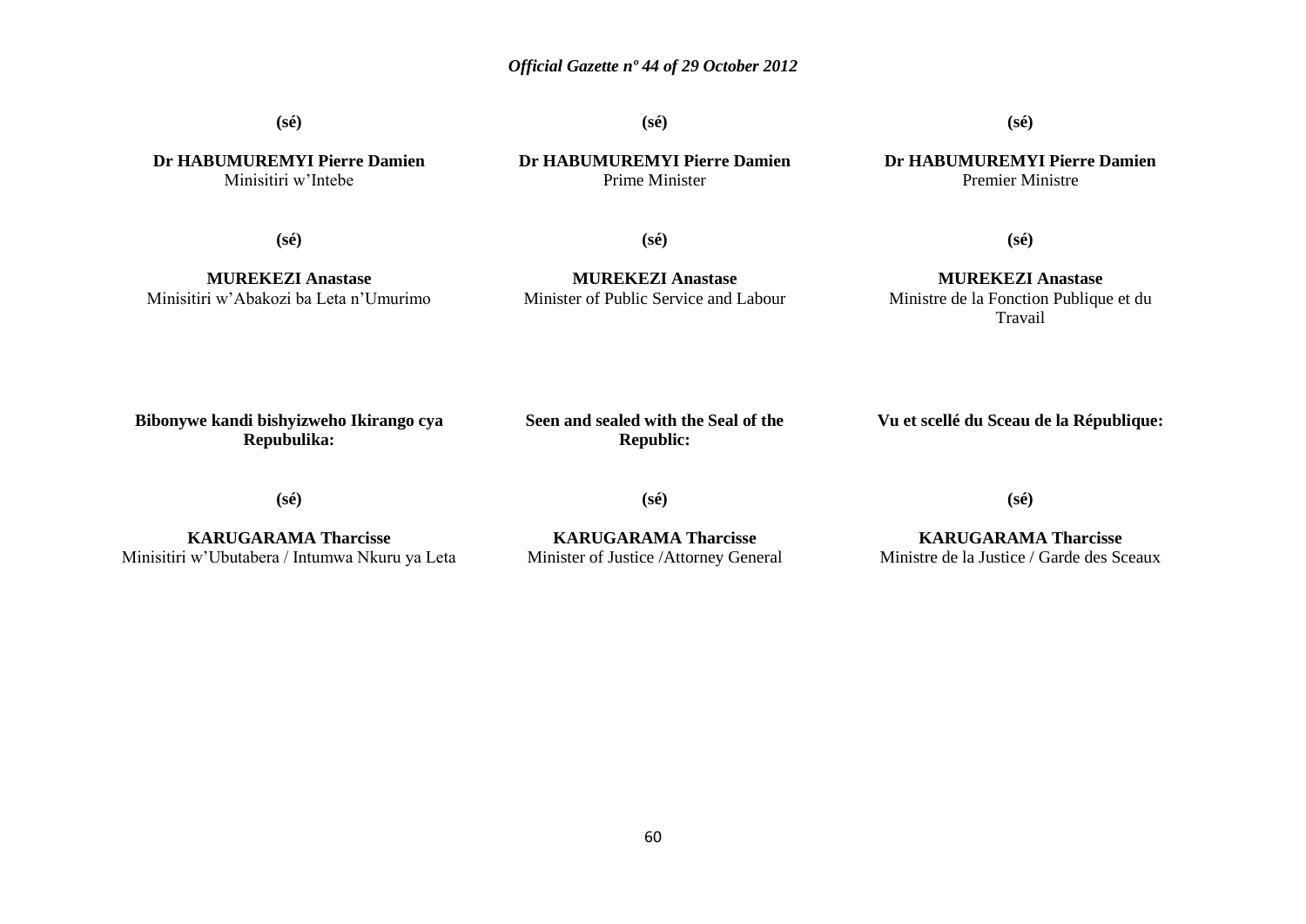**(sé)**

**Dr HABUMUREMYI Pierre Damien**
Minisitiri w'Intebe

**(sé)**

**Dr HABUMUREMYI Pierre Damien**
Prime Minister

**(sé)**

**Dr HABUMUREMYI Pierre Damien**
Premier Ministre

**(sé)**

**MUREKEZI Anastase**
Minisitiri w'Abakozi ba Leta n'Umurimo

**(sé)**

**MUREKEZI Anastase**
Minister of Public Service and Labour

**(sé)**

**MUREKEZI Anastase**
Ministre de la Fonction Publique et du Travail

**Bibonywe kandi bishyizweho Ikirango cya Repubulika:**

**(sé)**

**KARUGARAMA Tharcisse**
Minisitiri w'Ubutabera / Intumwa Nkuru ya Leta

**Seen and sealed with the Seal of the Republic:**

**(sé)**

**KARUGARAMA Tharcisse**
Minister of Justice /Attorney General

**Vu et scellé du Sceau de la République:**

**(sé)**

**KARUGARAMA Tharcisse**
Ministre de la Justice / Garde des Sceaux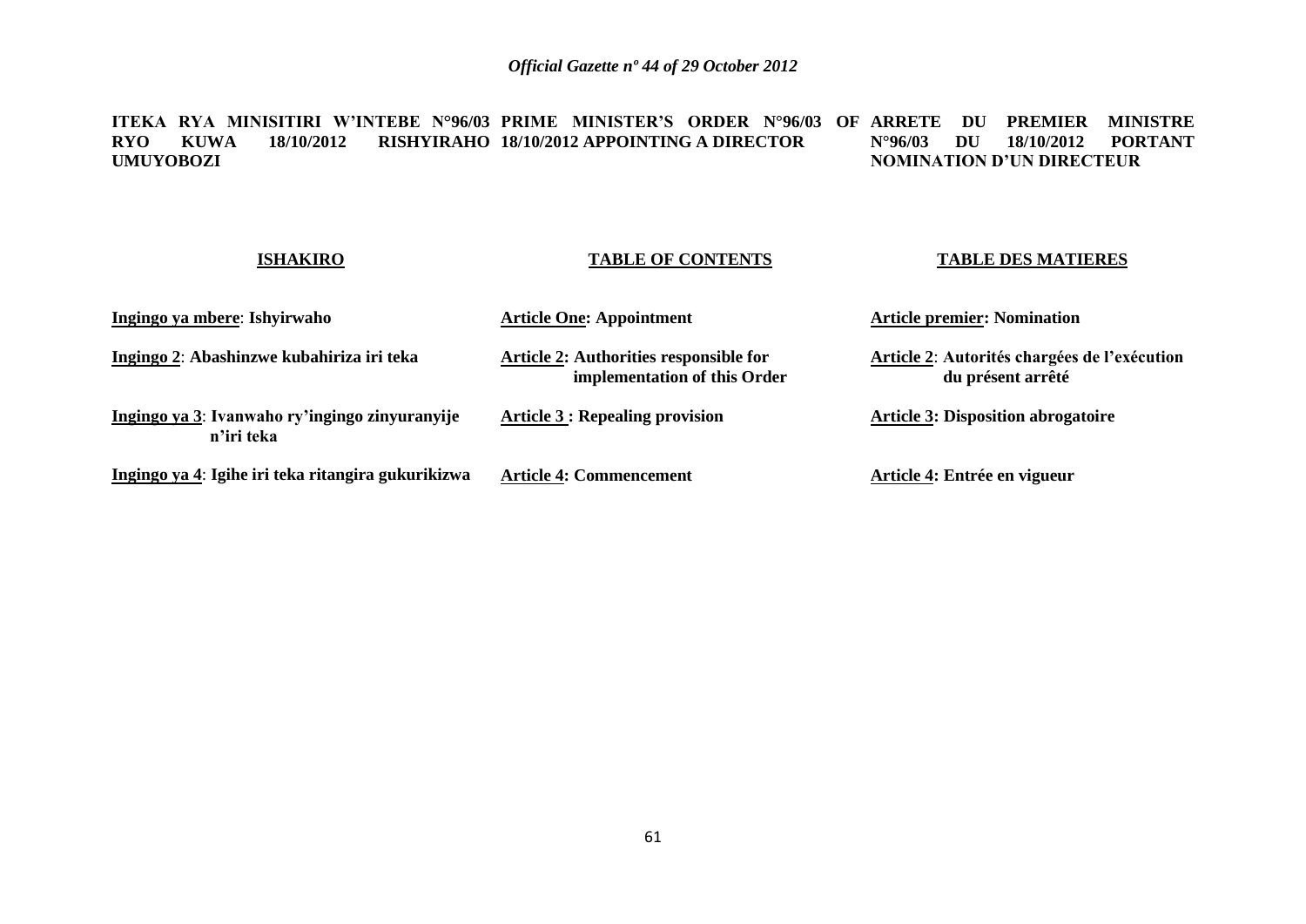**ITEKA RYA MINISITIRI W'INTEBE N°96/03 RYO KUWA 18/10/2012 RISHYIRAHO UMUYOBOZI**

**ISHAKIRO**

**Ingingo ya mbere**: **Ishyirwaho**

**Ingingo 2**: **Abashinzwe kubahiriza iri teka**

**Ingingo ya 3**: **Ivanwaho ry'ingingo zinyuranyije n'iri teka**

**Ingingo ya 4**: **Igihe iri teka ritangira gukurikizwa**

**PRIME MINISTER'S ORDER N°96/03 OF 18/10/2012 APPOINTING A DIRECTOR**

**TABLE OF CONTENTS**

**Article One: Appointment**

**Article 2: Authorities responsible for implementation of this Order**

**Article 3 : Repealing provision**

**Article 4: Commencement**

**ARRETE DU PREMIER MINISTRE N°96/03 DU 18/10/2012 PORTANT NOMINATION D'UN DIRECTEUR**

**TABLE DES MATIERES**

**Article premier: Nomination**

**Article 2**: **Autorités chargées de l'exécution du présent arrêté**

**Article 3: Disposition abrogatoire**

**Article 4: Entrée en vigueur**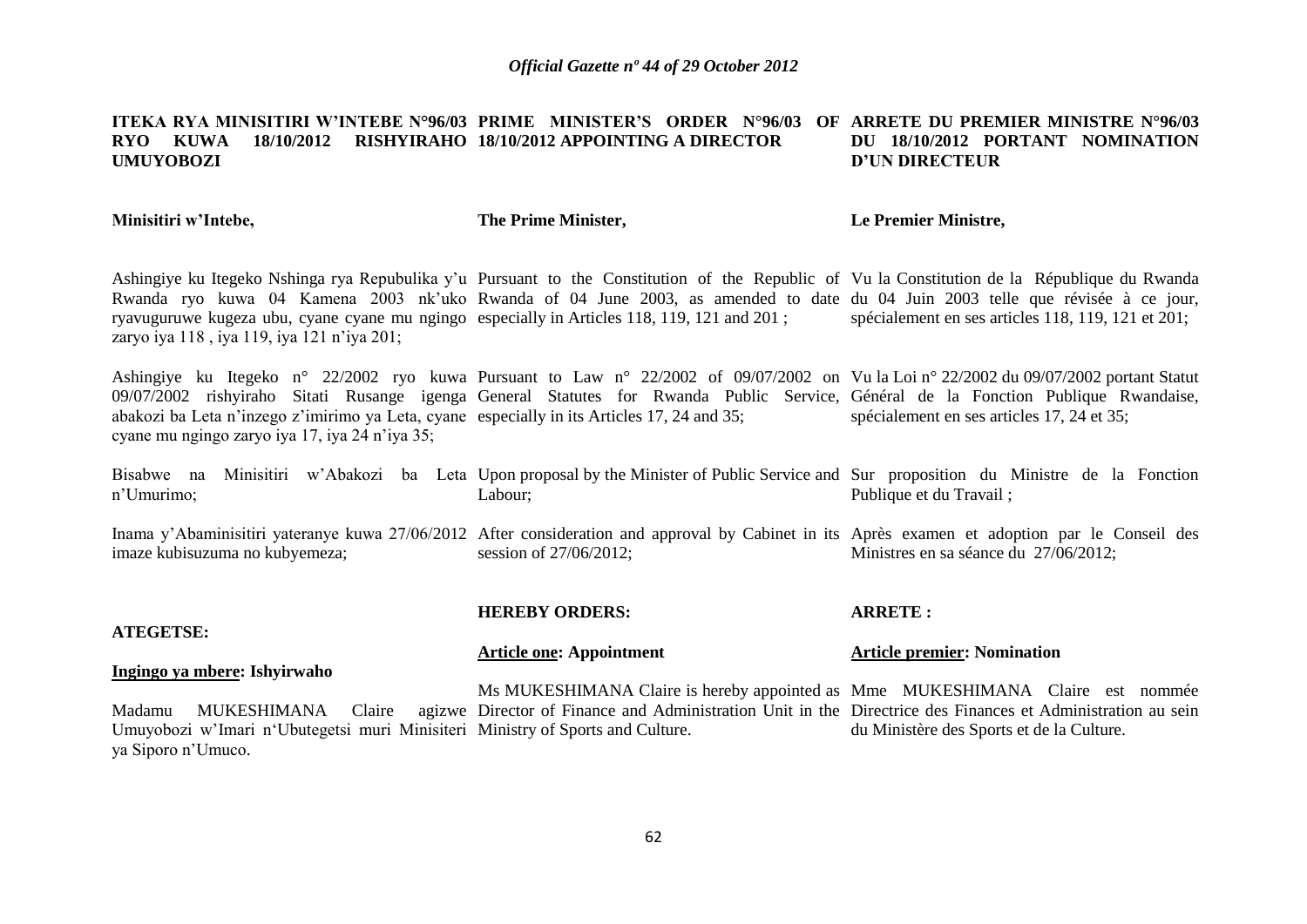**ITEKA RYA MINISITIRI W'INTEBE N°96/03 RYO KUWA 18/10/2012 RISHYIRAHO UMUYOBOZI**

**Minisitiri w'Intebe,**

Ashingiye ku Itegeko Nshinga rya Repubulika y'u Rwanda ryo kuwa 04 Kamena 2003 nk'uko ryavuguruwe kugeza ubu, cyane cyane mu ngingo zaryo iya 118 , iya 119, iya 121 n'iya 201;

Ashingiye ku Itegeko n° 22/2002 ryo kuwa 09/07/2002 rishyiraho Sitati Rusange igenga abakozi ba Leta n'inzego z'imirimo ya Leta, cyane cyane mu ngingo zaryo iya 17, iya 24 n'iya 35;

Bisabwe na Minisitiri w'Abakozi ba Leta n'Umurimo;

Inama y'Abaminisitiri yateranye kuwa 27/06/2012 imaze kubisuzuma no kubyemeza;

**ATEGETSE:**

**Ingingo ya mbere: Ishyirwaho**

Madamu MUKESHIMANA Claire agizwe Umuyobozi w'Imari n'Ubutegetsi muri Minisiteri ya Siporo n'Umuco.

**PRIME MINISTER'S ORDER N°96/03 OF 18/10/2012 APPOINTING A DIRECTOR**

**The Prime Minister,**

Pursuant to the Constitution of the Republic of Rwanda of 04 June 2003, as amended to date especially in Articles 118, 119, 121 and 201 ;

Pursuant to Law n° 22/2002 of 09/07/2002 on General Statutes for Rwanda Public Service, especially in its Articles 17, 24 and 35;

Upon proposal by the Minister of Public Service and Labour;

After consideration and approval by Cabinet in its session of 27/06/2012;

**HEREBY ORDERS:**

**Article one: Appointment**

Ms MUKESHIMANA Claire is hereby appointed as Director of Finance and Administration Unit in the Ministry of Sports and Culture.

**ARRETE DU PREMIER MINISTRE N°96/03 DU 18/10/2012 PORTANT NOMINATION D'UN DIRECTEUR**

**Le Premier Ministre,**

Vu la Constitution de la République du Rwanda du 04 Juin 2003 telle que révisée à ce jour, spécialement en ses articles 118, 119, 121 et 201;

Vu la Loi n° 22/2002 du 09/07/2002 portant Statut Général de la Fonction Publique Rwandaise, spécialement en ses articles 17, 24 et 35;

Sur proposition du Ministre de la Fonction Publique et du Travail ;

Après examen et adoption par le Conseil des Ministres en sa séance du 27/06/2012;

**ARRETE :**

**Article premier: Nomination**

Mme MUKESHIMANA Claire est nommée Directrice des Finances et Administration au sein du Ministère des Sports et de la Culture.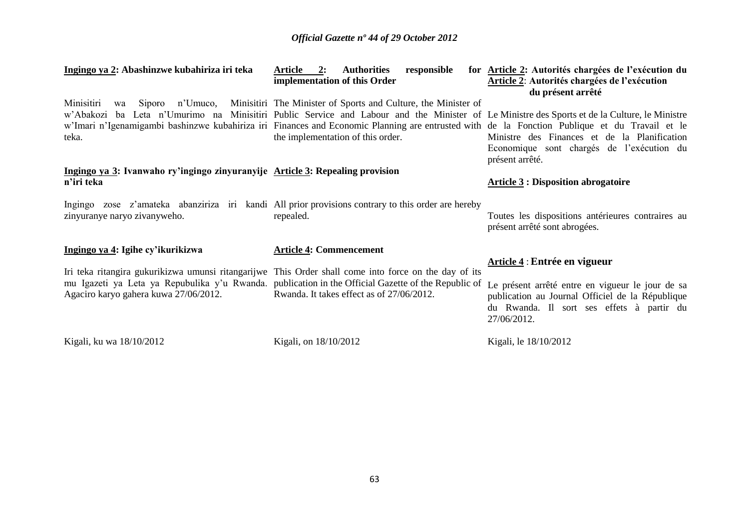**Ingingo ya 2: Abashinzwe kubahiriza iri teka**

Minisitiri wa Siporo n'Umuco, Minisitiri w'Abakozi ba Leta n'Umurimo na Minisitiri w'Imari n'Igenamigambi bashinzwe kubahiriza iri teka.

**Ingingo ya 3: Ivanwaho ry'ingingo zinyuranyije n'iri teka**

Ingingo zose z'amateka abanziriza iri kandi zinyuranye naryo zivanyweho.

**Ingingo ya 4: Igihe cy'ikurikizwa**

Iri teka ritangira gukurikizwa umunsi ritangarijwe mu Igazeti ya Leta ya Repubulika y'u Rwanda. Agaciro karyo gahera kuwa 27/06/2012.

Kigali, ku wa 18/10/2012

**Article 2: Authorities responsible for implementation of this Order**

The Minister of Sports and Culture, the Minister of Public Service and Labour and the Minister of Finances and Economic Planning are entrusted with the implementation of this order.

**Article 3: Repealing provision**

All prior provisions contrary to this order are hereby repealed.

**Article 4: Commencement**

This Order shall come into force on the day of its publication in the Official Gazette of the Republic of Rwanda. It takes effect as of 27/06/2012.

Kigali, on 18/10/2012

**Article 2: Autorités chargées de l'exécution du présent arrêté**

Le Ministre des Sports et de la Culture, le Ministre de la Fonction Publique et du Travail et le Ministre des Finances et de la Planification Economique sont chargés de l'exécution du présent arrêté.

**Article 3 : Disposition abrogatoire**

Toutes les dispositions antérieures contraires au présent arrêté sont abrogées.

**Article 4 : Entrée en vigueur**

Le présent arrêté entre en vigueur le jour de sa publication au Journal Officiel de la République du Rwanda. Il sort ses effets à partir du 27/06/2012.

Kigali, le 18/10/2012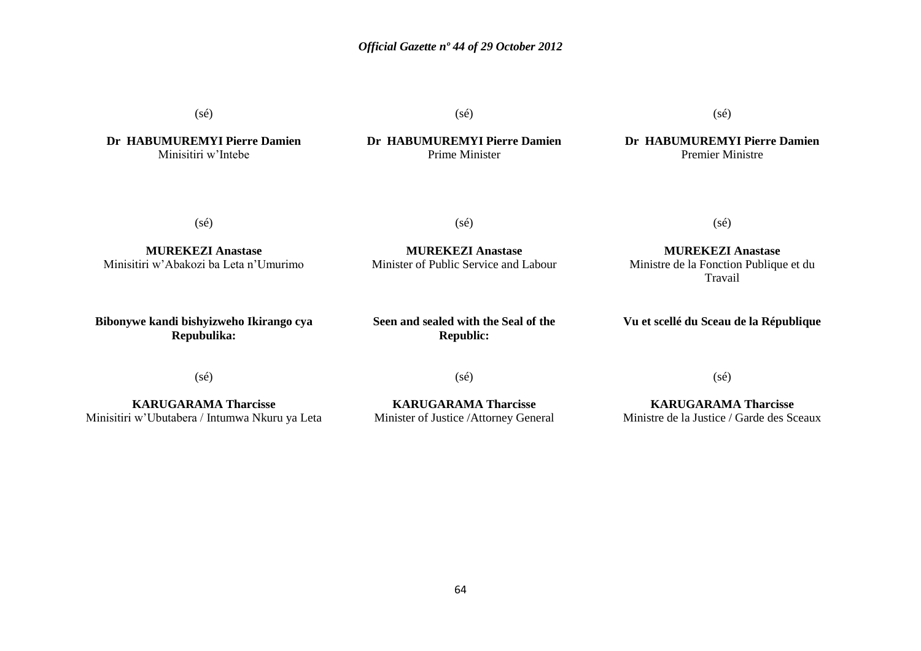(sé)

**Dr HABUMUREMYI Pierre Damien**
Minisitiri w'Intebe

(sé)

**Dr HABUMUREMYI Pierre Damien**
Prime Minister

(sé)

**Dr HABUMUREMYI Pierre Damien**
Premier Ministre

(sé)

**MUREKEZI Anastase**
Minisitiri w'Abakozi ba Leta n'Umurimo

(sé)

**MUREKEZI Anastase**
Minister of Public Service and Labour

(sé)

**MUREKEZI Anastase**
Ministre de la Fonction Publique et du Travail

**Bibonywe kandi bishyizweho Ikirango cya Repubulika:**

(sé)

**KARUGARAMA Tharcisse**
Minisitiri w'Ubutabera / Intumwa Nkuru ya Leta

**Seen and sealed with the Seal of the Republic:**

(sé)

**KARUGARAMA Tharcisse**
Minister of Justice /Attorney General

**Vu et scellé du Sceau de la République**

(sé)

**KARUGARAMA Tharcisse**
Ministre de la Justice / Garde des Sceaux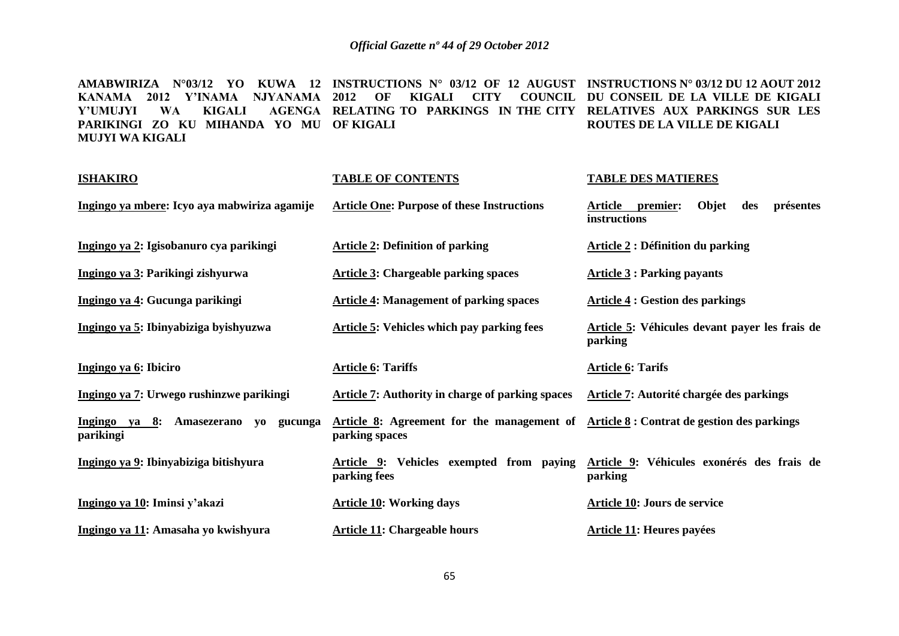**AMABWIRIZA N°03/12 YO KUWA 12 KANAMA 2012 Y'INAMA NJYANAMA Y'UMUJYI WA KIGALI AGENGA PARIKINGI ZO KU MIHANDA YO MU MUJYI WA KIGALI**

**INSTRUCTIONS N° 03/12 OF 12 AUGUST 2012 OF KIGALI CITY COUNCIL RELATING TO PARKINGS IN THE CITY OF KIGALI**

**INSTRUCTIONS N° 03/12 DU 12 AOUT 2012 DU CONSEIL DE LA VILLE DE KIGALI RELATIVES AUX PARKINGS SUR LES ROUTES DE LA VILLE DE KIGALI**

| **ISHAKIRO** | **TABLE OF CONTENTS** | **TABLE DES MATIERES** |
|---|---|---|
| **Ingingo ya mbere: Icyo aya mabwiriza agamije** | **Article One: Purpose of these Instructions** | **Article premier: Objet des présentes instructions** |
| **Ingingo ya 2: Igisobanuro cya parikingi** | **Article 2: Definition of parking** | **Article 2 : Définition du parking** |
| **Ingingo ya 3: Parikingi zishyurwa** | **Article 3: Chargeable parking spaces** | **Article 3 : Parking payants** |
| **Ingingo ya 4: Gucunga parikingi** | **Article 4: Management of parking spaces** | **Article 4 : Gestion des parkings** |
| **Ingingo ya 5: Ibinyabiziga byishyuzwa** | **Article 5: Vehicles which pay parking fees** | **Article 5: Véhicules devant payer les frais de parking** |
| **Ingingo ya 6: Ibiciro** | **Article 6: Tariffs** | **Article 6: Tarifs** |
| **Ingingo ya 7: Urwego rushinzwe parikingi** | **Article 7: Authority in charge of parking spaces** | **Article 7: Autorité chargée des parkings** |
| **Ingingo ya 8: Amasezerano yo gucunga parikingi** | **Article 8: Agreement for the management of parking spaces** | **Article 8 : Contrat de gestion des parkings** |
| **Ingingo ya 9: Ibinyabiziga bitishyura** | **Article 9: Vehicles exempted from paying parking fees** | **Article 9: Véhicules exonérés des frais de parking** |
| **Ingingo ya 10: Iminsi y'akazi** | **Article 10: Working days** | **Article 10: Jours de service** |
| **Ingingo ya 11: Amasaha yo kwishyura** | **Article 11: Chargeable hours** | **Article 11: Heures payées** |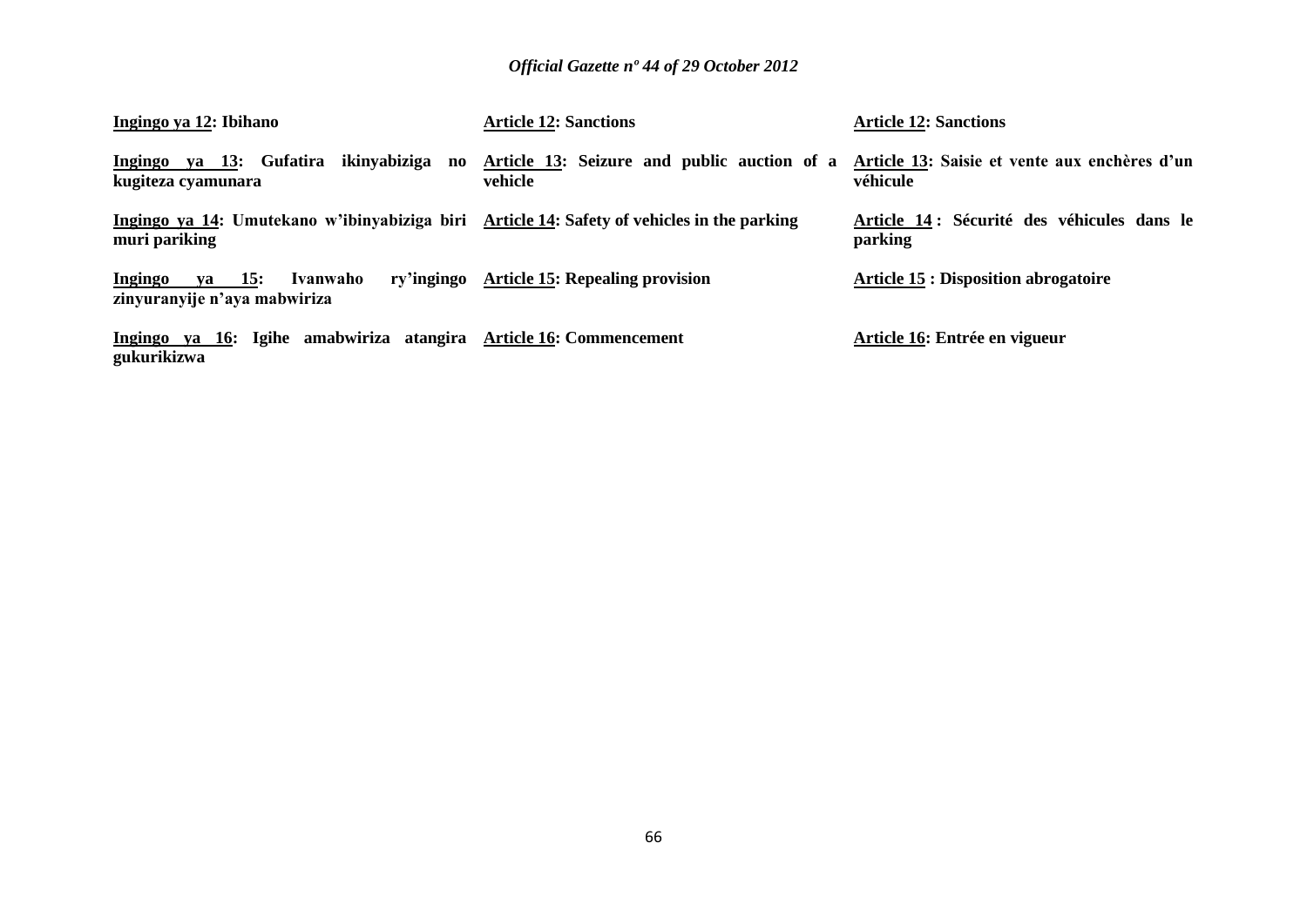| | | |
|---|---|---|
| **Ingingo ya 12: Ibihano** | **Article 12: Sanctions** | **Article 12: Sanctions** |
| **Ingingo ya 13: Gufatira ikinyabiziga no kugiteza cyamunara** | **Article 13: Seizure and public auction of a vehicle** | **Article 13: Saisie et vente aux enchères d'un véhicule** |
| **Ingingo ya 14: Umutekano w'ibinyabiziga biri muri pariking** | **Article 14: Safety of vehicles in the parking** | **Article 14 : Sécurité des véhicules dans le parking** |
| **Ingingo ya 15: Ivanwaho ry'ingingo zinyuranyije n'aya mabwiriza** | **Article 15: Repealing provision** | **Article 15 : Disposition abrogatoire** |
| **Ingingo ya 16: Igihe amabwiriza atangira gukurikizwa** | **Article 16: Commencement** | **Article 16: Entrée en vigueur** |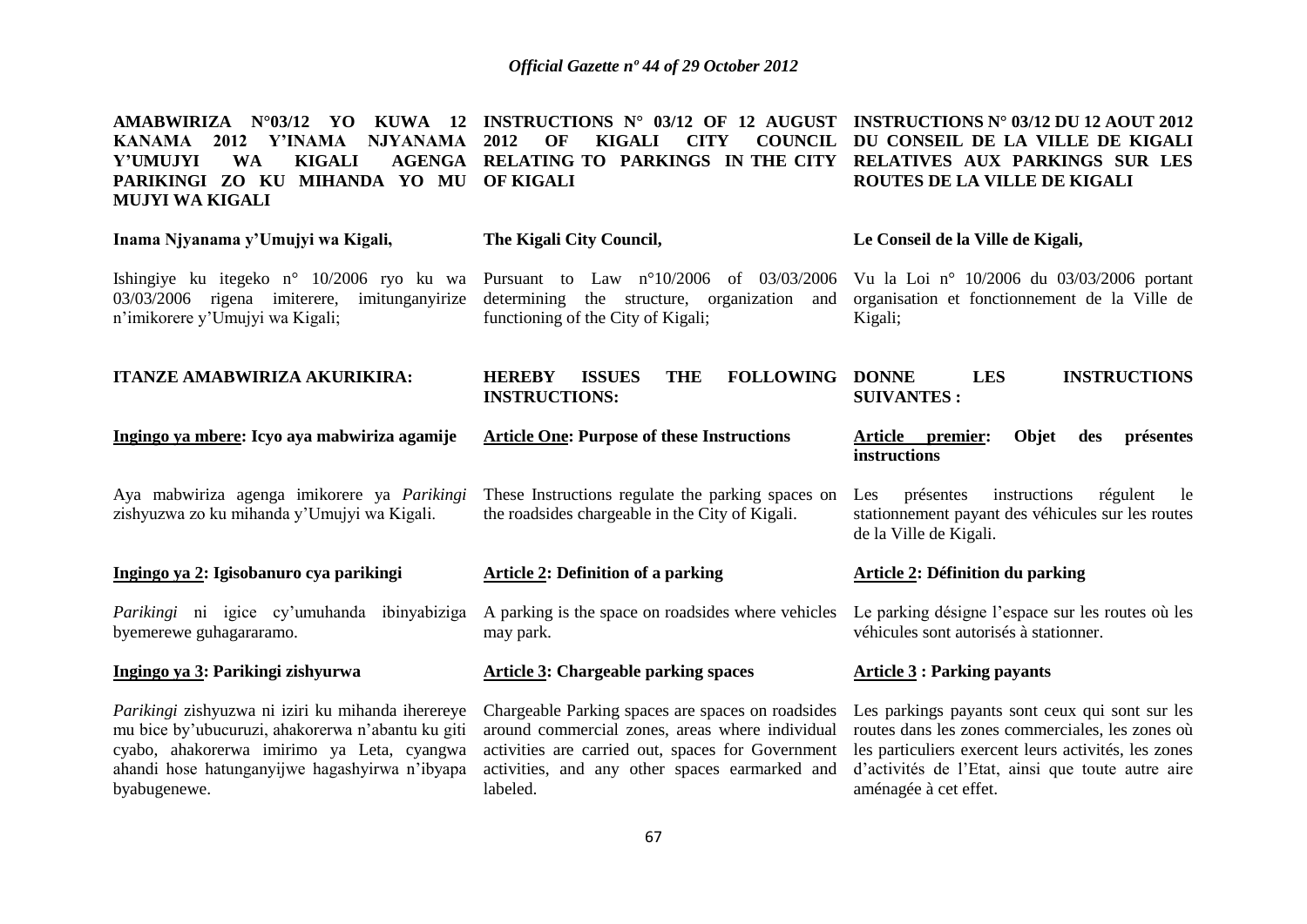**AMABWIRIZA N°03/12 YO KUWA 12 KANAMA 2012 Y'INAMA NJYANAMA Y'UMUJYI WA KIGALI AGENGA PARIKINGI ZO KU MIHANDA YO MU MUJYI WA KIGALI**

**Inama Njyanama y'Umujyi wa Kigali,**

Ishingiye ku itegeko n° 10/2006 ryo ku wa 03/03/2006 rigena imiterere, imitunganyirize n'imikorere y'Umujyi wa Kigali;

**ITANZE AMABWIRIZA AKURIKIRA:**

**Ingingo ya mbere: Icyo aya mabwiriza agamije**

Aya mabwiriza agenga imikorere ya *Parikingi* zishyuzwa zo ku mihanda y'Umujyi wa Kigali.

**Ingingo ya 2: Igisobanuro cya parikingi**

*Parikingi* ni igice cy'umuhanda ibinyabiziga byemerewe guhagararamo.

**Ingingo ya 3: Parikingi zishyurwa**

*Parikingi* zishyuzwa ni iziri ku mihanda iherereye mu bice by'ubucuruzi, ahakorerwa n'abantu ku giti cyabo, ahakorerwa imirimo ya Leta, cyangwa ahandi hose hatunganyijwe hagashyirwa n'ibyapa byabugenewe.

**INSTRUCTIONS N° 03/12 OF 12 AUGUST 2012 OF KIGALI CITY COUNCIL RELATING TO PARKINGS IN THE CITY OF KIGALI**

**The Kigali City Council,**

Pursuant to Law n°10/2006 of 03/03/2006 determining the structure, organization and functioning of the City of Kigali;

**HEREBY ISSUES THE FOLLOWING INSTRUCTIONS:**

**Article One: Purpose of these Instructions**

These Instructions regulate the parking spaces on the roadsides chargeable in the City of Kigali.

**Article 2: Definition of a parking**

A parking is the space on roadsides where vehicles may park.

**Article 3: Chargeable parking spaces**

Chargeable Parking spaces are spaces on roadsides around commercial zones, areas where individual activities are carried out, spaces for Government activities, and any other spaces earmarked and labeled.

**INSTRUCTIONS N° 03/12 DU 12 AOUT 2012 DU CONSEIL DE LA VILLE DE KIGALI RELATIVES AUX PARKINGS SUR LES ROUTES DE LA VILLE DE KIGALI**

**Le Conseil de la Ville de Kigali,**

Vu la Loi n° 10/2006 du 03/03/2006 portant organisation et fonctionnement de la Ville de Kigali;

**DONNE LES INSTRUCTIONS SUIVANTES :**

**Article premier: Objet des présentes instructions**

Les présentes instructions régulent le stationnement payant des véhicules sur les routes de la Ville de Kigali.

**Article 2: Définition du parking**

Le parking désigne l'espace sur les routes où les véhicules sont autorisés à stationner.

**Article 3 : Parking payants**

Les parkings payants sont ceux qui sont sur les routes dans les zones commerciales, les zones où les particuliers exercent leurs activités, les zones d'activités de l'Etat, ainsi que toute autre aire aménagée à cet effet.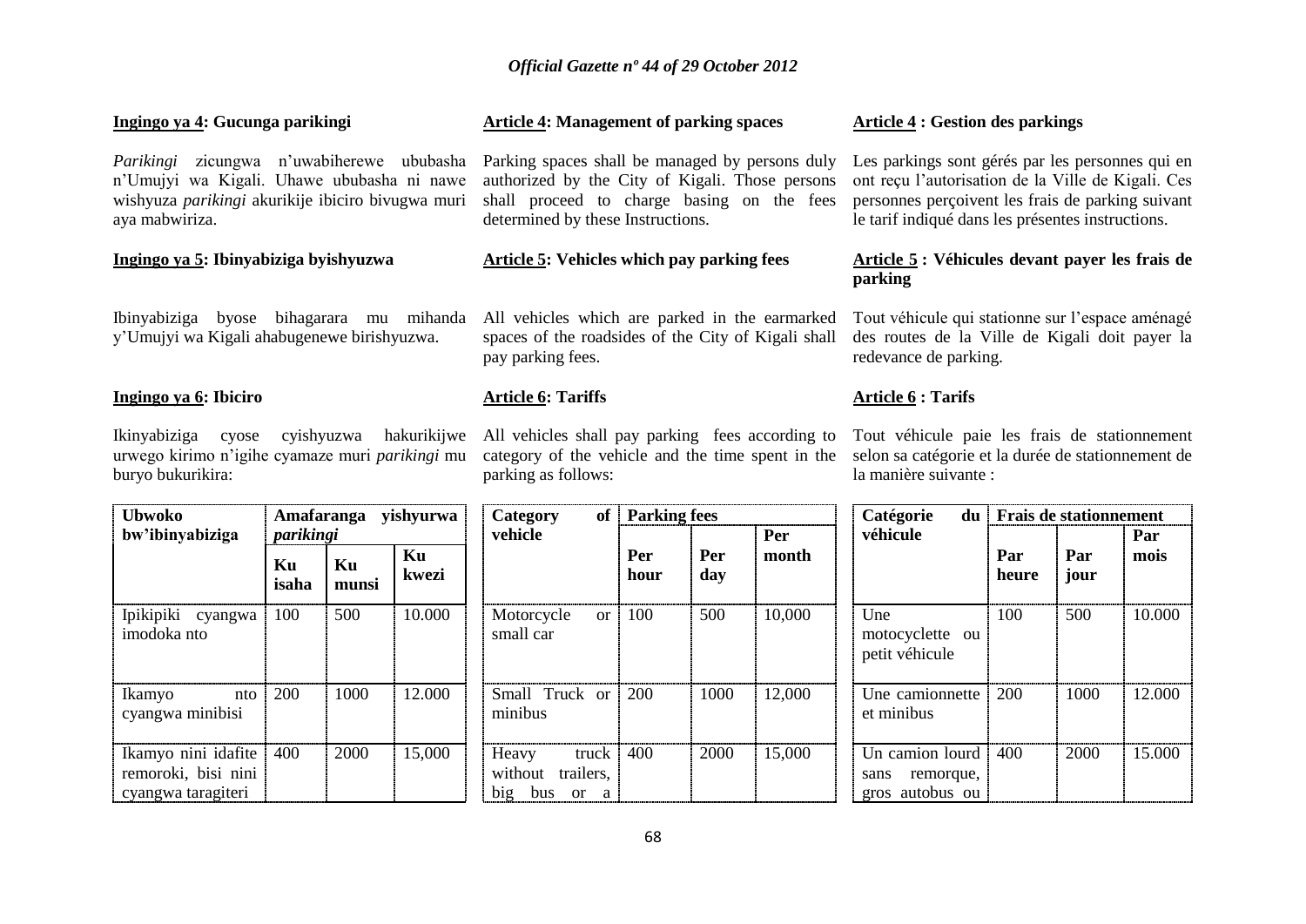**Ingingo ya 4: Gucunga parikingi**

*Parikingi* zicungwa n'uwabiherewe ububasha n'Umujyi wa Kigali. Uhawe ububasha ni nawe wishyuza *parikingi* akurikije ibiciro bivugwa muri aya mabwiriza.

**Ingingo ya 5: Ibinyabiziga byishyuzwa**

Ibinyabiziga byose bihagarara mu mihanda y'Umujyi wa Kigali ahabugenewe birishyuzwa.

**Ingingo ya 6: Ibiciro**

Ikinyabiziga cyose cyishyuzwa hakurikijwe urwego kirimo n'igihe cyamaze muri *parikingi* mu buryo bukurikira:

| Ubwoko bw'ibinyabiziga | Amafaranga yishyurwa *parikingi* | | |
|---|---|---|---|
| | Ku isaha | Ku munsi | Ku kwezi |
| Ipikipiki cyangwa imodoka nto | 100 | 500 | 10.000 |
| Ikamyo nto cyangwa minibisi | 200 | 1000 | 12.000 |
| Ikamyo nini idafite remoroki, bisi nini cyangwa taragiteri | 400 | 2000 | 15,000 |

**Article 4: Management of parking spaces**

Parking spaces shall be managed by persons duly authorized by the City of Kigali. Those persons shall proceed to charge basing on the fees determined by these Instructions.

**Article 5: Vehicles which pay parking fees**

All vehicles which are parked in the earmarked spaces of the roadsides of the City of Kigali shall pay parking fees.

**Article 6: Tariffs**

All vehicles shall pay parking fees according to category of the vehicle and the time spent in the parking as follows:

| Category of vehicle | Parking fees | | |
|---|---|---|---|
| | Per hour | Per day | Per month |
| Motorcycle or small car | 100 | 500 | 10,000 |
| Small Truck or minibus | 200 | 1000 | 12,000 |
| Heavy truck without trailers, big bus or a | 400 | 2000 | 15,000 |

**Article 4 : Gestion des parkings**

Les parkings sont gérés par les personnes qui en ont reçu l'autorisation de la Ville de Kigali. Ces personnes perçoivent les frais de parking suivant le tarif indiqué dans les présentes instructions.

**Article 5 : Véhicules devant payer les frais de parking**

Tout véhicule qui stationne sur l'espace aménagé des routes de la Ville de Kigali doit payer la redevance de parking.

**Article 6 : Tarifs**

Tout véhicule paie les frais de stationnement selon sa catégorie et la durée de stationnement de la manière suivante :

| Catégorie du véhicule | Frais de stationnement | | |
|---|---|---|---|
| | Par heure | Par jour | Par mois |
| Une motocyclette ou petit véhicule | 100 | 500 | 10.000 |
| Une camionnette et minibus | 200 | 1000 | 12.000 |
| Un camion lourd sans remorque, gros autobus ou | 400 | 2000 | 15.000 |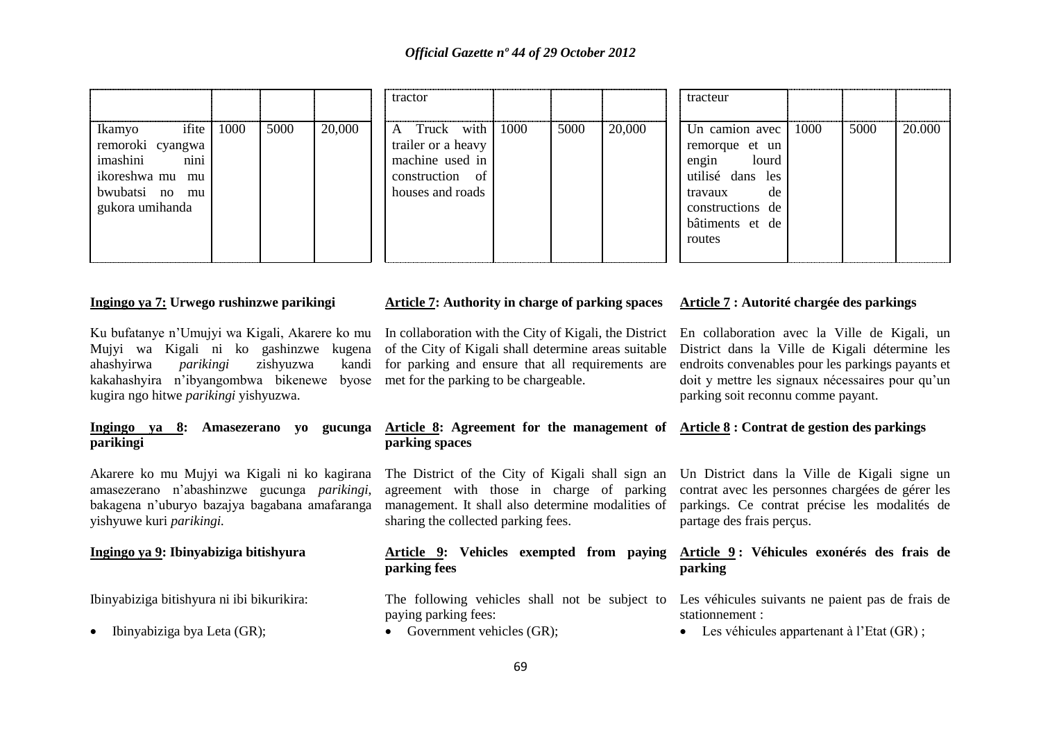|  |  |  |  |
|---|---|---|---|
| Ikamyo ifite remoroki cyangwa imashini nini ikoreshwa mu bwubatsi no mu gukora umihanda | 1000 | 5000 | 20,000 |

| tractor |  |  |  |
|---|---|---|---|
| A Truck with trailer or a heavy machine used in construction of houses and roads | 1000 | 5000 | 20,000 |

| tracteur |  |  |  |
|---|---|---|---|
| Un camion avec remorque et un engin lourd utilisé dans les travaux de constructions de bâtiments et de routes | 1000 | 5000 | 20.000 |

**Ingingo ya 7: Urwego rushinzwe parikingi**

Ku bufatanye n'Umujyi wa Kigali, Akarere ko mu Mujyi wa Kigali ni ko gashinzwe kugena ahashyirwa *parikingi* zishyuzwa kandi kakahashyira n'ibyangombwa bikenewe byose kugira ngo hitwe *parikingi* yishyuzwa.

**Ingingo ya 8: Amasezerano yo gucunga parikingi**

Akarere ko mu Mujyi wa Kigali ni ko kagirana amasezerano n'abashinzwe gucunga *parikingi*, bakagena n'uburyo bazajya bagabana amafaranga yishyuwe kuri *parikingi.*

**Ingingo ya 9: Ibinyabiziga bitishyura**

Ibinyabiziga bitishyura ni ibi bikurikira:

- Ibinyabiziga bya Leta (GR);

**Article 7: Authority in charge of parking spaces**

In collaboration with the City of Kigali, the District of the City of Kigali shall determine areas suitable for parking and ensure that all requirements are met for the parking to be chargeable.

**Article 8: Agreement for the management of parking spaces**

The District of the City of Kigali shall sign an agreement with those in charge of parking management. It shall also determine modalities of sharing the collected parking fees.

**Article 9: Vehicles exempted from paying parking fees**

The following vehicles shall not be subject to paying parking fees:

- Government vehicles (GR);

**Article 7 : Autorité chargée des parkings**

En collaboration avec la Ville de Kigali, un District dans la Ville de Kigali détermine les endroits convenables pour les parkings payants et doit y mettre les signaux nécessaires pour qu'un parking soit reconnu comme payant.

**Article 8 : Contrat de gestion des parkings**

Un District dans la Ville de Kigali signe un contrat avec les personnes chargées de gérer les parkings. Ce contrat précise les modalités de partage des frais perçus.

**Article 9 : Véhicules exonérés des frais de parking**

Les véhicules suivants ne paient pas de frais de stationnement :

- Les véhicules appartenant à l'Etat (GR) ;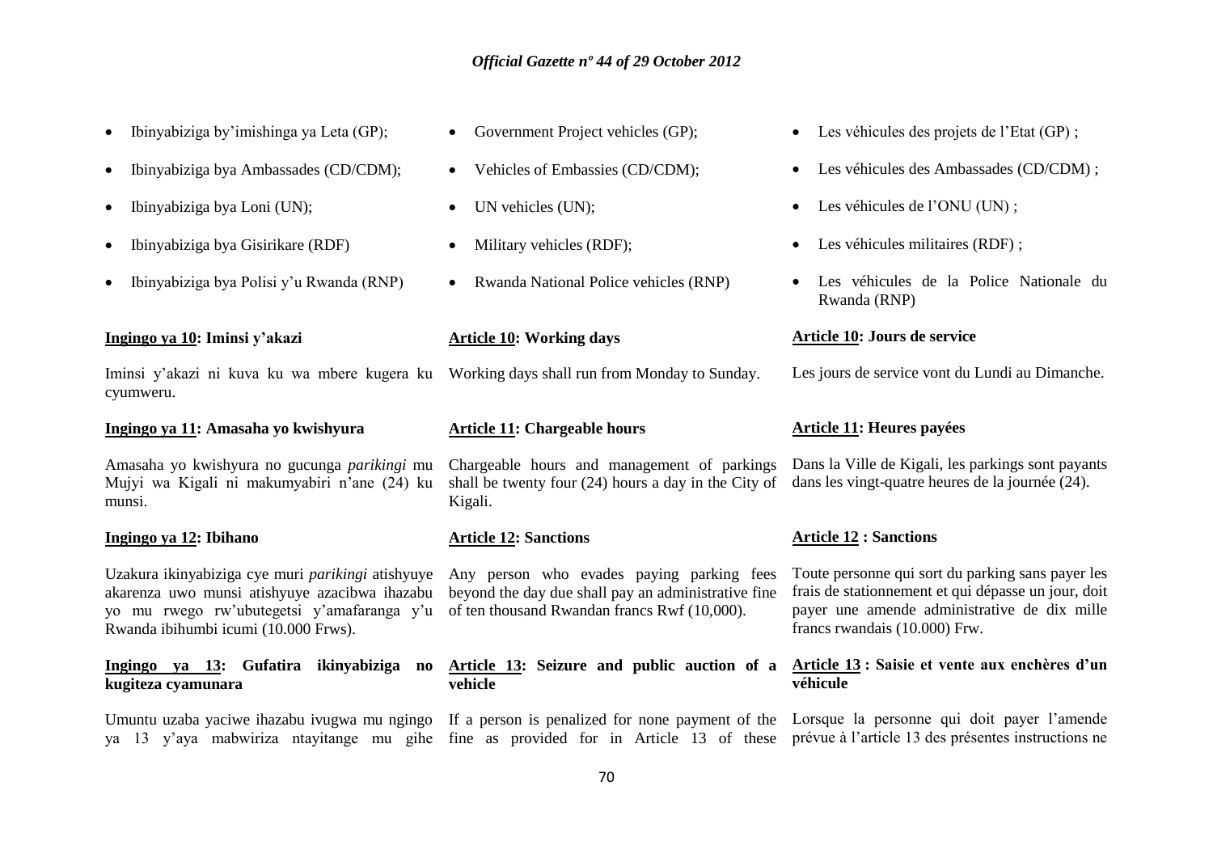- Ibinyabiziga by'imishinga ya Leta (GP);
- Ibinyabiziga bya Ambassades (CD/CDM);
- Ibinyabiziga bya Loni (UN);
- Ibinyabiziga bya Gisirikare (RDF)
- Ibinyabiziga bya Polisi y'u Rwanda (RNP)

**Ingingo ya 10: Iminsi y'akazi**

Iminsi y'akazi ni kuva ku wa mbere kugera ku cyumweru.

**Ingingo ya 11: Amasaha yo kwishyura**

Amasaha yo kwishyura no gucunga *parikingi* mu Mujyi wa Kigali ni makumyabiri n'ane (24) ku munsi.

**Ingingo ya 12: Ibihano**

Uzakura ikinyabiziga cye muri *parikingi* atishyuye akarenza uwo munsi atishyuye azacibwa ihazabu yo mu rwego rw'ubutegetsi y'amafaranga y'u Rwanda ibihumbi icumi (10.000 Frws).

**Ingingo ya 13: Gufatira ikinyabiziga no kugiteza cyamunara**

Umuntu uzaba yaciwe ihazabu ivugwa mu ngingo ya 13 y'aya mabwiriza ntayitange mu gihe

- Government Project vehicles (GP);
- Vehicles of Embassies (CD/CDM);
- UN vehicles (UN);
- Military vehicles (RDF);
- Rwanda National Police vehicles (RNP)

**Article 10: Working days**

Working days shall run from Monday to Sunday.

**Article 11: Chargeable hours**

Chargeable hours and management of parkings shall be twenty four (24) hours a day in the City of Kigali.

**Article 12: Sanctions**

Any person who evades paying parking fees beyond the day due shall pay an administrative fine of ten thousand Rwandan francs Rwf (10,000).

**Article 13: Seizure and public auction of a vehicle**

If a person is penalized for none payment of the fine as provided for in Article 13 of these

- Les véhicules des projets de l'Etat (GP) ;
- Les véhicules des Ambassades (CD/CDM) ;
- Les véhicules de l'ONU (UN) ;
- Les véhicules militaires (RDF) ;
- Les véhicules de la Police Nationale du Rwanda (RNP)

**Article 10: Jours de service**

Les jours de service vont du Lundi au Dimanche.

**Article 11: Heures payées**

Dans la Ville de Kigali, les parkings sont payants dans les vingt-quatre heures de la journée (24).

**Article 12 : Sanctions**

Toute personne qui sort du parking sans payer les frais de stationnement et qui dépasse un jour, doit payer une amende administrative de dix mille francs rwandais (10.000) Frw.

**Article 13 : Saisie et vente aux enchères d'un véhicule**

Lorsque la personne qui doit payer l'amende prévue à l'article 13 des présentes instructions ne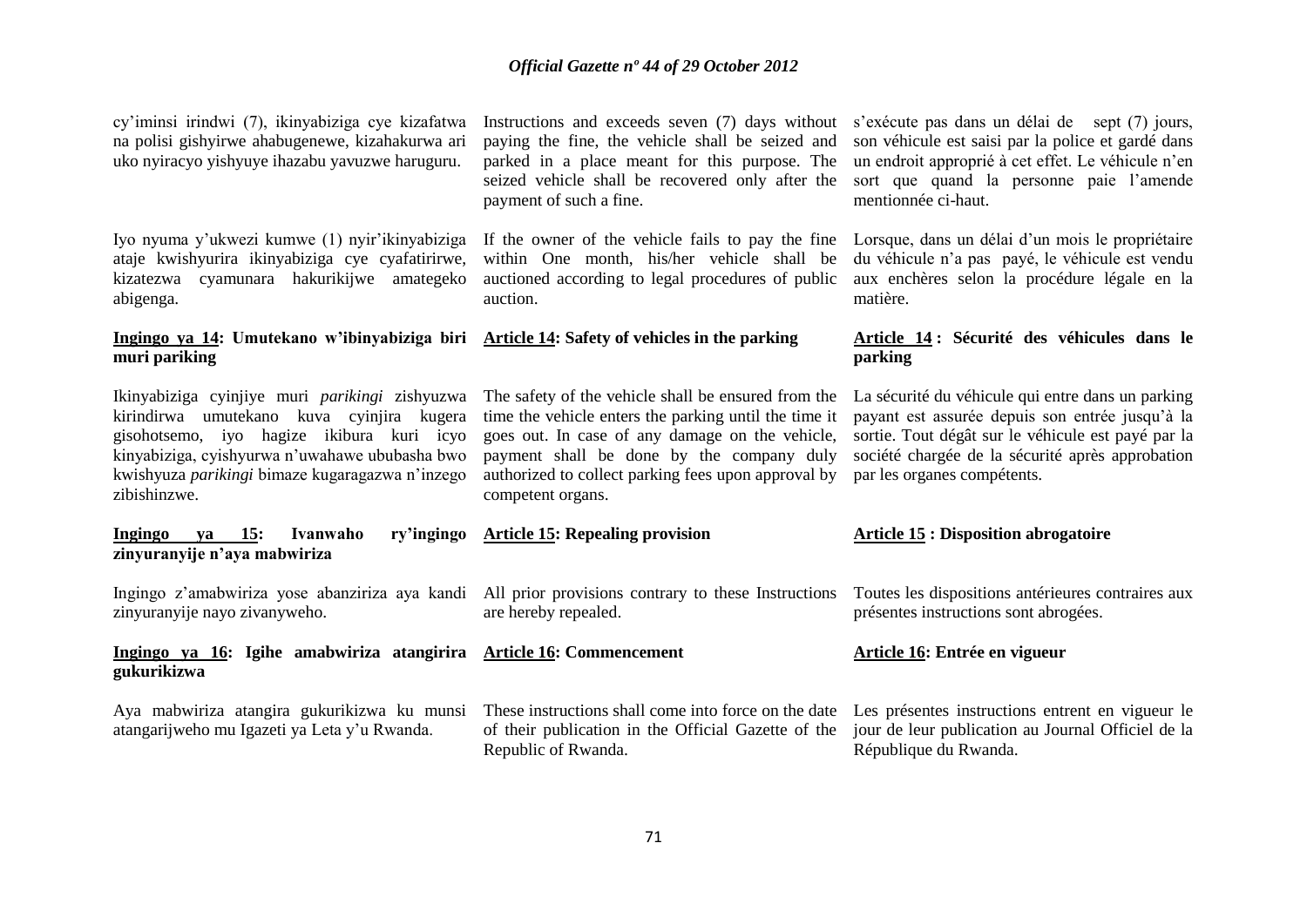cy'iminsi irindwi (7), ikinyabiziga cye kizafatwa na polisi gishyirwe ahabugenewe, kizahakurwa ari uko nyiracyo yishyuye ihazabu yavuzwe haruguru.

Iyo nyuma y'ukwezi kumwe (1) nyir'ikinyabiziga ataje kwishyurira ikinyabiziga cye cyafatiriwe, kizatezwa cyamunara hakurikijwe amategeko abigenga.

**Ingingo ya 14: Umutekano w'ibinyabiziga biri muri pariking**

Ikinyabiziga cyinjiye muri *parikingi* zishyuzwa kirindirwa umutekano kuva cyinjira kugera gisohotsemo, iyo hagize ikibura kuri icyo kinyabiziga, cyishyurwa n'uwahawe ububasha bwo kwishyuza *parikingi* bimaze kugaragazwa n'inzego zibishinzwe.

**Ingingo ya 15: Ivanwaho ry'ingingo zinyuranyije n'aya mabwiriza**

Ingingo z'amabwiriza yose abanziriza aya kandi zinyuranyije nayo zivanyweho.

**Ingingo ya 16: Igihe amabwiriza atangirira gukurikizwa**

Aya mabwiriza atangira gukurikizwa ku munsi atangarijweho mu Igazeti ya Leta y'u Rwanda.

Instructions and exceeds seven (7) days without paying the fine, the vehicle shall be seized and parked in a place meant for this purpose. The seized vehicle shall be recovered only after the payment of such a fine.

If the owner of the vehicle fails to pay the fine within One month, his/her vehicle shall be auctioned according to legal procedures of public auction.

**Article 14: Safety of vehicles in the parking**

The safety of the vehicle shall be ensured from the time the vehicle enters the parking until the time it goes out. In case of any damage on the vehicle, payment shall be done by the company duly authorized to collect parking fees upon approval by competent organs.

**Article 15: Repealing provision**

All prior provisions contrary to these Instructions are hereby repealed.

**Article 16: Commencement**

These instructions shall come into force on the date of their publication in the Official Gazette of the Republic of Rwanda.

s'exécute pas dans un délai de sept (7) jours, son véhicule est saisi par la police et gardé dans un endroit approprié à cet effet. Le véhicule n'en sort que quand la personne paie l'amende mentionnée ci-haut.

Lorsque, dans un délai d'un mois le propriétaire du véhicule n'a pas payé, le véhicule est vendu aux enchères selon la procédure légale en la matière.

**Article 14 : Sécurité des véhicules dans le parking**

La sécurité du véhicule qui entre dans un parking payant est assurée depuis son entrée jusqu'à la sortie. Tout dégât sur le véhicule est payé par la société chargée de la sécurité après approbation par les organes compétents.

**Article 15 : Disposition abrogatoire**

Toutes les dispositions antérieures contraires aux présentes instructions sont abrogées.

**Article 16: Entrée en vigueur**

Les présentes instructions entrent en vigueur le jour de leur publication au Journal Officiel de la République du Rwanda.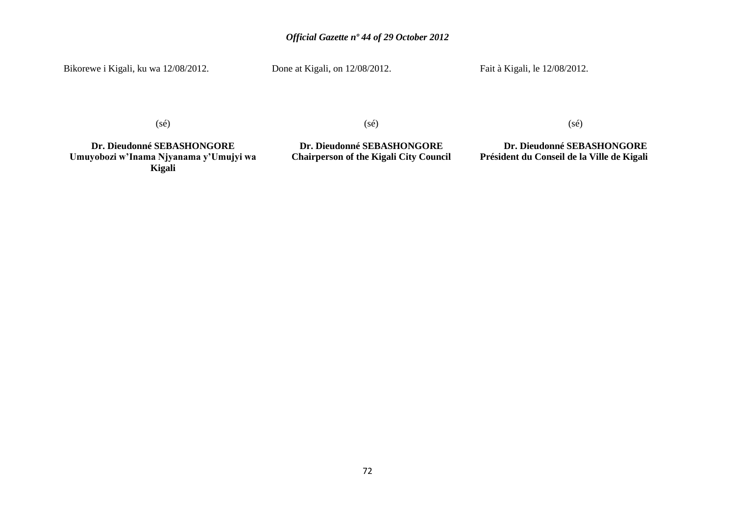Bikorewe i Kigali, ku wa 12/08/2012.

(sé)

**Dr. Dieudonné SEBASHONGORE**
**Umuyobozi w'Inama Njyanama y'Umujyi wa Kigali**

Done at Kigali, on 12/08/2012.

(sé)

**Dr. Dieudonné SEBASHONGORE**
**Chairperson of the Kigali City Council**

Fait à Kigali, le 12/08/2012.

(sé)

**Dr. Dieudonné SEBASHONGORE**
**Président du Conseil de la Ville de Kigali**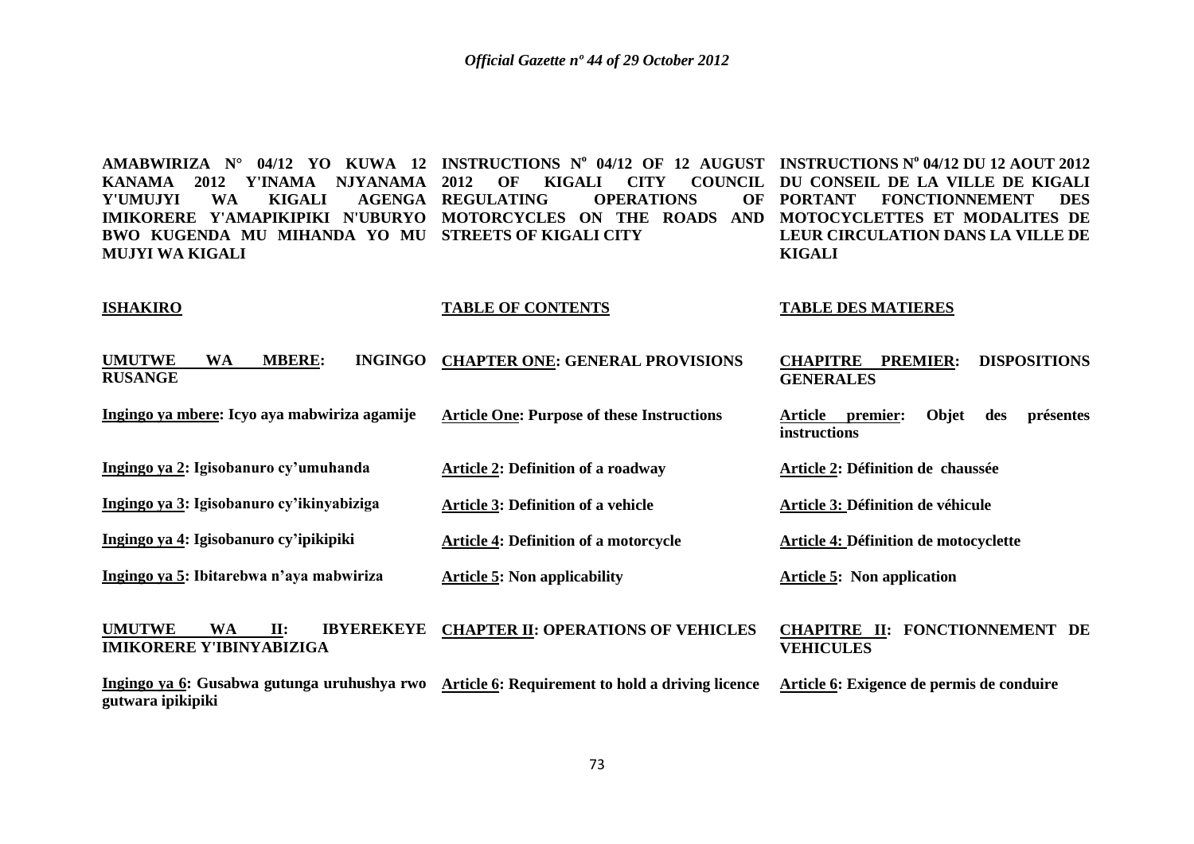**AMABWIRIZA N° 04/12 YO KUWA 12 KANAMA 2012 Y'INAMA NJYANAMA Y'UMUJYI WA KIGALI AGENGA IMIKORERE Y'AMAPIKIPIKI N'UBURYO BWO KUGENDA MU MIHANDA YO MU MUJYI WA KIGALI**

**INSTRUCTIONS N° 04/12 OF 12 AUGUST 2012 OF KIGALI CITY COUNCIL REGULATING OPERATIONS OF MOTORCYCLES ON THE ROADS AND STREETS OF KIGALI CITY**

**INSTRUCTIONS N° 04/12 DU 12 AOUT 2012 DU CONSEIL DE LA VILLE DE KIGALI PORTANT FONCTIONNEMENT DES MOTOCYCLETTES ET MODALITES DE LEUR CIRCULATION DANS LA VILLE DE KIGALI**

| **ISHAKIRO** | **TABLE OF CONTENTS** | **TABLE DES MATIERES** |
|---|---|---|
| **UMUTWE WA MBERE: INGINGO RUSANGE** | **CHAPTER ONE: GENERAL PROVISIONS** | **CHAPITRE PREMIER: DISPOSITIONS GENERALES** |
| **Ingingo ya mbere: Icyo aya mabwiriza agamije** | **Article One: Purpose of these Instructions** | **Article premier: Objet des présentes instructions** |
| **Ingingo ya 2: Igisobanuro cy'umuhanda** | **Article 2: Definition of a roadway** | **Article 2: Définition de chaussée** |
| **Ingingo ya 3: Igisobanuro cy'ikinyabiziga** | **Article 3: Definition of a vehicle** | **Article 3: Définition de véhicule** |
| **Ingingo ya 4: Igisobanuro cy'ipikipiki** | **Article 4: Definition of a motorcycle** | **Article 4: Définition de motocyclette** |
| **Ingingo ya 5: Ibitarebwa n'aya mabwiriza** | **Article 5: Non applicability** | **Article 5: Non application** |
| **UMUTWE WA II: IBYEREKEYE IMIKORERE Y'IBINYABIZIGA** | **CHAPTER II: OPERATIONS OF VEHICLES** | **CHAPITRE II: FONCTIONNEMENT DE VEHICULES** |
| **Ingingo ya 6: Gusabwa gutunga uruhushya rwo gutwara ipikipiki** | **Article 6: Requirement to hold a driving licence** | **Article 6: Exigence de permis de conduire** |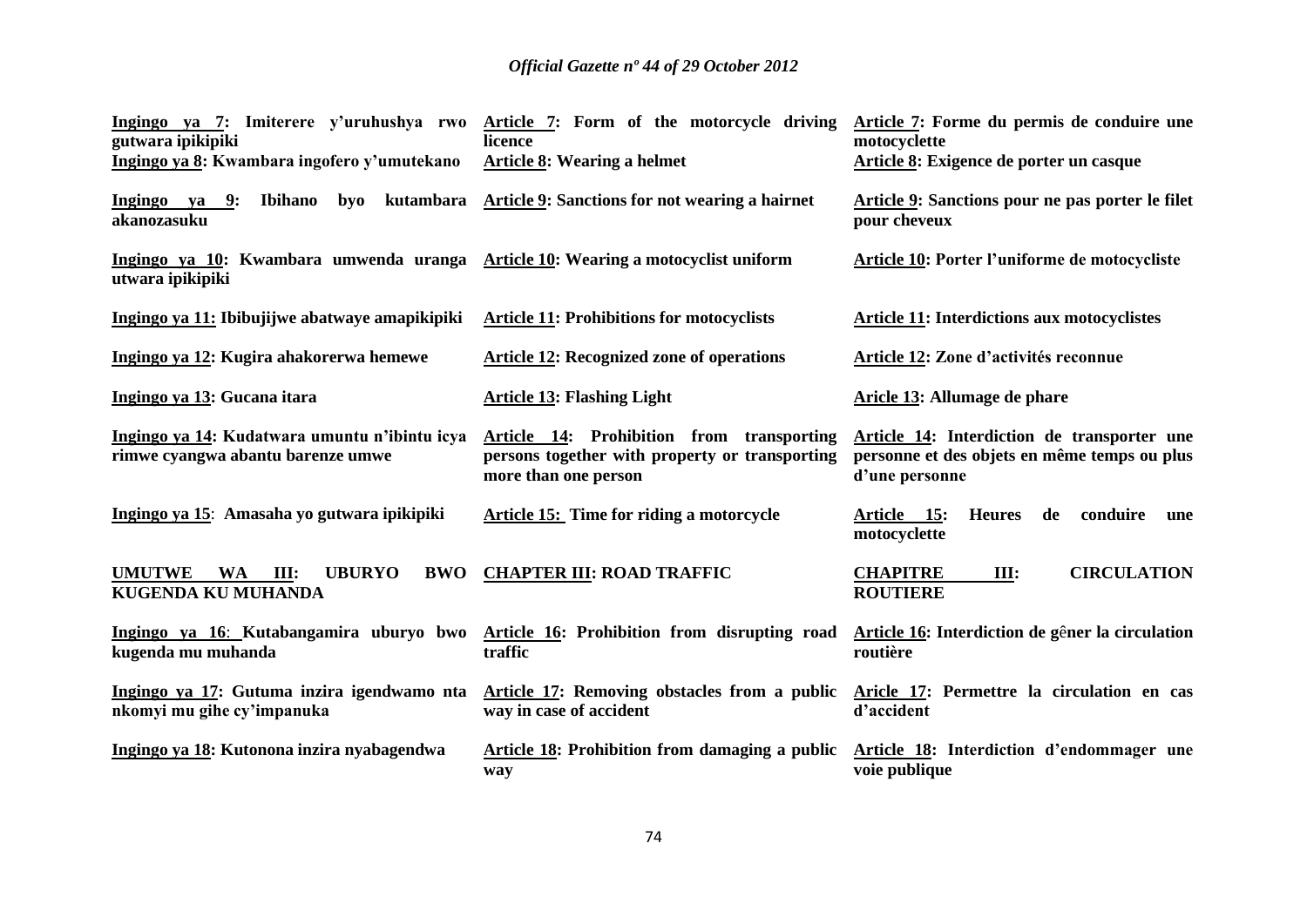| | | |
|---|---|---|
| **Ingingo ya 7: Imiterere y'uruhushya rwo gutwara ipikipiki** | **Article 7: Form of the motorcycle driving licence** | **Article 7: Forme du permis de conduire une motocyclette** |
| **Ingingo ya 8: Kwambara ingofero y'umutekano** | **Article 8: Wearing a helmet** | **Article 8: Exigence de porter un casque** |
| **Ingingo ya 9: Ibihano byo kutambara akanozasuku** | **Article 9: Sanctions for not wearing a hairnet** | **Article 9: Sanctions pour ne pas porter le filet pour cheveux** |
| **Ingingo ya 10: Kwambara umwenda uranga utwara ipikipiki** | **Article 10: Wearing a motocyclist uniform** | **Article 10: Porter l'uniforme de motocycliste** |
| **Ingingo ya 11: Ibibujijwe abatwaye amapikipiki** | **Article 11: Prohibitions for motocyclists** | **Article 11: Interdictions aux motocyclistes** |
| **Ingingo ya 12: Kugira ahakorerwa hemewe** | **Article 12: Recognized zone of operations** | **Article 12: Zone d'activités reconnue** |
| **Ingingo ya 13: Gucana itara** | **Article 13: Flashing Light** | **Aricle 13: Allumage de phare** |
| **Ingingo ya 14: Kudatwara umuntu n'ibintu icya rimwe cyangwa abantu barenze umwe** | **Article 14: Prohibition from transporting persons together with property or transporting more than one person** | **Article 14: Interdiction de transporter une personne et des objets en même temps ou plus d'une personne** |
| **Ingingo ya 15: Amasaha yo gutwara ipikipiki** | **Article 15: Time for riding a motorcycle** | **Article 15: Heures de conduire une motocyclette** |
| **UMUTWE WA III: UBURYO BWO KUGENDA KU MUHANDA** | **CHAPTER III: ROAD TRAFFIC** | **CHAPITRE III: CIRCULATION ROUTIERE** |
| **Ingingo ya 16: Kutabangamira uburyo bwo kugenda mu muhanda** | **Article 16: Prohibition from disrupting road traffic** | **Article 16: Interdiction de gêner la circulation routière** |
| **Ingingo ya 17: Gutuma inzira igendwamo nta nkomyi mu gihe cy'impanuka** | **Article 17: Removing obstacles from a public way in case of accident** | **Aricle 17: Permettre la circulation en cas d'accident** |
| **Ingingo ya 18: Kutonona inzira nyabagendwa** | **Article 18: Prohibition from damaging a public way** | **Article 18: Interdiction d'endommager une voie publique** |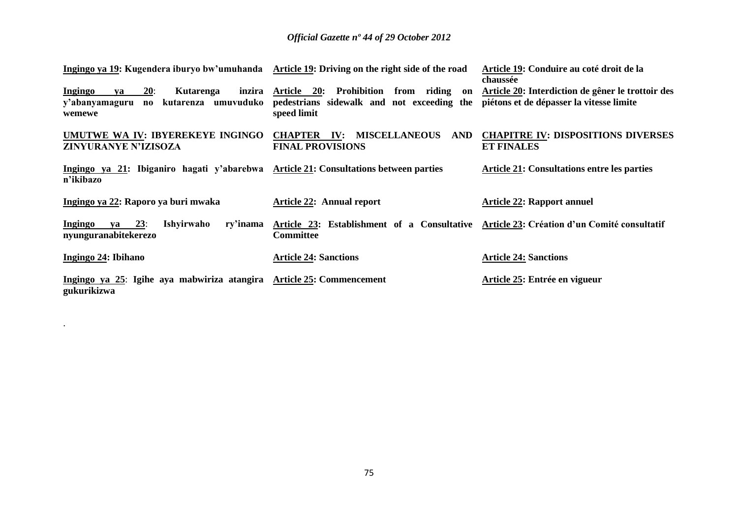| | | |
|---|---|---|
| **Ingingo ya 19: Kugendera iburyo bw'umuhanda** | **Article 19: Driving on the right side of the road** | **Article 19: Conduire au coté droit de la chaussée** |
| **Ingingo ya 20: Kutarenga inzira y'abanyamaguru no kutarenza umuvuduko wemewe** | **Article 20: Prohibition from riding on pedestrians sidewalk and not exceeding the speed limit** | **Article 20: Interdiction de gêner le trottoir des piétons et de dépasser la vitesse limite** |
| **UMUTWE WA IV: IBYEREKEYE INGINGO ZINYURANYE N'IZISOZA** | **CHAPTER IV: MISCELLANEOUS AND FINAL PROVISIONS** | **CHAPITRE IV: DISPOSITIONS DIVERSES ET FINALES** |
| **Ingingo ya 21: Ibiganiro hagati y'abarebwa n'ikibazo** | **Article 21: Consultations between parties** | **Article 21: Consultations entre les parties** |
| **Ingingo ya 22: Raporo ya buri mwaka** | **Article 22: Annual report** | **Article 22: Rapport annuel** |
| **Ingingo ya 23: Ishyirwaho ry'inama nyunguranabitekerezo** | **Article 23: Establishment of a Consultative Committee** | **Article 23: Création d'un Comité consultatif** |
| **Ingingo 24: Ibihano** | **Article 24: Sanctions** | **Article 24: Sanctions** |
| **Ingingo ya 25: Igihe aya mabwiriza atangira gukurikizwa** | **Article 25: Commencement** | **Article 25: Entrée en vigueur** |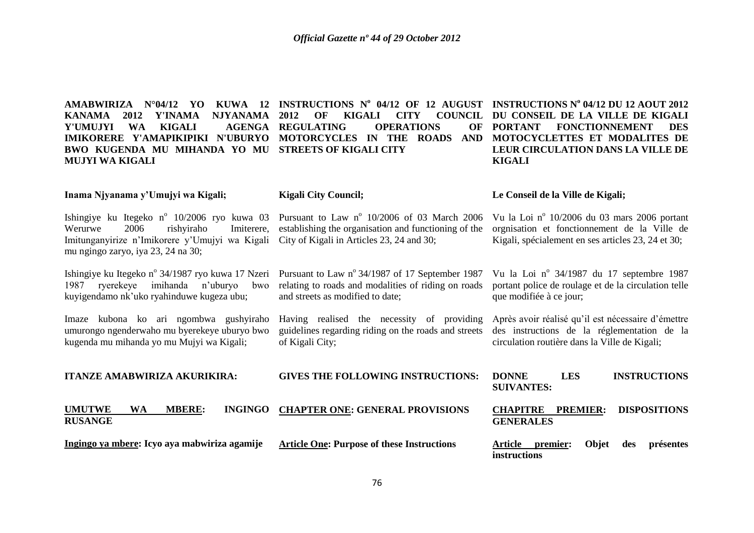**AMABWIRIZA N°04/12 YO KUWA 12 KANAMA 2012 Y'INAMA NJYANAMA Y'UMUJYI WA KIGALI AGENGA IMIKORERE Y'AMAPIKIPIKI N'UBURYO BWO KUGENDA MU MIHANDA YO MU MUJYI WA KIGALI**

**Inama Njyanama y'Umujyi wa Kigali;**

Ishingiye ku Itegeko n° 10/2006 ryo kuwa 03 Werurwe 2006 rishyiraho Imiterere, Imitunganyirize n'Imikorere y'Umujyi wa Kigali mu ngingo zaryo, iya 23, 24 na 30;

Ishingiye ku Itegeko n° 34/1987 ryo kuwa 17 Nzeri 1987 ryerekeye imihanda n'uburyo bwo kuyigendamo nk'uko ryahinduwe kugeza ubu;

Imaze kubona ko ari ngombwa gushyiraho umurongo ngenderwaho mu byerekeye uburyo bwo kugenda mu mihanda yo mu Mujyi wa Kigali;

**ITANZE AMABWIRIZA AKURIKIRA:**

**UMUTWE WA MBERE: INGINGO RUSANGE**

**Ingingo ya mbere: Icyo aya mabwiriza agamije**

**INSTRUCTIONS N° 04/12 OF 12 AUGUST 2012 OF KIGALI CITY COUNCIL REGULATING OPERATIONS OF MOTORCYCLES IN THE ROADS AND STREETS OF KIGALI CITY**

**Kigali City Council;**

Pursuant to Law n° 10/2006 of 03 March 2006 establishing the organisation and functioning of the City of Kigali in Articles 23, 24 and 30;

Pursuant to Law n° 34/1987 of 17 September 1987 relating to roads and modalities of riding on roads and streets as modified to date;

Having realised the necessity of providing guidelines regarding riding on the roads and streets of Kigali City;

**GIVES THE FOLLOWING INSTRUCTIONS:**

**CHAPTER ONE: GENERAL PROVISIONS**

**Article One: Purpose of these Instructions**

**INSTRUCTIONS N° 04/12 DU 12 AOUT 2012 DU CONSEIL DE LA VILLE DE KIGALI PORTANT FONCTIONNEMENT DES MOTOCYCLETTES ET MODALITES DE LEUR CIRCULATION DANS LA VILLE DE KIGALI**

**Le Conseil de la Ville de Kigali;**

Vu la Loi n° 10/2006 du 03 mars 2006 portant orgnisation et fonctionnement de la Ville de Kigali, spécialement en ses articles 23, 24 et 30;

Vu la Loi n° 34/1987 du 17 septembre 1987 portant police de roulage et de la circulation telle que modifiée à ce jour;

Après avoir réalisé qu'il est nécessaire d'émettre des instructions de la réglementation de la circulation routière dans la Ville de Kigali;

**DONNE LES INSTRUCTIONS SUIVANTES:**

**CHAPITRE PREMIER: DISPOSITIONS GENERALES**

**Article premier: Objet des présentes instructions**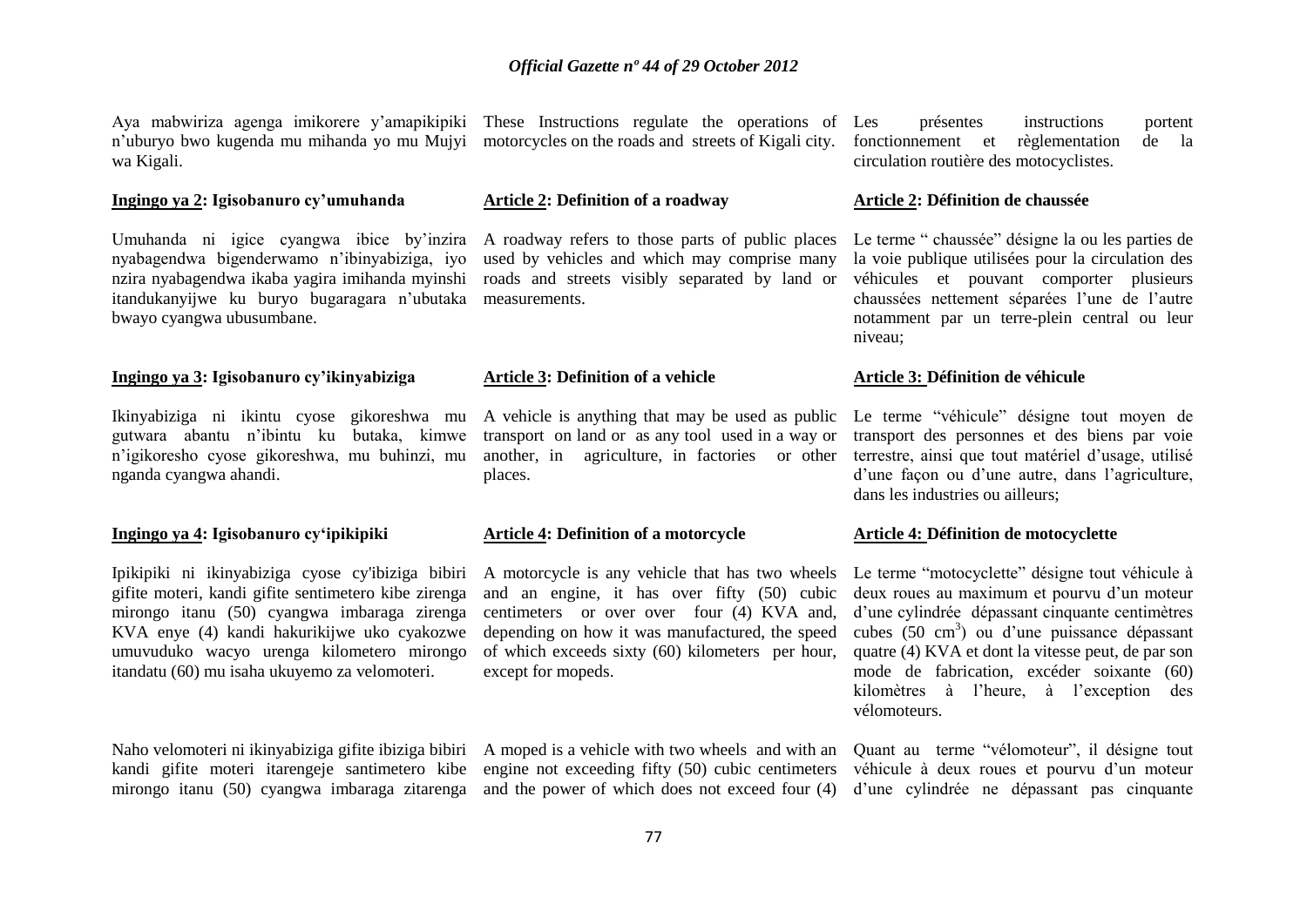Aya mabwiriza agenga imikorere y'amapikipiki n'uburyo bwo kugenda mu mihanda yo mu Mujyi wa Kigali.

These Instructions regulate the operations of motorcycles on the roads and streets of Kigali city.

Les présentes instructions portent fonctionnement et règlementation de la circulation routière des motocyclistes.

**Ingingo ya 2: Igisobanuro cy'umuhanda**

Umuhanda ni igice cyangwa ibice by'inzira nyabagendwa bigenderwamo n'ibinyabiziga, iyo nzira nyabagendwa ikaba yagira imihanda myinshi itandukanyijwe ku buryo bugaragara n'ubutaka bwayo cyangwa ubusumbane.

**Article 2: Definition of a roadway**

A roadway refers to those parts of public places used by vehicles and which may comprise many roads and streets visibly separated by land or measurements.

**Article 2: Définition de chaussée**

Le terme " chaussée" désigne la ou les parties de la voie publique utilisées pour la circulation des véhicules et pouvant comporter plusieurs chaussées nettement séparées l'une de l'autre notamment par un terre-plein central ou leur niveau;

**Ingingo ya 3: Igisobanuro cy'ikinyabiziga**

Ikinyabiziga ni ikintu cyose gikoreshwa mu gutwara abantu n'ibintu ku butaka, kimwe n'igikoresho cyose gikoreshwa, mu buhinzi, mu nganda cyangwa ahandi.

**Article 3: Definition of a vehicle**

A vehicle is anything that may be used as public transport on land or as any tool used in a way or another, in agriculture, in factories or other places.

**Article 3: Définition de véhicule**

Le terme "véhicule" désigne tout moyen de transport des personnes et des biens par voie terrestre, ainsi que tout matériel d'usage, utilisé d'une façon ou d'une autre, dans l'agriculture, dans les industries ou ailleurs;

**Ingingo ya 4: Igisobanuro cy'ipikipiki**

Ipikipiki ni ikinyabiziga cyose cy'ibiziga bibiri gifite moteri, kandi gifite sentimetero kibe zirenga mirongo itanu (50) cyangwa imbaraga zirenga KVA enye (4) kandi hakurikijwe uko cyakozwe umuvuduko wacyo urenga kilometero mirongo itandatu (60) mu isaha ukuyemo za velomoteri.

**Article 4: Definition of a motorcycle**

A motorcycle is any vehicle that has two wheels and an engine, it has over fifty (50) cubic centimeters or over over four (4) KVA and, depending on how it was manufactured, the speed of which exceeds sixty (60) kilometers per hour, except for mopeds.

**Article 4: Définition de motocyclette**

Le terme "motocyclette" désigne tout véhicule à deux roues au maximum et pourvu d'un moteur d'une cylindrée dépassant cinquante centimètres cubes ($50\ cm^3$) ou d'une puissance dépassant quatre (4) KVA et dont la vitesse peut, de par son mode de fabrication, excéder soixante (60) kilomètres à l'heure, à l'exception des vélomoteurs.

Naho velomoteri ni ikinyabiziga gifite ibiziga bibiri kandi gifite moteri itarengeje santimetero kibe mirongo itanu (50) cyangwa imbaraga zitarenga

A moped is a vehicle with two wheels and with an engine not exceeding fifty (50) cubic centimeters and the power of which does not exceed four (4)

Quant au terme "vélomoteur", il désigne tout véhicule à deux roues et pourvu d'un moteur d'une cylindrée ne dépassant pas cinquante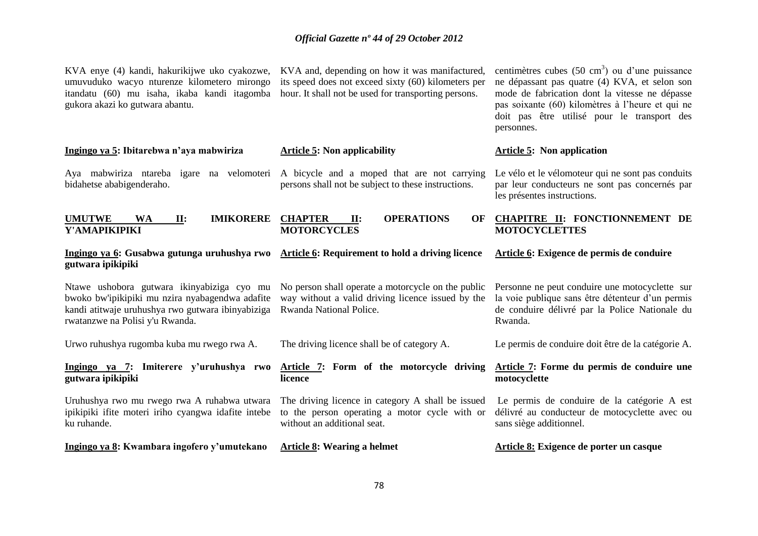KVA enye (4) kandi, hakurikijwe uko cyakozwe, umuvuduko wacyo nturenze kilometero mirongo itandatu (60) mu isaha, ikaba kandi itagomba gukora akazi ko gutwara abantu.

**Ingingo ya 5: Ibitarebwa n'aya mabwiriza**

Aya mabwiriza ntareba igare na velomoteri bidahetse ababigenderaho.

**UMUTWE WA II: IMIKORERE Y'AMAPIKIPIKI**

**Ingingo ya 6: Gusabwa gutunga uruhushya rwo gutwara ipikipiki**

Ntawe ushobora gutwara ikinyabiziga cyo mu bwoko bw'ipikipiki mu nzira nyabagendwa adafite kandi atitwaje uruhushya rwo gutwara ibinyabiziga rwatanzwe na Polisi y'u Rwanda.

Urwo ruhushya rugomba kuba mu rwego rwa A.

**Ingingo ya 7: Imiterere y'uruhushya rwo gutwara ipikipiki**

Uruhushya rwo mu rwego rwa A ruhabwa utwara ipikipiki ifite moteri iriho cyangwa idafite intebe ku ruhande.

**Ingingo ya 8: Kwambara ingofero y'umutekano**

KVA and, depending on how it was manifactured, its speed does not exceed sixty (60) kilometers per hour. It shall not be used for transporting persons.

**Article 5: Non applicability**

A bicycle and a moped that are not carrying persons shall not be subject to these instructions.

**CHAPTER II: OPERATIONS OF MOTORCYCLES**

**Article 6: Requirement to hold a driving licence**

No person shall operate a motorcycle on the public way without a valid driving licence issued by the Rwanda National Police.

The driving licence shall be of category A.

**Article 7: Form of the motorcycle driving licence**

The driving licence in category A shall be issued to the person operating a motor cycle with or without an additional seat.

**Article 8: Wearing a helmet**

centimètres cubes (50 $cm^3$) ou d'une puissance ne dépassant pas quatre (4) KVA, et selon son mode de fabrication dont la vitesse ne dépasse pas soixante (60) kilomètres à l'heure et qui ne doit pas être utilisé pour le transport des personnes.

**Article 5: Non application**

Le vélo et le vélomoteur qui ne sont pas conduits par leur conducteurs ne sont pas concernés par les présentes instructions.

**CHAPITRE II: FONCTIONNEMENT DE MOTOCYCLETTES**

**Article 6: Exigence de permis de conduire**

Personne ne peut conduire une motocyclette sur la voie publique sans être détenteur d'un permis de conduire délivré par la Police Nationale du Rwanda.

Le permis de conduire doit être de la catégorie A.

**Article 7: Forme du permis de conduire une motocyclette**

Le permis de conduire de la catégorie A est délivré au conducteur de motocyclette avec ou sans siège additionnel.

**Article 8: Exigence de porter un casque**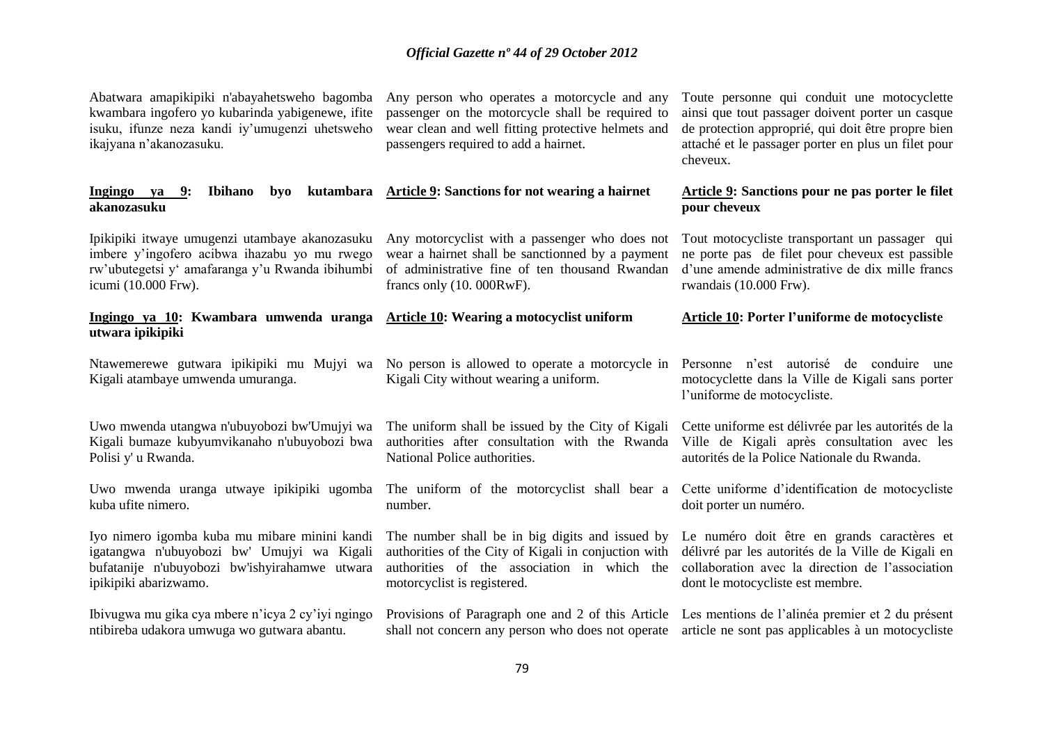Abatwara amapikipiki n'abayahetsweho bagomba kwambara ingofero yo kubarinda yabigenewe, ifite isuku, ifunze neza kandi iy'umugenzi uhetsweho ikajyana n'akanozasuku.

Any person who operates a motorcycle and any passenger on the motorcycle shall be required to wear clean and well fitting protective helmets and passengers required to add a hairnet.

Toute personne qui conduit une motocyclette ainsi que tout passager doivent porter un casque de protection approprié, qui doit être propre bien attaché et le passager porter en plus un filet pour cheveux.

**Ingingo ya 9: Ibihano byo kutambara akanozasuku**

**Article 9: Sanctions for not wearing a hairnet**

**Article 9: Sanctions pour ne pas porter le filet pour cheveux**

Ipikipiki itwaye umugenzi utambaye akanozasuku imbere y'ingofero acibwa ihazabu yo mu rwego rw'ubutegetsi y' amafaranga y'u Rwanda ibihumbi icumi (10.000 Frw).

Any motorcyclist with a passenger who does not wear a hairnet shall be sanctionned by a payment of administrative fine of ten thousand Rwandan francs only (10. 000RwF).

Tout motocycliste transportant un passager qui ne porte pas de filet pour cheveux est passible d'une amende administrative de dix mille francs rwandais (10.000 Frw).

**Ingingo ya 10: Kwambara umwenda uranga utwara ipikipiki**

**Article 10: Wearing a motocyclist uniform**

**Article 10: Porter l'uniforme de motocycliste**

Ntawemerewe gutwara ipikipiki mu Mujyi wa Kigali atambaye umwenda umuranga.

Uwo mwenda utangwa n'ubuyobozi bw'Umujyi wa Kigali bumaze kubyumvikanaho n'ubuyobozi bwa Polisi y' u Rwanda.

Uwo mwenda uranga utwaye ipikipiki ugomba kuba ufite nimero.

Iyo nimero igomba kuba mu mibare minini kandi igatangwa n'ubuyobozi bw' Umujyi wa Kigali bufatanije n'ubuyobozi bw'ishyirahamwe utwara ipikipiki abarizwamo.

Ibivugwa mu gika cya mbere n'icya 2 cy'iyi ngingo ntibireba udakora umwuga wo gutwara abantu.

No person is allowed to operate a motorcycle in Kigali City without wearing a uniform.

The uniform shall be issued by the City of Kigali authorities after consultation with the Rwanda National Police authorities.

The uniform of the motorcyclist shall bear a number.

The number shall be in big digits and issued by authorities of the City of Kigali in conjuction with authorities of the association in which the motorcyclist is registered.

Provisions of Paragraph one and 2 of this Article shall not concern any person who does not operate

Personne n'est autorisé de conduire une motocyclette dans la Ville de Kigali sans porter l'uniforme de motocycliste.

Cette uniforme est délivrée par les autorités de la Ville de Kigali après consultation avec les autorités de la Police Nationale du Rwanda.

Cette uniforme d'identification de motocycliste doit porter un numéro.

Le numéro doit être en grands caractères et délivré par les autorités de la Ville de Kigali en collaboration avec la direction de l'association dont le motocycliste est membre.

Les mentions de l'alinéa premier et 2 du présent article ne sont pas applicables à un motocycliste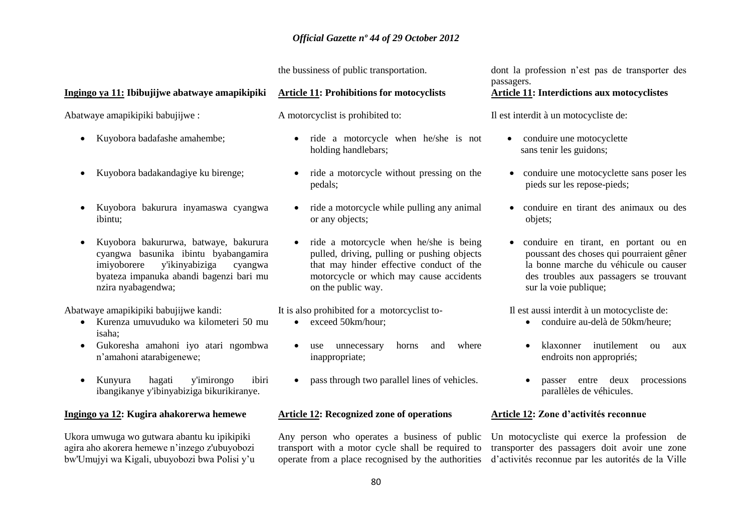the bussiness of public transportation.

dont la profession n'est pas de transporter des passagers.

**Ingingo ya 11: Ibibujijwe abatwaye amapikipiki**

Abatwaye amapikipiki babujijwe :

- Kuyobora badafashe amahembe;
- Kuyobora badakandagiye ku birenge;
- Kuyobora bakurura inyamaswa cyangwa ibintu;
- Kuyobora bakururwa, batwaye, bakurura cyangwa basunika ibintu byabangamira imiyoborere y'ikinyabiziga cyangwa byateza impanuka abandi bagenzi bari mu nzira nyabagendwa;

Abatwaye amapikipiki babujijwe kandi:

- Kurenza umuvuduko wa kilometeri 50 mu isaha;
- Gukoresha amahoni iyo atari ngombwa n'amahoni atarabigenewe;
- Kunyura hagati y'imirongo ibiri ibangikanye y'ibinyabiziga bikurikiranye.

**Ingingo ya 12: Kugira ahakorerwa hemewe**

Ukora umwuga wo gutwara abantu ku ipikipiki agira aho akorera hemewe n'inzego z'ubuyobozi bw'Umujyi wa Kigali, ubuyobozi bwa Polisi y'u

**Article 11: Prohibitions for motocyclists**

A motorcyclist is prohibited to:

- ride a motorcycle when he/she is not holding handlebars;
- ride a motorcycle without pressing on the pedals;
- ride a motorcycle while pulling any animal or any objects;
- ride a motorcycle when he/she is being pulled, driving, pulling or pushing objects that may hinder effective conduct of the motorcycle or which may cause accidents on the public way.

It is also prohibited for a motorcyclist to-

- exceed 50km/hour;
- use unnecessary horns and where inappropriate;
- pass through two parallel lines of vehicles.

**Article 12: Recognized zone of operations**

Any person who operates a business of public transport with a motor cycle shall be required to operate from a place recognised by the authorities

**Article 11: Interdictions aux motocyclistes**

Il est interdit à un motocycliste de:

- conduire une motocyclette sans tenir les guidons;
- conduire une motocyclette sans poser les pieds sur les repose-pieds;
- conduire en tirant des animaux ou des objets;
- conduire en tirant, en portant ou en poussant des choses qui pourraient gêner la bonne marche du véhicule ou causer des troubles aux passagers se trouvant sur la voie publique;

Il est aussi interdit à un motocycliste de:

- conduire au-delà de 50km/heure;
- klaxonner inutilement ou aux endroits non appropriés;
- passer entre deux processions parallèles de véhicules.

**Article 12: Zone d'activités reconnue**

Un motocycliste qui exerce la profession de transporter des passagers doit avoir une zone d'activités reconnue par les autorités de la Ville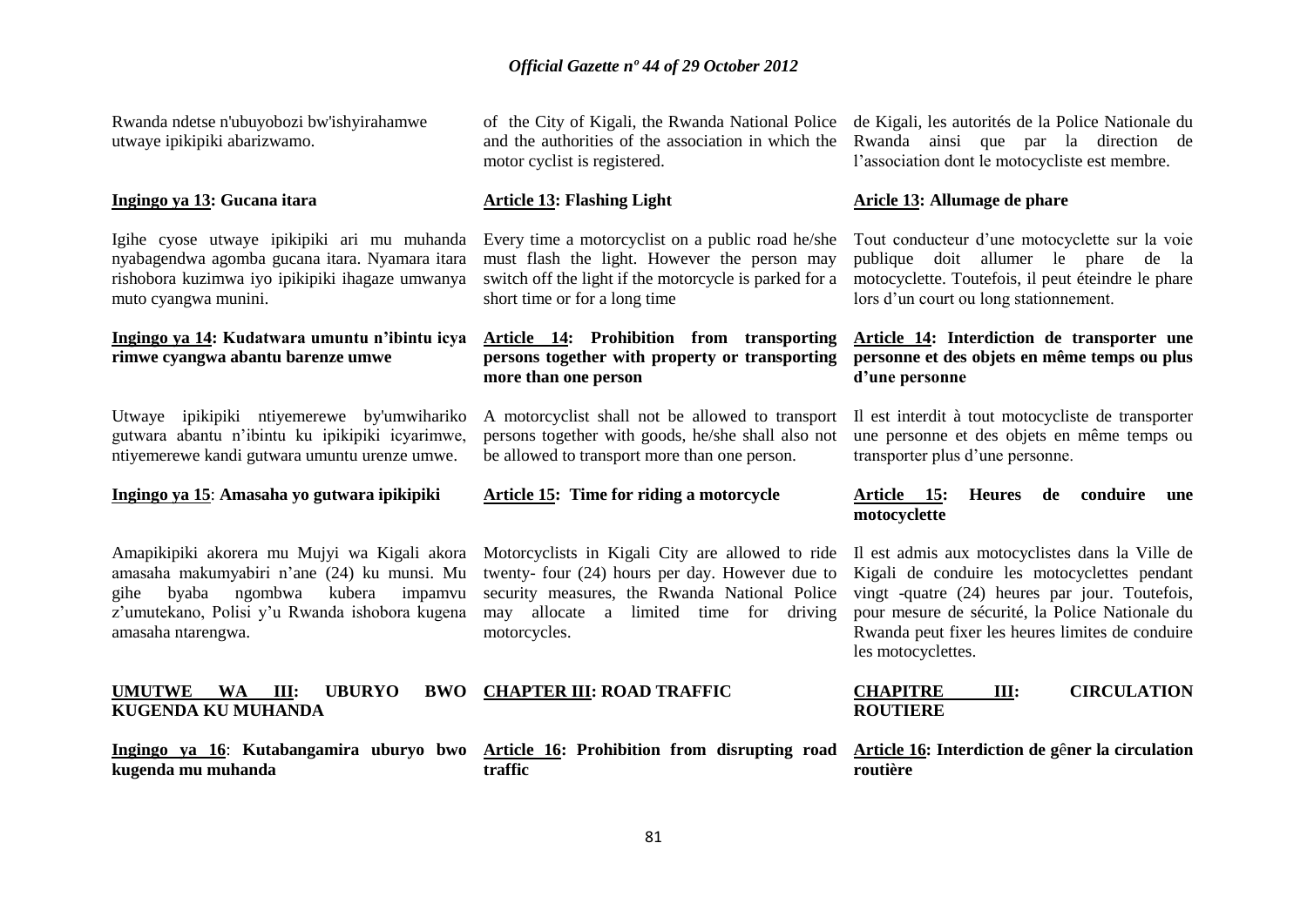Rwanda ndetse n'ubuyobozi bw'ishyirahamwe utwaye ipikipiki abarizwamo.

**Ingingo ya 13: Gucana itara**

Igihe cyose utwaye ipikipiki ari mu muhanda nyabagendwa agomba gucana itara. Nyamara itara rishobora kuzimwa iyo ipikipiki ihagaze umwanya muto cyangwa munini.

**Ingingo ya 14: Kudatwara umuntu n'ibintu icya rimwe cyangwa abantu barenze umwe**

Utwaye ipikipiki ntiyemerewe by'umwihariko gutwara abantu n'ibintu ku ipikipiki icyarimwe, ntiyemerewe kandi gutwara umuntu urenze umwe.

**Ingingo ya 15: Amasaha yo gutwara ipikipiki**

Amapikipiki akorera mu Mujyi wa Kigali akora amasaha makumyabiri n'ane (24) ku munsi. Mu gihe byaba ngombwa kubera impamvu z'umutekano, Polisi y'u Rwanda ishobora kugena amasaha ntarengwa.

**UMUTWE WA III: UBURYO BWO KUGENDA KU MUHANDA**

**Ingingo ya 16: Kutabangamira uburyo bwo kugenda mu muhanda**

of the City of Kigali, the Rwanda National Police and the authorities of the association in which the motor cyclist is registered.

**Article 13: Flashing Light**

Every time a motorcyclist on a public road he/she must flash the light. However the person may switch off the light if the motorcycle is parked for a short time or for a long time

**Article 14: Prohibition from transporting persons together with property or transporting more than one person**

A motorcyclist shall not be allowed to transport persons together with goods, he/she shall also not be allowed to transport more than one person.

**Article 15: Time for riding a motorcycle**

Motorcyclists in Kigali City are allowed to ride twenty- four (24) hours per day. However due to security measures, the Rwanda National Police may allocate a limited time for driving motorcycles.

**CHAPTER III: ROAD TRAFFIC**

**Article 16: Prohibition from disrupting road traffic**

de Kigali, les autorités de la Police Nationale du Rwanda ainsi que par la direction de l'association dont le motocycliste est membre.

**Aricle 13: Allumage de phare**

Tout conducteur d'une motocyclette sur la voie publique doit allumer le phare de la motocyclette. Toutefois, il peut éteindre le phare lors d'un court ou long stationnement.

**Article 14: Interdiction de transporter une personne et des objets en même temps ou plus d'une personne**

Il est interdit à tout motocycliste de transporter une personne et des objets en même temps ou transporter plus d'une personne.

**Article 15: Heures de conduire une motocyclette**

Il est admis aux motocyclistes dans la Ville de Kigali de conduire les motocyclettes pendant vingt -quatre (24) heures par jour. Toutefois, pour mesure de sécurité, la Police Nationale du Rwanda peut fixer les heures limites de conduire les motocyclettes.

**CHAPITRE III: CIRCULATION ROUTIERE**

**Article 16: Interdiction de gêner la circulation routière**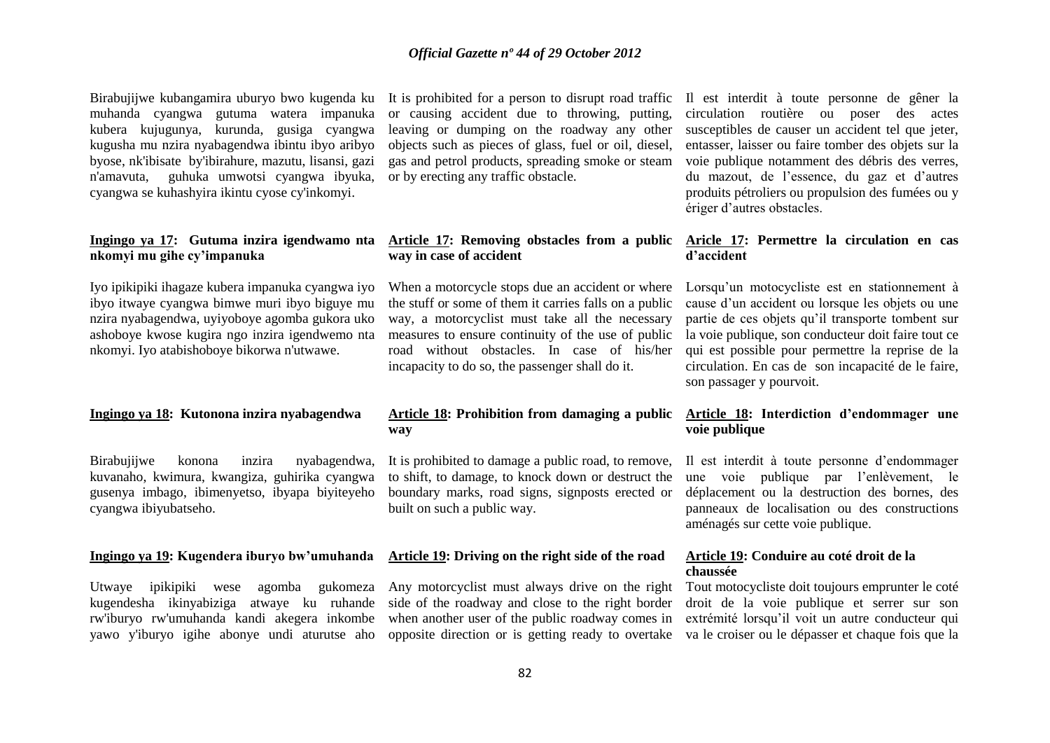Birabujijwe kubangamira uburyo bwo kugenda ku muhanda cyangwa gutuma watera impanuka kubera kujugunya, kurunda, gusiga cyangwa kugusha mu nzira nyabagendwa ibintu ibyo aribyo byose, nk'ibisate by'ibirahure, mazutu, lisansi, gazi n'amavuta, guhuka umwotsi cyangwa ibyuka, cyangwa se kuhashyira ikintu cyose cy'inkomyi.

It is prohibited for a person to disrupt road traffic or causing accident due to throwing, putting, leaving or dumping on the roadway any other objects such as pieces of glass, fuel or oil, diesel, gas and petrol products, spreading smoke or steam or by erecting any traffic obstacle.

Il est interdit à toute personne de gêner la circulation routière ou poser des actes susceptibles de causer un accident tel que jeter, entasser, laisser ou faire tomber des objets sur la voie publique notamment des débris des verres, du mazout, de l'essence, du gaz et d'autres produits pétroliers ou propulsion des fumées ou y ériger d'autres obstacles.

**Ingingo ya 17: Gutuma inzira igendwamo nta nkomyi mu gihe cy'impanuka**

Iyo ipikipiki ihagaze kubera impanuka cyangwa iyo ibyo itwaye cyangwa bimwe muri ibyo biguye mu nzira nyabagendwa, uyiyoboye agomba gukora uko ashoboye kwose kugira ngo inzira igendwemo nta nkomyi. Iyo atabishoboye bikorwa n'utwawe.

**Article 17: Removing obstacles from a public way in case of accident**

When a motorcycle stops due an accident or where the stuff or some of them it carries falls on a public way, a motorcyclist must take all the necessary measures to ensure continuity of the use of public road without obstacles. In case of his/her incapacity to do so, the passenger shall do it.

**Aricle 17: Permettre la circulation en cas d'accident**

Lorsqu'un motocycliste est en stationnement à cause d'un accident ou lorsque les objets ou une partie de ces objets qu'il transporte tombent sur la voie publique, son conducteur doit faire tout ce qui est possible pour permettre la reprise de la circulation. En cas de son incapacité de le faire, son passager y pourvoit.

**Ingingo ya 18: Kutonona inzira nyabagendwa**

Birabujijwe konona inzira nyabagendwa, kuvanaho, kwimura, kwangiza, guhirika cyangwa gusenya imbago, ibimenyetso, ibyapa biyiteyeho cyangwa ibiyubatseho.

**Article 18: Prohibition from damaging a public way**

It is prohibited to damage a public road, to remove, to shift, to damage, to knock down or destruct the boundary marks, road signs, signposts erected or built on such a public way.

**Article 18: Interdiction d'endommager une voie publique**

Il est interdit à toute personne d'endommager une voie publique par l'enlèvement, le déplacement ou la destruction des bornes, des panneaux de localisation ou des constructions aménagés sur cette voie publique.

**Ingingo ya 19: Kugendera iburyo bw'umuhanda**

Utwaye ipikipiki wese agomba gukomeza kugendesha ikinyabiziga atwaye ku ruhande rw'iburyo rw'umuhanda kandi akegera inkombe yawo y'iburyo igihe abonye undi aturutse aho

**Article 19: Driving on the right side of the road**

Any motorcyclist must always drive on the right side of the roadway and close to the right border when another user of the public roadway comes in opposite direction or is getting ready to overtake

**Article 19: Conduire au coté droit de la chaussée**

Tout motocycliste doit toujours emprunter le coté droit de la voie publique et serrer sur son extrémité lorsqu'il voit un autre conducteur qui va le croiser ou le dépasser et chaque fois que la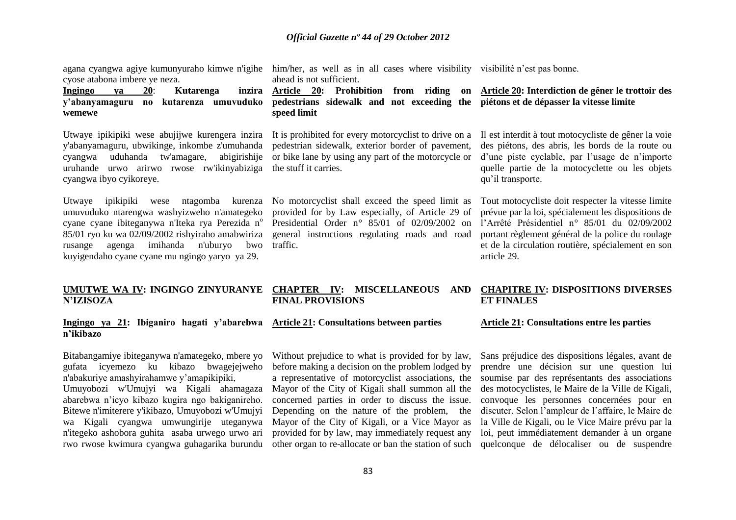agana cyangwa agiye kumunyuraho kimwe n'igihe cyose atabona imbere ye neza.

**Ingingo ya 20: Kutarenga inzira y'abanyamaguru no kutarenza umuvuduko wemewe**

Utwaye ipikipiki wese abujijwe kurengera inzira y'abanyamaguru, ubwikinge, inkombe z'umuhanda cyangwa uduhanda tw'amagare, abigirishije uruhande urwo arirwo rwose rw'ikinyabiziga cyangwa ibyo cyikoreye.

Utwaye ipikipiki wese ntagomba kurenza umuvuduko ntarengwa washyizweho n'amategeko cyane cyane ibiteganywa n'Iteka rya Perezida n° 85/01 ryo ku wa 02/09/2002 rishyiraho amabwiriza rusange agenga imihanda n'uburyo bwo kuyigendaho cyane cyane mu ngingo yaryo ya 29.

**UMUTWE WA IV: INGINGO ZINYURANYE N'IZISOZA**

**Ingingo ya 21: Ibiganiro hagati y'abarebwa n'ikibazo**

Bitabangamiye ibiteganywa n'amategeko, mbere yo gufata icyemezo ku kibazo bwagejejweho n'abakuriye amashyirahamwe y'amapikipiki, Umuyobozi w'Umujyi wa Kigali ahamagaza abarebwa n'icyo kibazo kugira ngo bakiganireho. Bitewe n'imiterere y'ikibazo, Umuyobozi w'Umujyi wa Kigali cyangwa umwungirije uteganywa n'itegeko ashobora guhita asaba urwego urwo ari rwo rwose kwimura cyangwa guhagarika burundu

him/her, as well as in all cases where visibility ahead is not sufficient.

**Article 20: Prohibition from riding on pedestrians sidewalk and not exceeding the speed limit**

It is prohibited for every motorcyclist to drive on a pedestrian sidewalk, exterior border of pavement, or bike lane by using any part of the motorcycle or the stuff it carries.

No motorcyclist shall exceed the speed limit as provided for by Law especially, of Article 29 of Presidential Order n° 85/01 of 02/09/2002 on general instructions regulating roads and road traffic.

**CHAPTER IV: MISCELLANEOUS AND FINAL PROVISIONS**

**Article 21: Consultations between parties**

Without prejudice to what is provided for by law, before making a decision on the problem lodged by a representative of motorcyclist associations, the Mayor of the City of Kigali shall summon all the concerned parties in order to discuss the issue. Depending on the nature of the problem, the Mayor of the City of Kigali, or a Vice Mayor as provided for by law, may immediately request any other organ to re-allocate or ban the station of such

visibilité n'est pas bonne.

**Article 20: Interdiction de gêner le trottoir des piétons et de dépasser la vitesse limite**

Il est interdit à tout motocycliste de gêner la voie des piétons, des abris, les bords de la route ou d'une piste cyclable, par l'usage de n'importe quelle partie de la motocyclette ou les objets qu'il transporte.

Tout motocycliste doit respecter la vitesse limite prévue par la loi, spécialement les dispositions de l'Arrêté Présidentiel n° 85/01 du 02/09/2002 portant règlement général de la police du roulage et de la circulation routière, spécialement en son article 29.

**CHAPITRE IV: DISPOSITIONS DIVERSES ET FINALES**

**Article 21: Consultations entre les parties**

Sans préjudice des dispositions légales, avant de prendre une décision sur une question lui soumise par des représentants des associations des motocyclistes, le Maire de la Ville de Kigali, convoque les personnes concernées pour en discuter. Selon l'ampleur de l'affaire, le Maire de la Ville de Kigali, ou le Vice Maire prévu par la loi, peut immédiatement demander à un organe quelconque de délocaliser ou de suspendre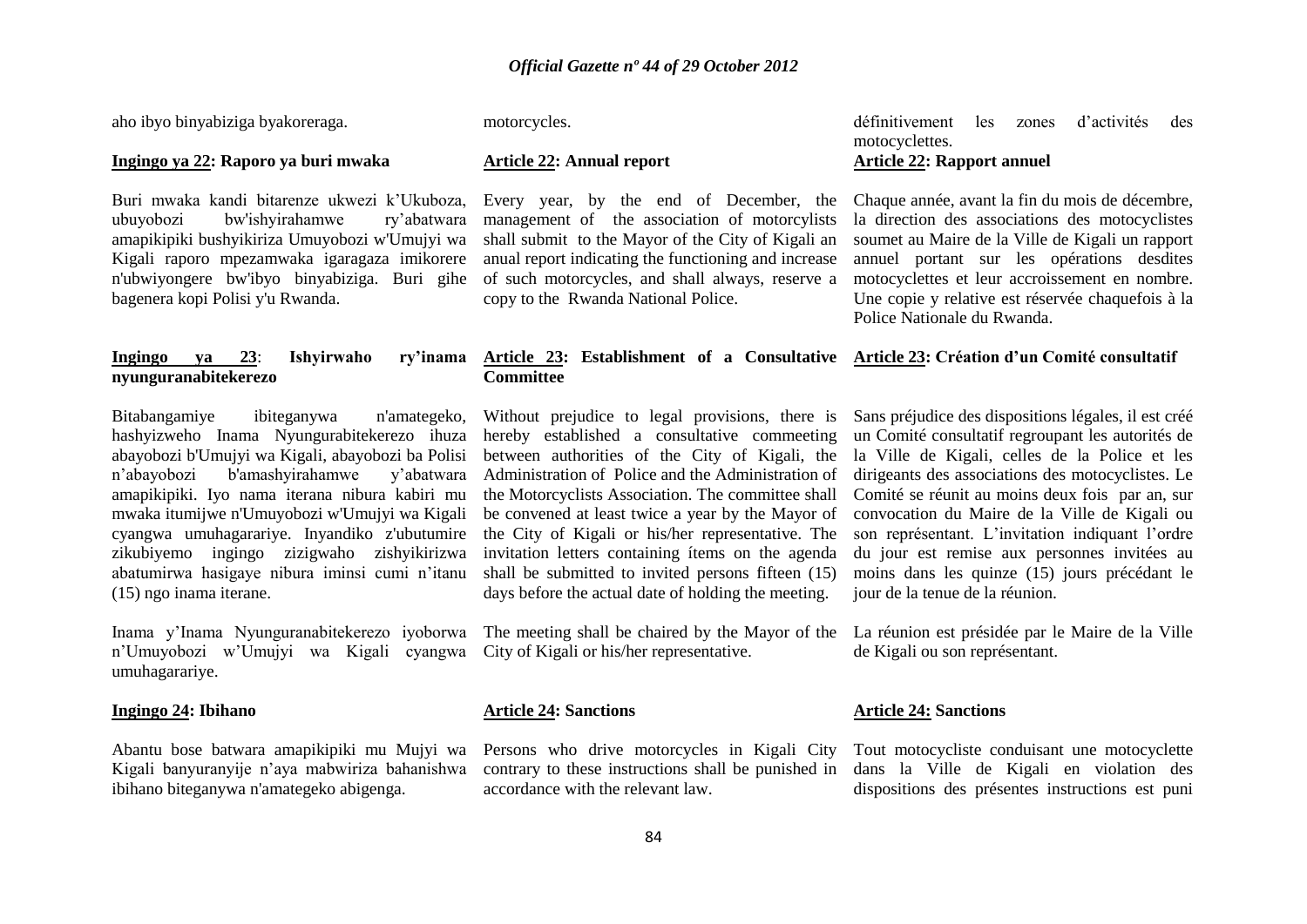aho ibyo binyabiziga byakoreraga.

**Ingingo ya 22: Raporo ya buri mwaka**

Buri mwaka kandi bitarenze ukwezi k'Ukuboza, ubuyobozi bw'ishyirahamwe ry'abatwara amapikipiki bushyikiriza Umuyobozi w'Umujyi wa Kigali raporo mpezamwaka igaragaza imikorere n'ubwiyongere bw'ibyo binyabiziga. Buri gihe bagenera kopi Polisi y'u Rwanda.

**Ingingo ya 23: Ishyirwaho ry'inama nyunguranabitekerezo**

Bitabangamiye ibiteganywa n'amategeko, hashyizweho Inama Nyungurabitekerezo ihuza abayobozi b'Umujyi wa Kigali, abayobozi ba Polisi n'abayobozi b'amashyirahamwe y'abatwara amapikipiki. Iyo nama iterana nibura kabiri mu mwaka itumijwe n'Umuyobozi w'Umujyi wa Kigali cyangwa umuhagarariye. Inyandiko z'ubutumire zikubiyemo ingingo zizigwaho zishyikirizwa abatumirwa hasigaye nibura iminsi cumi n'itanu (15) ngo inama iterane.

Inama y'Inama Nyunguranabitekerezo iyoborwa n'Umuyobozi w'Umujyi wa Kigali cyangwa umuhagarariye.

**Ingingo 24: Ibihano**

Abantu bose batwara amapikipiki mu Mujyi wa Kigali banyuranyije n'aya mabwiriza bahanishwa ibihano biteganywa n'amategeko abigenga.

motorcycles.

**Article 22: Annual report**

Every year, by the end of December, the management of the association of motorcylists shall submit to the Mayor of the City of Kigali an anual report indicating the functioning and increase of such motorcycles, and shall always, reserve a copy to the Rwanda National Police.

**Article 23: Establishment of a Consultative Committee**

Without prejudice to legal provisions, there is hereby established a consultative commeeting between authorities of the City of Kigali, the Administration of Police and the Administration of the Motorcyclists Association. The committee shall be convened at least twice a year by the Mayor of the City of Kigali or his/her representative. The invitation letters containing ítems on the agenda shall be submitted to invited persons fifteen (15) days before the actual date of holding the meeting.

The meeting shall be chaired by the Mayor of the City of Kigali or his/her representative.

**Article 24: Sanctions**

Persons who drive motorcycles in Kigali City contrary to these instructions shall be punished in accordance with the relevant law.

définitivement les zones d'activités des motocyclettes.

**Article 22: Rapport annuel**

Chaque année, avant la fin du mois de décembre, la direction des associations des motocyclistes soumet au Maire de la Ville de Kigali un rapport annuel portant sur les opérations desdites motocyclettes et leur accroissement en nombre. Une copie y relative est réservée chaquefois à la Police Nationale du Rwanda.

**Article 23: Création d'un Comité consultatif**

Sans préjudice des dispositions légales, il est créé un Comité consultatif regroupant les autorités de la Ville de Kigali, celles de la Police et les dirigeants des associations des motocyclistes. Le Comité se réunit au moins deux fois par an, sur convocation du Maire de la Ville de Kigali ou son représentant. L'invitation indiquant l'ordre du jour est remise aux personnes invitées au moins dans les quinze (15) jours précédant le jour de la tenue de la réunion.

La réunion est présidée par le Maire de la Ville de Kigali ou son représentant.

**Article 24: Sanctions**

Tout motocycliste conduisant une motocyclette dans la Ville de Kigali en violation des dispositions des présentes instructions est puni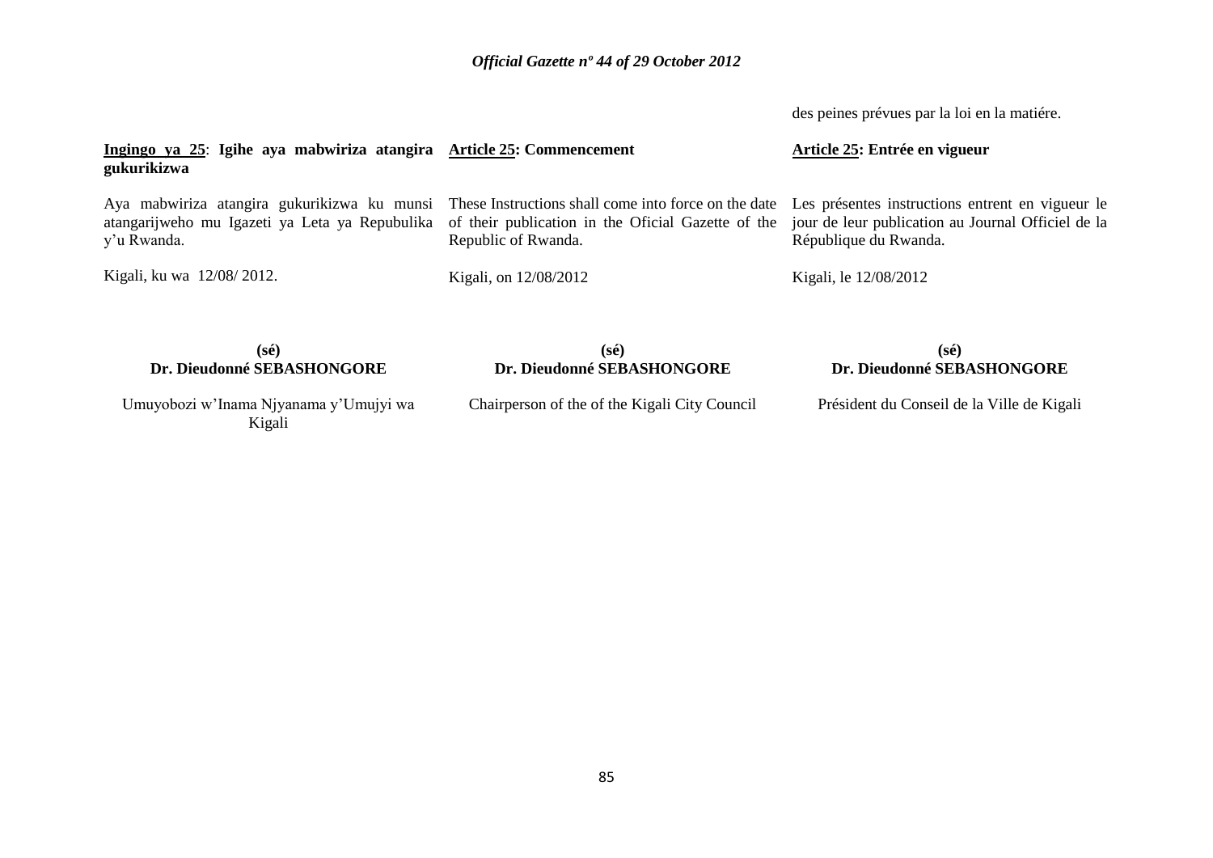des peines prévues par la loi en la matiére.

**Ingingo ya 25**: **Igihe aya mabwiriza atangira gukurikizwa**

Aya mabwiriza atangira gukurikizwa ku munsi atangarijweho mu Igazeti ya Leta ya Repubulika y'u Rwanda.

Kigali, ku wa 12/08/ 2012.

**(sé)**
**Dr. Dieudonné SEBASHONGORE**

Umuyobozi w'Inama Njyanama y'Umujyi wa Kigali

**Article 25: Commencement**

These Instructions shall come into force on the date of their publication in the Oficial Gazette of the Republic of Rwanda.

Kigali, on 12/08/2012

**(sé)**
**Dr. Dieudonné SEBASHONGORE**

Chairperson of the of the Kigali City Council

**Article 25: Entrée en vigueur**

Les présentes instructions entrent en vigueur le jour de leur publication au Journal Officiel de la République du Rwanda.

Kigali, le 12/08/2012

**(sé)**
**Dr. Dieudonné SEBASHONGORE**

Président du Conseil de la Ville de Kigali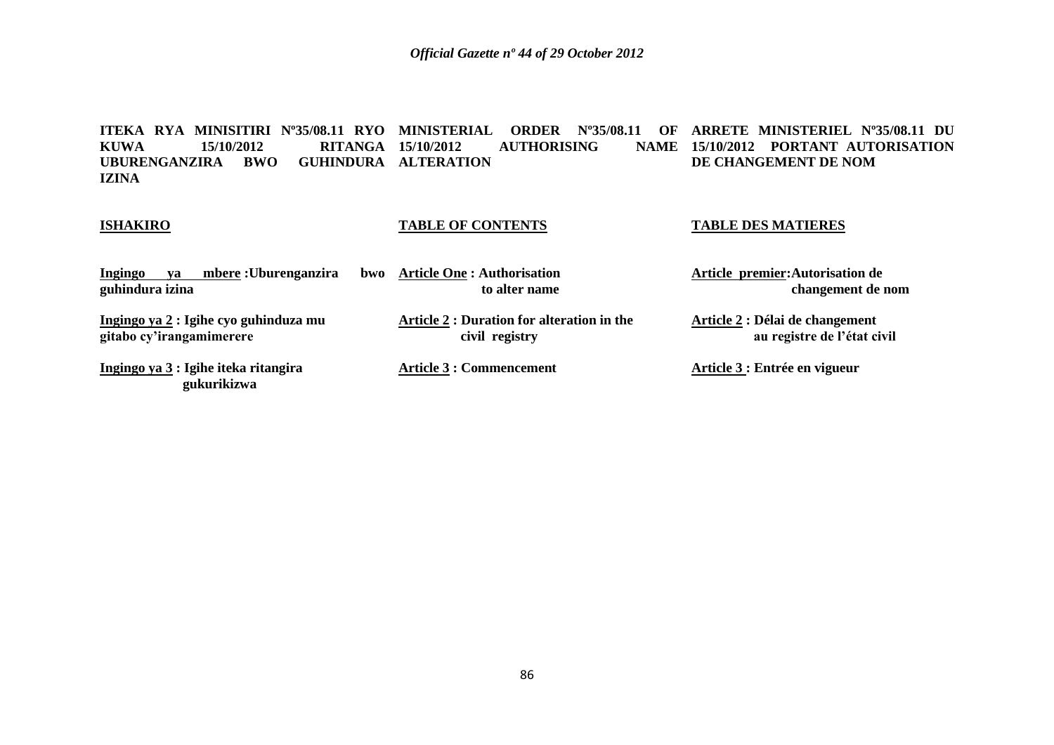**ITEKA RYA MINISITIRI Nº35/08.11 RYO KUWA 15/10/2012 RITANGA UBURENGANZIRA BWO GUHINDURA IZINA**

**ISHAKIRO**

**Ingingo ya mbere :Uburenganzira bwo guhindura izina**

**Ingingo ya 2 : Igihe cyo guhinduza mu gitabo cy'irangamimerere**

**Ingingo ya 3 : Igihe iteka ritangira gukurikizwa**

**MINISTERIAL ORDER Nº35/08.11 OF 15/10/2012 AUTHORISING NAME ALTERATION**

**TABLE OF CONTENTS**

**Article One : Authorisation to alter name**

**Article 2 : Duration for alteration in the civil registry**

**Article 3 : Commencement**

**ARRETE MINISTERIEL Nº35/08.11 DU 15/10/2012 PORTANT AUTORISATION DE CHANGEMENT DE NOM**

**TABLE DES MATIERES**

**Article premier:Autorisation de changement de nom**

**Article 2 : Délai de changement au registre de l'état civil**

**Article 3 : Entrée en vigueur**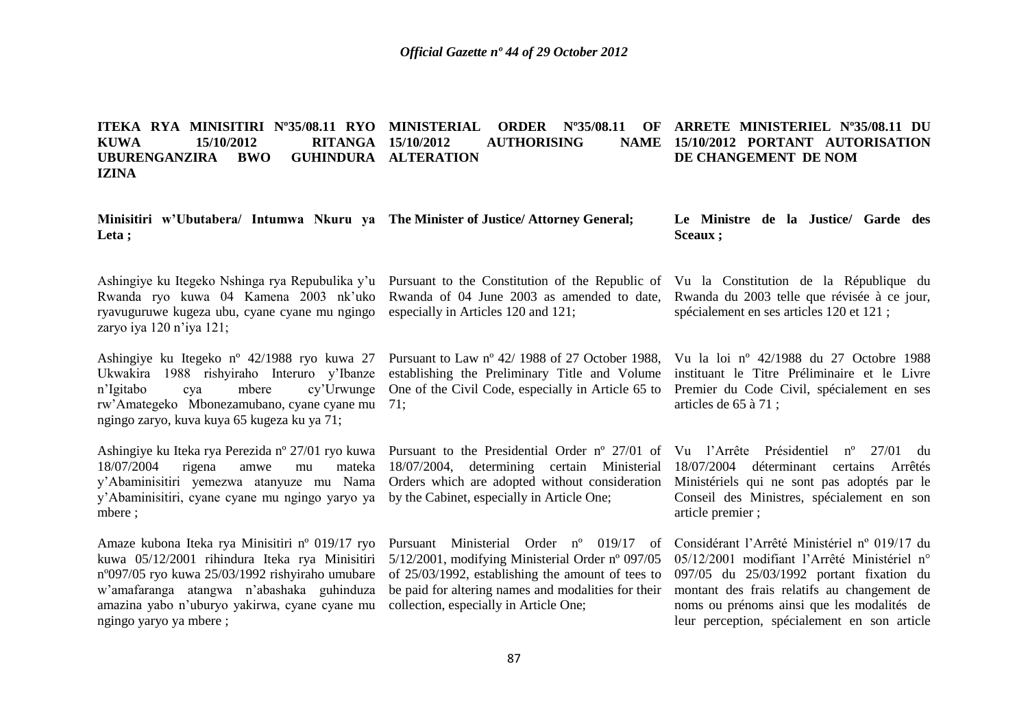**ITEKA RYA MINISITIRI Nº35/08.11 RYO KUWA 15/10/2012 RITANGA UBURENGANZIRA BWO GUHINDURA IZINA**

**Minisitiri w'Ubutabera/ Intumwa Nkuru ya Leta ;**

Ashingiye ku Itegeko Nshinga rya Repubulika y'u Rwanda ryo kuwa 04 Kamena 2003 nk'uko ryavuguruwe kugeza ubu, cyane cyane mu ngingo zaryo iya 120 n'iya 121;

Ashingiye ku Itegeko nº 42/1988 ryo kuwa 27 Ukwakira 1988 rishyiraho Interuro y'Ibanze n'Igitabo cya mbere cy'Urwunge rw'Amategeko Mbonezamubano, cyane cyane mu ngingo zaryo, kuva kuya 65 kugeza ku ya 71;

Ashingiye ku Iteka rya Perezida nº 27/01 ryo kuwa 18/07/2004 rigena amwe mu mateka y'Abaminisitiri yemezwa atanyuze mu Nama y'Abaminisitiri, cyane cyane mu ngingo yaryo ya mbere ;

Amaze kubona Iteka rya Minisitiri nº 019/17 ryo kuwa 05/12/2001 rihindura Iteka rya Minisitiri nº097/05 ryo kuwa 25/03/1992 rishyiraho umubare w'amafaranga atangwa n'abashaka guhinduza amazina yabo n'uburyo yakirwa, cyane cyane mu ngingo yaryo ya mbere ;

**MINISTERIAL ORDER Nº35/08.11 OF 15/10/2012 AUTHORISING NAME ALTERATION**

**The Minister of Justice/ Attorney General;**

Pursuant to the Constitution of the Republic of Rwanda of 04 June 2003 as amended to date, especially in Articles 120 and 121;

Pursuant to Law nº 42/ 1988 of 27 October 1988, establishing the Preliminary Title and Volume One of the Civil Code, especially in Article 65 to 71;

Pursuant to the Presidential Order nº 27/01 of 18/07/2004, determining certain Ministerial Orders which are adopted without consideration by the Cabinet, especially in Article One;

Pursuant Ministerial Order nº 019/17 of 5/12/2001, modifying Ministerial Order nº 097/05 of 25/03/1992, establishing the amount of tees to be paid for altering names and modalities for their collection, especially in Article One;

**ARRETE MINISTERIEL Nº35/08.11 DU 15/10/2012 PORTANT AUTORISATION DE CHANGEMENT DE NOM**

**Le Ministre de la Justice/ Garde des Sceaux ;**

Vu la Constitution de la République du Rwanda du 2003 telle que révisée à ce jour, spécialement en ses articles 120 et 121 ;

Vu la loi nº 42/1988 du 27 Octobre 1988 instituant le Titre Préliminaire et le Livre Premier du Code Civil, spécialement en ses articles de 65 à 71 ;

Vu l'Arrête Présidentiel nº 27/01 du 18/07/2004 déterminant certains Arrêtés Ministériels qui ne sont pas adoptés par le Conseil des Ministres, spécialement en son article premier ;

Considérant l'Arrêté Ministériel nº 019/17 du 05/12/2001 modifiant l'Arrêté Ministériel n° 097/05 du 25/03/1992 portant fixation du montant des frais relatifs au changement de noms ou prénoms ainsi que les modalités de leur perception, spécialement en son article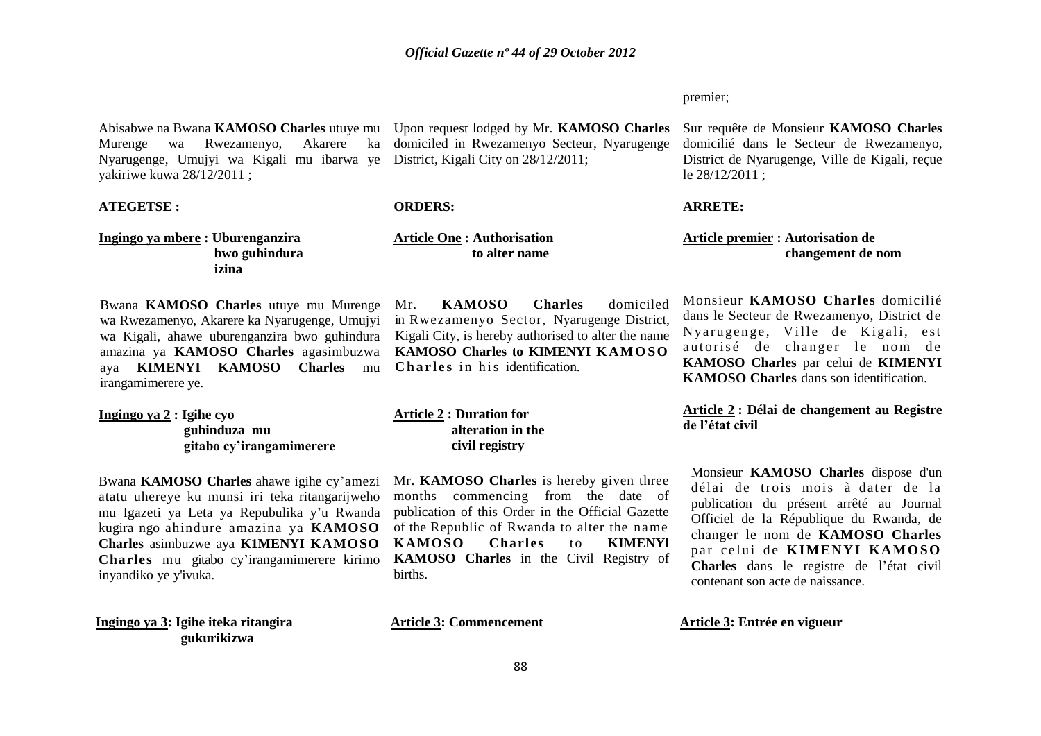premier;

Abisabwe na Bwana **KAMOSO Charles** utuye mu Murenge wa Rwezamenyo, Akarere ka Nyarugenge, Umujyi wa Kigali mu ibarwa ye yakiriwe kuwa 28/12/2011 ;

**ATEGETSE :**

**Ingingo ya mbere : Uburenganzira bwo guhindura izina**

Bwana **KAMOSO Charles** utuye mu Murenge wa Rwezamenyo, Akarere ka Nyarugenge, Umujyi wa Kigali, ahawe uburenganzira bwo guhindura amazina ya **KAMOSO Charles** agasimbuzwa aya **KIMENYI KAMOSO Charles** mu irangamimerere ye.

**Ingingo ya 2 : Igihe cyo guhinduza mu gitabo cy'irangamimerere**

Bwana **KAMOSO Charles** ahawe igihe cy'amezi atatu uhereye ku munsi iri teka ritangarijweho mu Igazeti ya Leta ya Repubulika y'u Rwanda kugira ngo ahindure amazina ya **KAMOSO Charles** asimbuzwe aya **K1MENYI KAMOSO Charles** mu gitabo cy'irangamimerere kirimo inyandiko ye y'ivuka.

**Ingingo ya 3: Igihe iteka ritangira gukurikizwa**

Upon request lodged by Mr. **KAMOSO Charles** domiciled in Rwezamenyo Secteur, Nyarugenge District, Kigali City on 28/12/2011;

**ORDERS:**

**Article One : Authorisation to alter name**

Mr. **KAMOSO Charles** domiciled in Rwezamenyo Sector, Nyarugenge District, Kigali City, is hereby authorised to alter the name **KAMOSO Charles to KIMENYI KAMOSO Charles** in his identification.

**Article 2 : Duration for alteration in the civil registry**

Mr. **KAMOSO Charles** is hereby given three months commencing from the date of publication of this Order in the Official Gazette of the Republic of Rwanda to alter the name **KAMOSO Charles** to **KIMENYl KAMOSO Charles** in the Civil Registry of births.

**Article 3: Commencement**

Sur requête de Monsieur **KAMOSO Charles** domicilié dans le Secteur de Rwezamenyo, District de Nyarugenge, Ville de Kigali, reçue le 28/12/2011 ;

**ARRETE:**

**Article premier : Autorisation de changement de nom**

Monsieur **KAMOSO Charles** domicilié dans le Secteur de Rwezamenyo, District de Nyarugenge, Ville de Kigali, est autorisé de changer le nom de **KAMOSO Charles** par celui de **KIMENYI KAMOSO Charles** dans son identification.

**Article 2 : Délai de changement au Registre de l'état civil**

Monsieur **KAMOSO Charles** dispose d'un délai de trois mois à dater de la publication du présent arrêté au Journal Officiel de la République du Rwanda, de changer le nom de **KAMOSO Charles** par celui de **KIMENYI KAMOSO Charles** dans le registre de l'état civil contenant son acte de naissance.

**Article 3: Entrée en vigueur**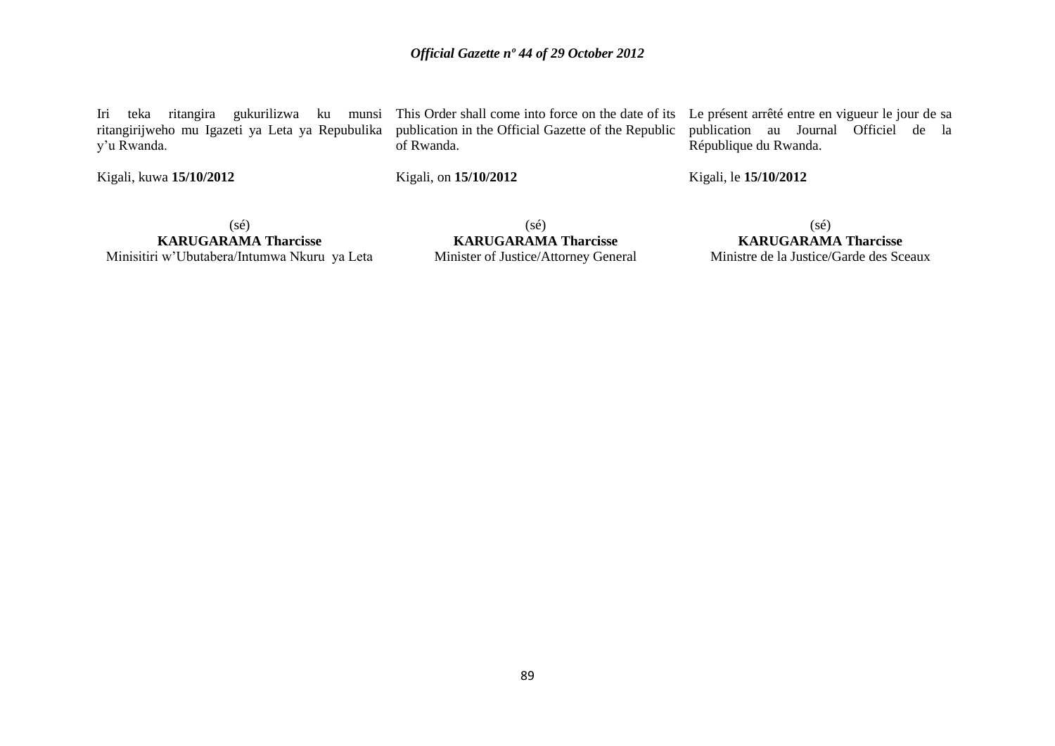Iri teka ritangira gukurilizwa ku munsi ritangirijweho mu Igazeti ya Leta ya Repubulika y'u Rwanda.

Kigali, kuwa **15/10/2012**

(sé)
**KARUGARAMA Tharcisse**
Minisitiri w'Ubutabera/Intumwa Nkuru ya Leta

This Order shall come into force on the date of its publication in the Official Gazette of the Republic of Rwanda.

Kigali, on **15/10/2012**

(sé)
**KARUGARAMA Tharcisse**
Minister of Justice/Attorney General

Le présent arrêté entre en vigueur le jour de sa publication au Journal Officiel de la République du Rwanda.

Kigali, le **15/10/2012**

(sé)
**KARUGARAMA Tharcisse**
Ministre de la Justice/Garde des Sceaux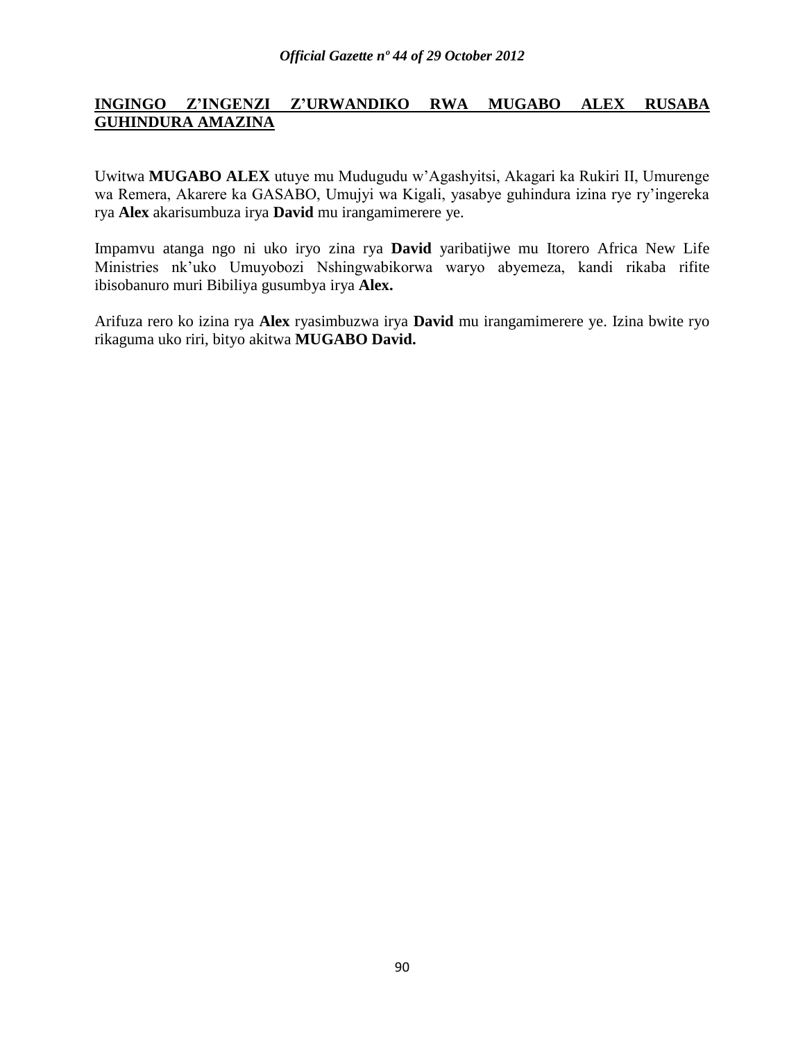## INGINGO Z'INGENZI Z'URWANDIKO RWA MUGABO ALEX RUSABA GUHINDURA AMAZINA

Uwitwa **MUGABO ALEX** utuye mu Mudugudu w'Agashyitsi, Akagari ka Rukiri II, Umurenge wa Remera, Akarere ka GASABO, Umujyi wa Kigali, yasabye guhindura izina rye ry'ingereka rya **Alex** akarisumbuza irya **David** mu irangamimerere ye.

Impamvu atanga ngo ni uko iryo zina rya **David** yaribatijwe mu Itorero Africa New Life Ministries nk'uko Umuyobozi Nshingwabikorwa waryo abyemeza, kandi rikaba rifite ibisobanuro muri Bibiliya gusumbya irya **Alex.**

Arifuza rero ko izina rya **Alex** ryasimbuzwa irya **David** mu irangamimerere ye. Izina bwite ryo rikaguma uko riri, bityo akitwa **MUGABO David.**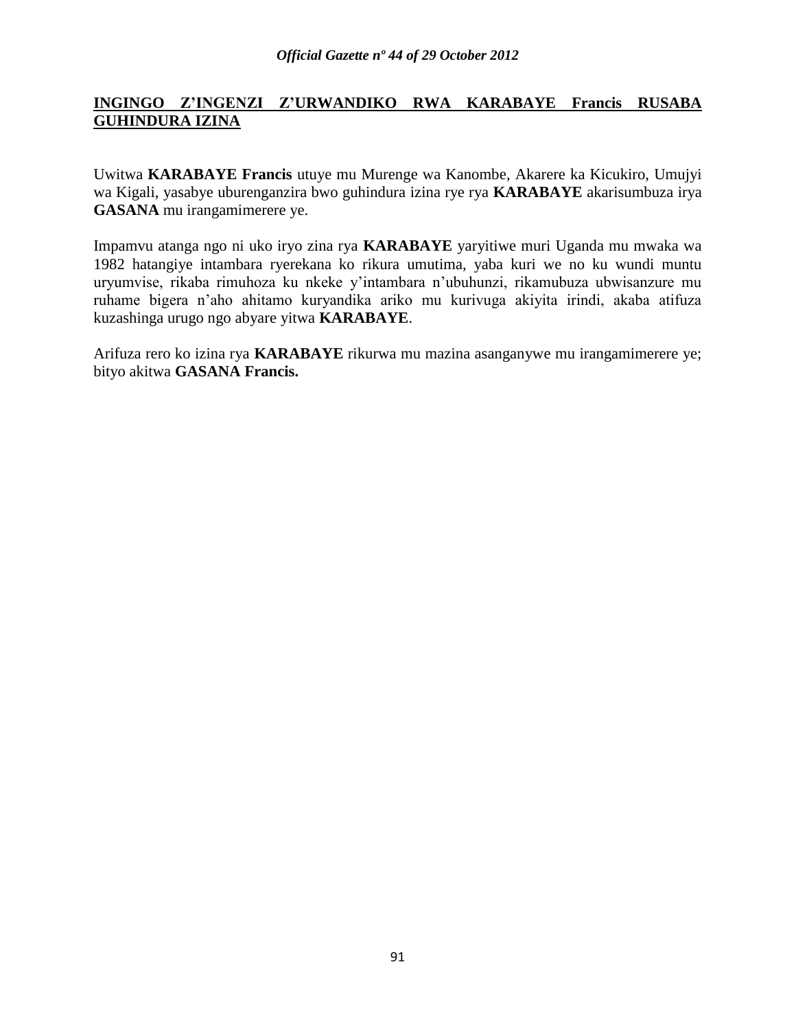**INGINGO Z'INGENZI Z'URWANDIKO RWA KARABAYE Francis RUSABA GUHINDURA IZINA**

Uwitwa **KARABAYE Francis** utuye mu Murenge wa Kanombe, Akarere ka Kicukiro, Umujyi wa Kigali, yasabye uburenganzira bwo guhindura izina rye rya **KARABAYE** akarisumbuza irya **GASANA** mu irangamimerere ye.

Impamvu atanga ngo ni uko iryo zina rya **KARABAYE** yaryitiwe muri Uganda mu mwaka wa 1982 hatangiye intambara ryerekana ko rikura umutima, yaba kuri we no ku wundi muntu uryumvise, rikaba rimuhoza ku nkeke y'intambara n'ubuhunzi, rikamubuza ubwisanzure mu ruhame bigera n'aho ahitamo kuryandika ariko mu kurivuga akiyita irindi, akaba atifuza kuzashinga urugo ngo abyare yitwa **KARABAYE**.

Arifuza rero ko izina rya **KARABAYE** rikurwa mu mazina asanganywe mu irangamimerere ye; bityo akitwa **GASANA Francis.**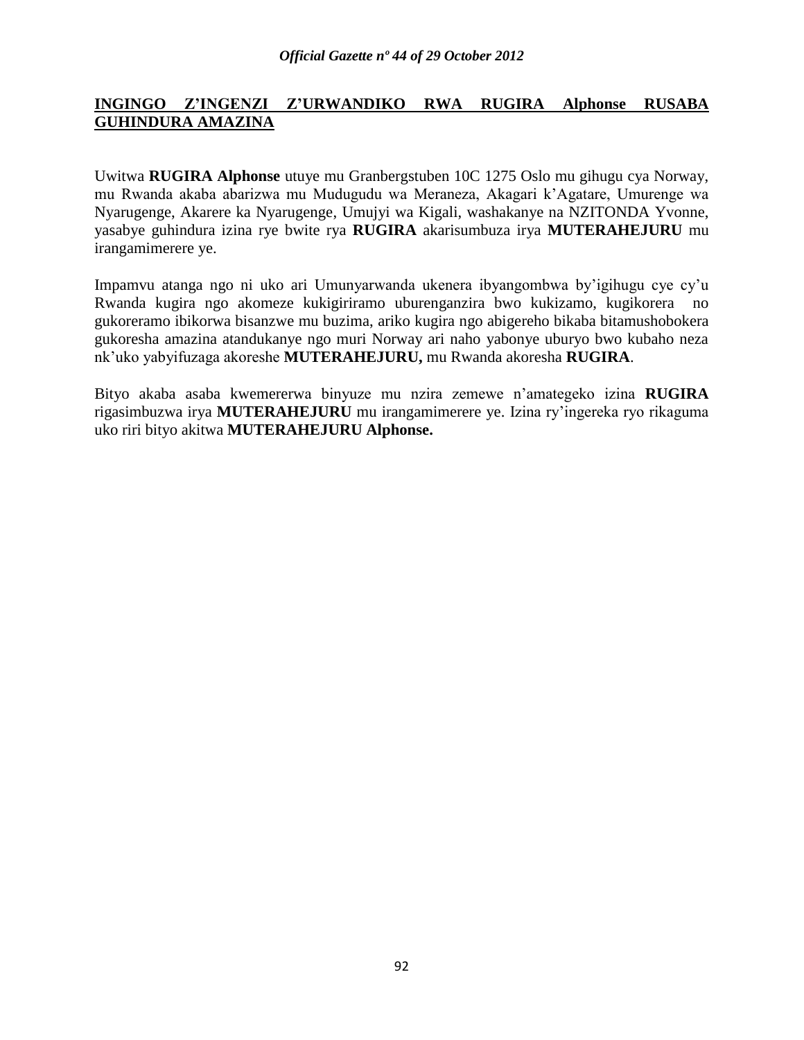## INGINGO Z'INGENZI Z'URWANDIKO RWA RUGIRA Alphonse RUSABA GUHINDURA AMAZINA

Uwitwa **RUGIRA Alphonse** utuye mu Granbergstuben 10C 1275 Oslo mu gihugu cya Norway, mu Rwanda akaba abarizwa mu Mudugudu wa Meraneza, Akagari k'Agatare, Umurenge wa Nyarugenge, Akarere ka Nyarugenge, Umujyi wa Kigali, washakanye na NZITONDA Yvonne, yasabye guhindura izina rye bwite rya **RUGIRA** akarisumbuza irya **MUTERAHEJURU** mu irangamimerere ye.

Impamvu atanga ngo ni uko ari Umunyarwanda ukenera ibyangombwa by'igihugu cye cy'u Rwanda kugira ngo akomeze kukigiriramo uburenganzira bwo kukizamo, kugikorera no gukoreramo ibikorwa bisanzwe mu buzima, ariko kugira ngo abigereho bikaba bitamushobokera gukoresha amazina atandukanye ngo muri Norway ari naho yabonye uburyo bwo kubaho neza nk'uko yabyifuzaga akoreshe **MUTERAHEJURU,** mu Rwanda akoresha **RUGIRA**.

Bityo akaba asaba kwemererwa binyuze mu nzira zemewe n'amategeko izina **RUGIRA** rigasimbuzwa irya **MUTERAHEJURU** mu irangamimerere ye. Izina ry'ingereka ryo rikaguma uko riri bityo akitwa **MUTERAHEJURU Alphonse.**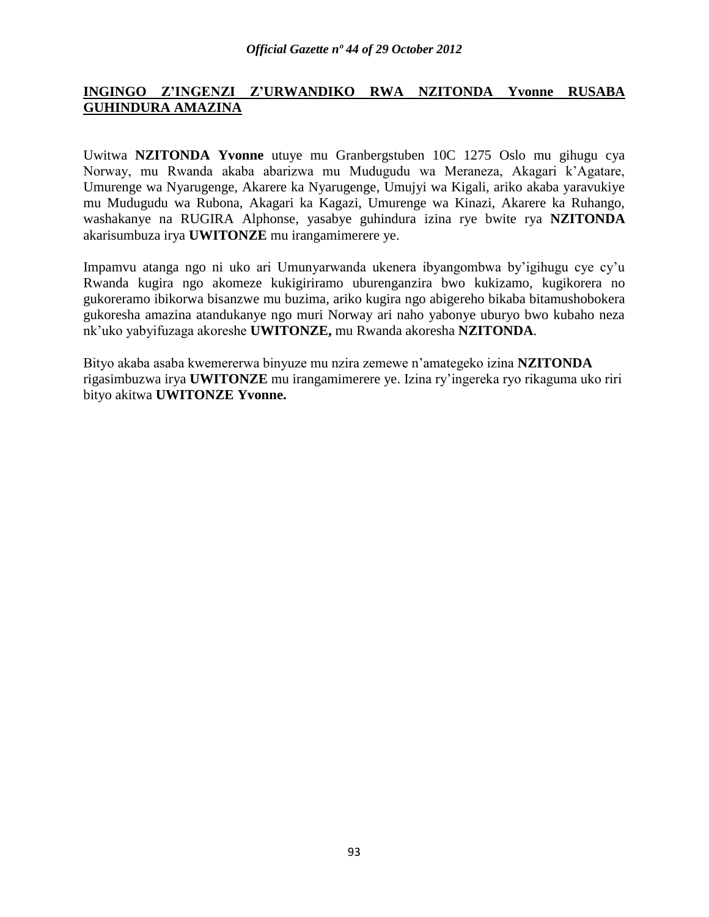**INGINGO Z'INGENZI Z'URWANDIKO RWA NZITONDA Yvonne RUSABA GUHINDURA AMAZINA**

Uwitwa **NZITONDA Yvonne** utuye mu Granbergstuben 10C 1275 Oslo mu gihugu cya Norway, mu Rwanda akaba abarizwa mu Mudugudu wa Meraneza, Akagari k'Agatare, Umurenge wa Nyarugenge, Akarere ka Nyarugenge, Umujyi wa Kigali, ariko akaba yaravukiye mu Mudugudu wa Rubona, Akagari ka Kagazi, Umurenge wa Kinazi, Akarere ka Ruhango, washakanye na RUGIRA Alphonse, yasabye guhindura izina rye bwite rya **NZITONDA** akarisumbuza irya **UWITONZE** mu irangamimerere ye.

Impamvu atanga ngo ni uko ari Umunyarwanda ukenera ibyangombwa by'igihugu cye cy'u Rwanda kugira ngo akomeze kukigiriramo uburenganzira bwo kukizamo, kugikorera no gukoreramo ibikorwa bisanzwe mu buzima, ariko kugira ngo abigereho bikaba bitamushobokera gukoresha amazina atandukanye ngo muri Norway ari naho yabonye uburyo bwo kubaho neza nk'uko yabyifuzaga akoreshe **UWITONZE,** mu Rwanda akoresha **NZITONDA**.

Bityo akaba asaba kwemererwa binyuze mu nzira zemewe n'amategeko izina **NZITONDA** rigasimbuzwa irya **UWITONZE** mu irangamimerere ye. Izina ry'ingereka ryo rikaguma uko riri bityo akitwa **UWITONZE Yvonne.**